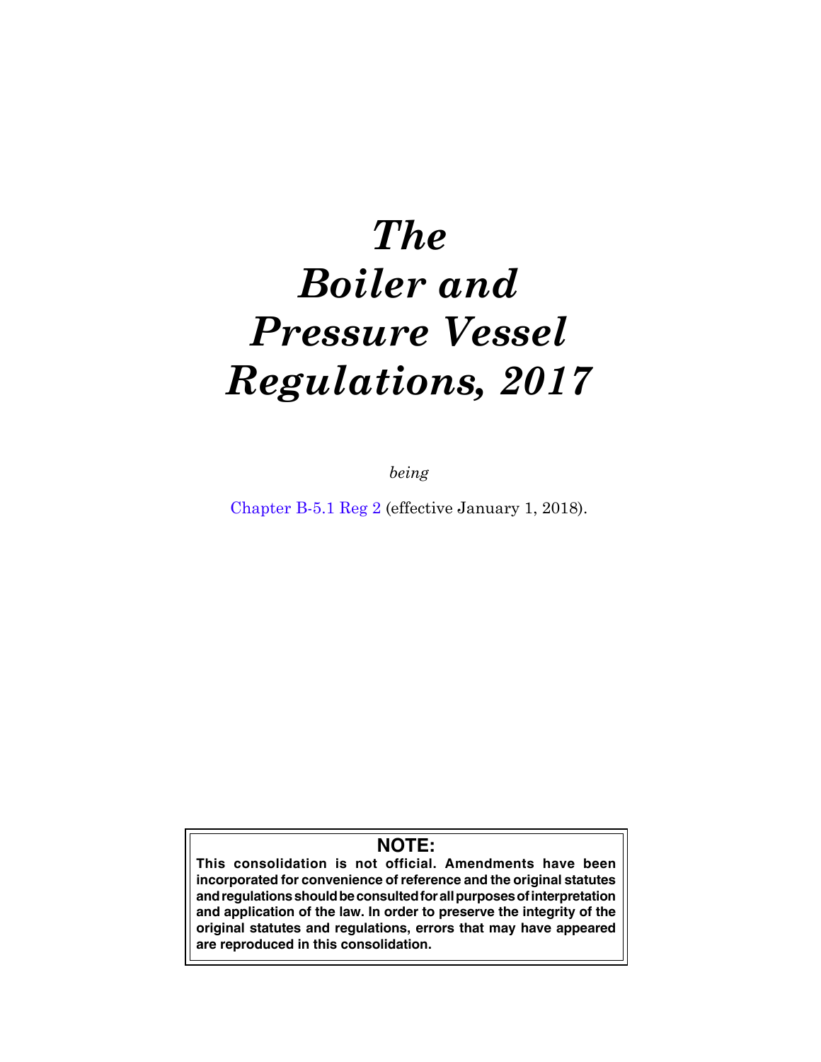# *The Boiler and Pressure Vessel Regulations, 2017*

*being*

Chapter B-5.1 Reg 2 (effective January 1, 2018).

**NOTE:**

**This consolidation is not official. Amendments have been incorporated for convenience of reference and the original statutes and regulations should be consulted for all purposes of interpretation and application of the law. In order to preserve the integrity of the original statutes and regulations, errors that may have appeared are reproduced in this consolidation.**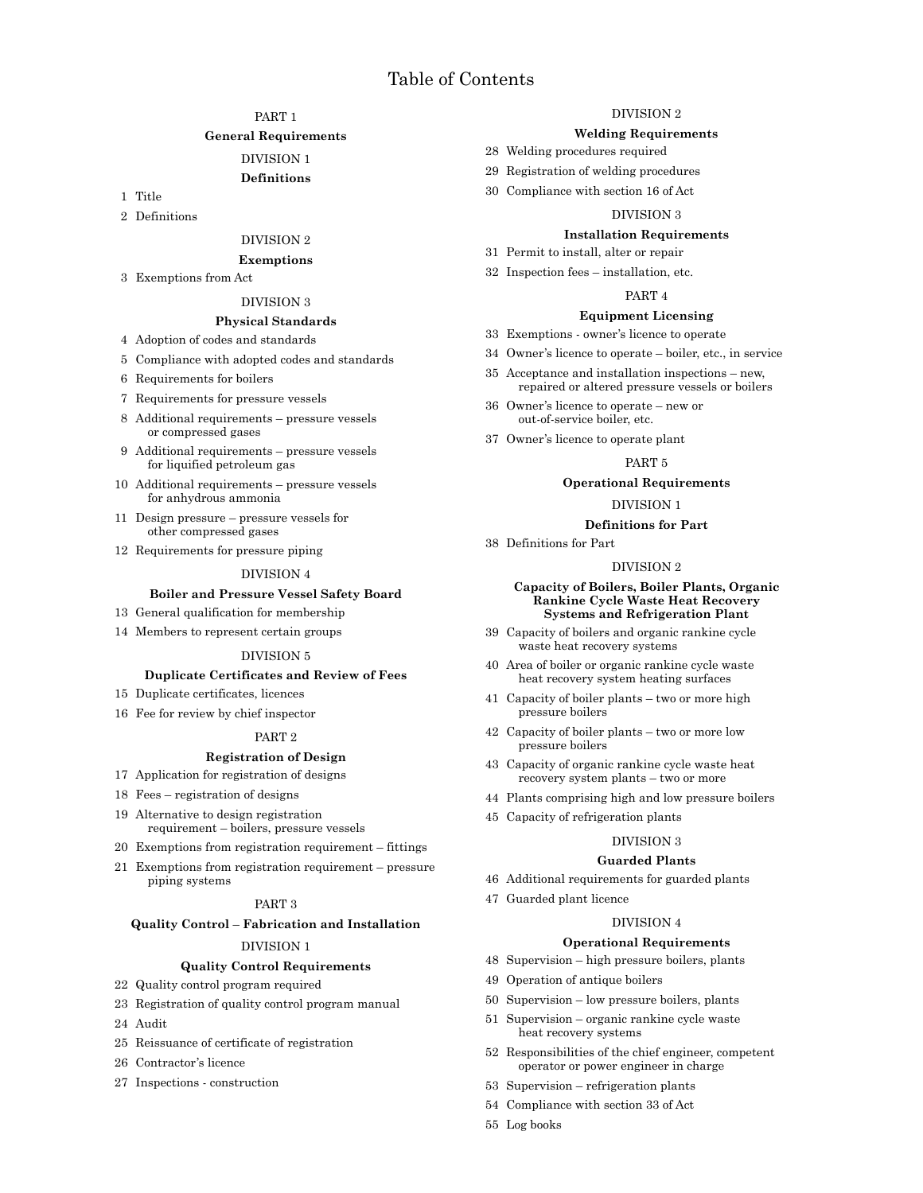# Table of Contents

PART 1

**General Requirements**

DIVISION 1

**Definitions**

1 Title

2 Definitions

DIVISION 2

**Exemptions**

3 Exemptions from Act

DIVISION 3

**Physical Standards**

4 Adoption of codes and standards

5 Compliance with adopted codes and standards

6 Requirements for boilers

7 Requirements for pressure vessels

8 Additional requirements – pressure vessels or compressed gases

9 Additional requirements – pressure vessels for liquified petroleum gas

10 Additional requirements – pressure vessels for anhydrous ammonia

11 Design pressure – pressure vessels for other compressed gases

12 Requirements for pressure piping

DIVISION 4

**Boiler and Pressure Vessel Safety Board**

13 General qualification for membership

14 Members to represent certain groups

DIVISION 5

**Duplicate Certificates and Review of Fees**

15 Duplicate certificates, licences

16 Fee for review by chief inspector

PART 2

**Registration of Design**

17 Application for registration of designs

18 Fees – registration of designs

19 Alternative to design registration requirement – boilers, pressure vessels

20 Exemptions from registration requirement – fittings

21 Exemptions from registration requirement – pressure piping systems

PART 3

**Quality Control – Fabrication and Installation**

DIVISION 1

**Quality Control Requirements**

22 Quality control program required

23 Registration of quality control program manual

24 Audit

25 Reissuance of certificate of registration

26 Contractor's licence

27 Inspections - construction

DIVISION 2

**Welding Requirements**

28 Welding procedures required

29 Registration of welding procedures

30 Compliance with section 16 of Act

DIVISION 3

**Installation Requirements**

31 Permit to install, alter or repair

32 Inspection fees – installation, etc.

PART 4

**Equipment Licensing**

33 Exemptions - owner's licence to operate

34 Owner's licence to operate – boiler, etc., in service

35 Acceptance and installation inspections – new, repaired or altered pressure vessels or boilers

36 Owner's licence to operate – new or out-of-service boiler, etc.

37 Owner's licence to operate plant

PART 5

**Operational Requirements**

DIVISION 1

**Definitions for Part**

38 Definitions for Part

DIVISION 2

**Capacity of Boilers, Boiler Plants, Organic Rankine Cycle Waste Heat Recovery Systems and Refrigeration Plant**

39 Capacity of boilers and organic rankine cycle waste heat recovery systems

40 Area of boiler or organic rankine cycle waste heat recovery system heating surfaces

41 Capacity of boiler plants – two or more high pressure boilers

42 Capacity of boiler plants – two or more low pressure boilers

43 Capacity of organic rankine cycle waste heat recovery system plants – two or more

44 Plants comprising high and low pressure boilers

45 Capacity of refrigeration plants

DIVISION 3

**Guarded Plants**

46 Additional requirements for guarded plants

47 Guarded plant licence

DIVISION 4

**Operational Requirements**

48 Supervision – high pressure boilers, plants

49 Operation of antique boilers

50 Supervision – low pressure boilers, plants

51 Supervision – organic rankine cycle waste heat recovery systems

52 Responsibilities of the chief engineer, competent operator or power engineer in charge

53 Supervision – refrigeration plants

54 Compliance with section 33 of Act

55 Log books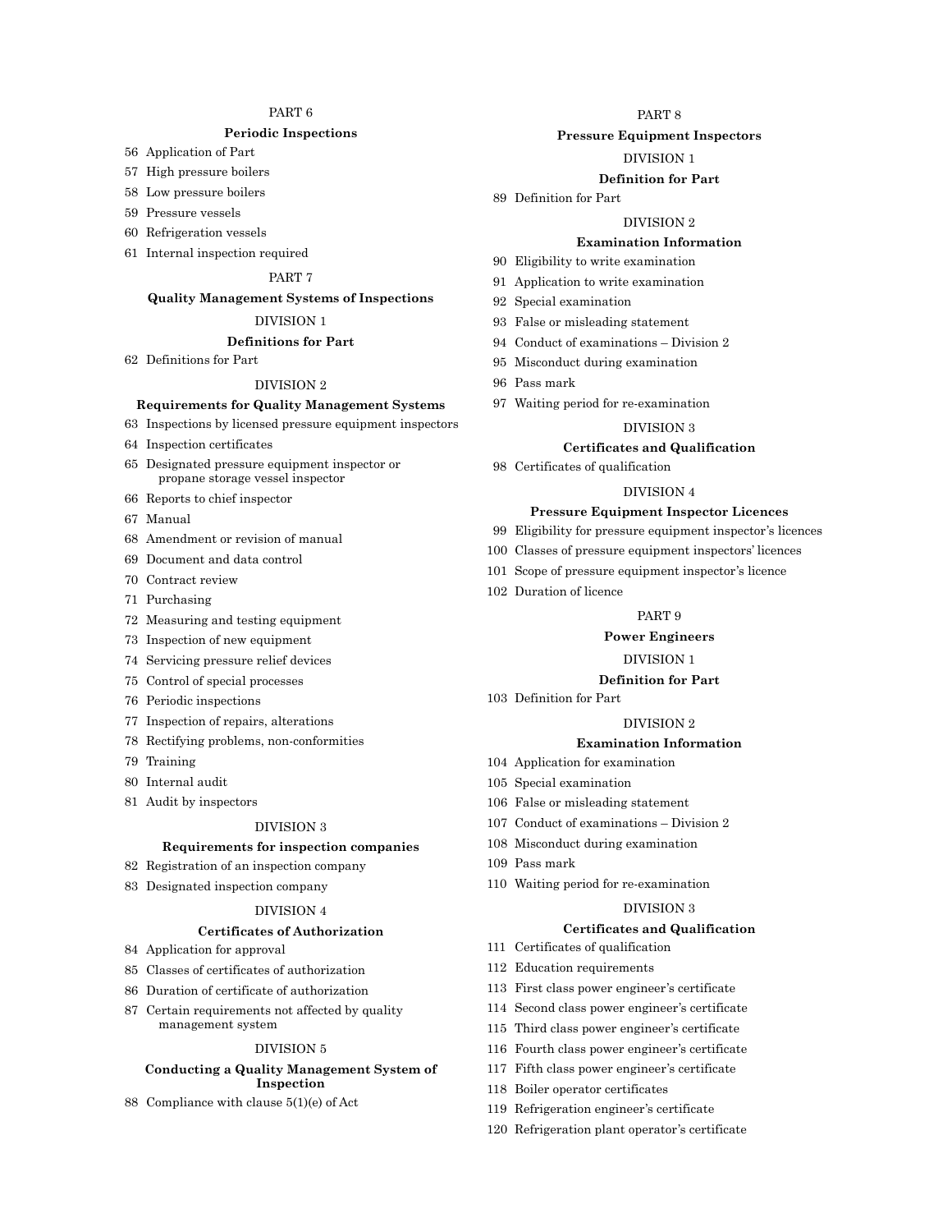PART 6

**Periodic Inspections**

56 Application of Part

57 High pressure boilers

58 Low pressure boilers

59 Pressure vessels

60 Refrigeration vessels

61 Internal inspection required

PART 7

**Quality Management Systems of Inspections**

DIVISION 1

**Definitions for Part**

62 Definitions for Part

DIVISION 2

**Requirements for Quality Management Systems**

63 Inspections by licensed pressure equipment inspectors

64 Inspection certificates

65 Designated pressure equipment inspector or propane storage vessel inspector

66 Reports to chief inspector

67 Manual

68 Amendment or revision of manual

69 Document and data control

70 Contract review

71 Purchasing

72 Measuring and testing equipment

73 Inspection of new equipment

74 Servicing pressure relief devices

75 Control of special processes

76 Periodic inspections

77 Inspection of repairs, alterations

78 Rectifying problems, non-conformities

79 Training

80 Internal audit

81 Audit by inspectors

DIVISION 3

**Requirements for inspection companies**

82 Registration of an inspection company

83 Designated inspection company

DIVISION 4

**Certificates of Authorization**

84 Application for approval

85 Classes of certificates of authorization

86 Duration of certificate of authorization

87 Certain requirements not affected by quality management system

DIVISION 5

**Conducting a Quality Management System of Inspection**

88 Compliance with clause 5(1)(e) of Act

PART 8

**Pressure Equipment Inspectors**

DIVISION 1

**Definition for Part**

89 Definition for Part

DIVISION 2

**Examination Information**

90 Eligibility to write examination

91 Application to write examination

92 Special examination

93 False or misleading statement

94 Conduct of examinations – Division 2

95 Misconduct during examination

96 Pass mark

97 Waiting period for re-examination

DIVISION 3

**Certificates and Qualification**

98 Certificates of qualification

DIVISION 4

**Pressure Equipment Inspector Licences**

99 Eligibility for pressure equipment inspector's licences

100 Classes of pressure equipment inspectors' licences

101 Scope of pressure equipment inspector's licence

102 Duration of licence

PART 9

**Power Engineers**

DIVISION 1

**Definition for Part**

103 Definition for Part

DIVISION 2

**Examination Information**

104 Application for examination

105 Special examination

106 False or misleading statement

107 Conduct of examinations – Division 2

108 Misconduct during examination

109 Pass mark

110 Waiting period for re-examination

DIVISION 3

**Certificates and Qualification**

111 Certificates of qualification

112 Education requirements

113 First class power engineer's certificate

114 Second class power engineer's certificate

115 Third class power engineer's certificate

116 Fourth class power engineer's certificate

117 Fifth class power engineer's certificate

118 Boiler operator certificates

119 Refrigeration engineer's certificate

120 Refrigeration plant operator's certificate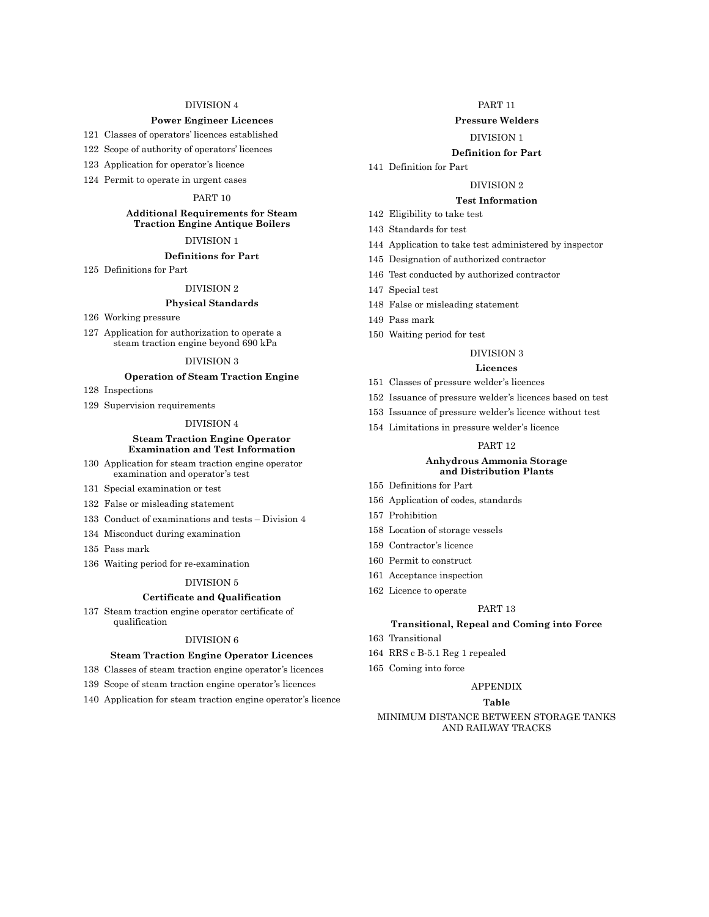DIVISION 4

**Power Engineer Licences**

121 Classes of operators' licences established

122 Scope of authority of operators' licences

123 Application for operator's licence

124 Permit to operate in urgent cases

PART 10

**Additional Requirements for Steam Traction Engine Antique Boilers**

DIVISION 1

**Definitions for Part**

125 Definitions for Part

DIVISION 2

**Physical Standards**

126 Working pressure

127 Application for authorization to operate a steam traction engine beyond 690 kPa

DIVISION 3

**Operation of Steam Traction Engine**

128 Inspections

129 Supervision requirements

DIVISION 4

**Steam Traction Engine Operator Examination and Test Information**

130 Application for steam traction engine operator examination and operator's test

131 Special examination or test

132 False or misleading statement

133 Conduct of examinations and tests – Division 4

134 Misconduct during examination

135 Pass mark

136 Waiting period for re-examination

DIVISION 5

**Certificate and Qualification**

137 Steam traction engine operator certificate of qualification

DIVISION 6

**Steam Traction Engine Operator Licences**

138 Classes of steam traction engine operator's licences

139 Scope of steam traction engine operator's licences

140 Application for steam traction engine operator's licence

PART 11

**Pressure Welders**

DIVISION 1

**Definition for Part**

141 Definition for Part

DIVISION 2

**Test Information**

142 Eligibility to take test

143 Standards for test

144 Application to take test administered by inspector

145 Designation of authorized contractor

146 Test conducted by authorized contractor

147 Special test

148 False or misleading statement

149 Pass mark

150 Waiting period for test

DIVISION 3

**Licences**

151 Classes of pressure welder's licences

152 Issuance of pressure welder's licences based on test

153 Issuance of pressure welder's licence without test

154 Limitations in pressure welder's licence

PART 12

**Anhydrous Ammonia Storage and Distribution Plants**

155 Definitions for Part

156 Application of codes, standards

157 Prohibition

158 Location of storage vessels

159 Contractor's licence

160 Permit to construct

161 Acceptance inspection

162 Licence to operate

PART 13

**Transitional, Repeal and Coming into Force**

163 Transitional

164 RRS c B-5.1 Reg 1 repealed

165 Coming into force

APPENDIX

**Table**

MINIMUM DISTANCE BETWEEN STORAGE TANKS AND RAILWAY TRACKS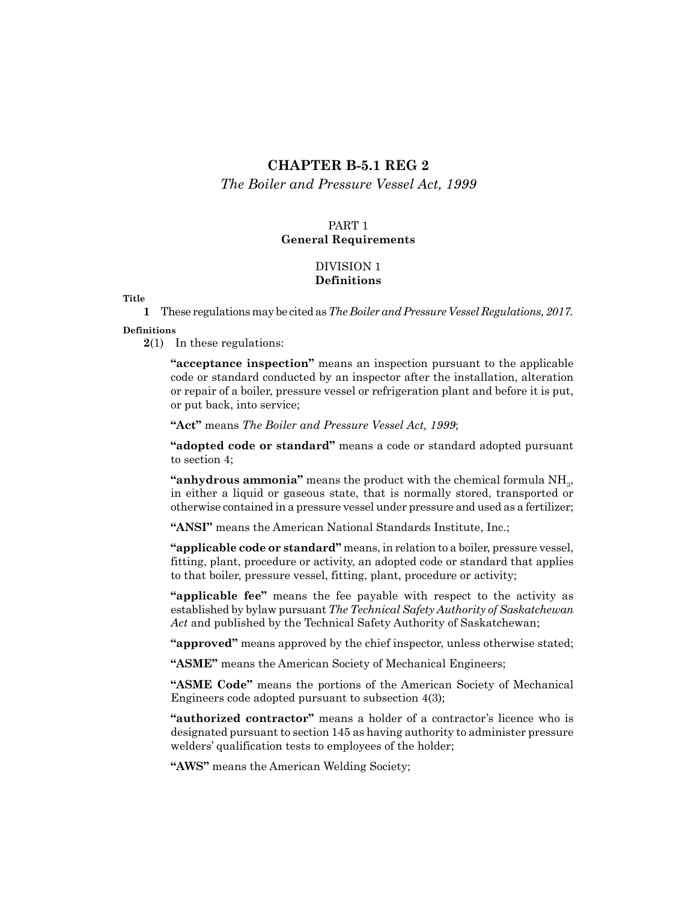# CHAPTER B-5.1 REG 2

*The Boiler and Pressure Vessel Act, 1999*

## PART 1
## General Requirements

### DIVISION 1
### Definitions

**Title**

**1** These regulations may be cited as *The Boiler and Pressure Vessel Regulations, 2017.*

**Definitions**

**2**(1) In these regulations:

**"acceptance inspection"** means an inspection pursuant to the applicable code or standard conducted by an inspector after the installation, alteration or repair of a boiler, pressure vessel or refrigeration plant and before it is put, or put back, into service;

**"Act"** means *The Boiler and Pressure Vessel Act, 1999*;

**"adopted code or standard"** means a code or standard adopted pursuant to section 4;

**"anhydrous ammonia"** means the product with the chemical formula $NH_3$, in either a liquid or gaseous state, that is normally stored, transported or otherwise contained in a pressure vessel under pressure and used as a fertilizer;

**"ANSI"** means the American National Standards Institute, Inc.;

**"applicable code or standard"** means, in relation to a boiler, pressure vessel, fitting, plant, procedure or activity, an adopted code or standard that applies to that boiler, pressure vessel, fitting, plant, procedure or activity;

**"applicable fee"** means the fee payable with respect to the activity as established by bylaw pursuant *The Technical Safety Authority of Saskatchewan Act* and published by the Technical Safety Authority of Saskatchewan;

**"approved"** means approved by the chief inspector, unless otherwise stated;

**"ASME"** means the American Society of Mechanical Engineers;

**"ASME Code"** means the portions of the American Society of Mechanical Engineers code adopted pursuant to subsection 4(3);

**"authorized contractor"** means a holder of a contractor's licence who is designated pursuant to section 145 as having authority to administer pressure welders' qualification tests to employees of the holder;

**"AWS"** means the American Welding Society;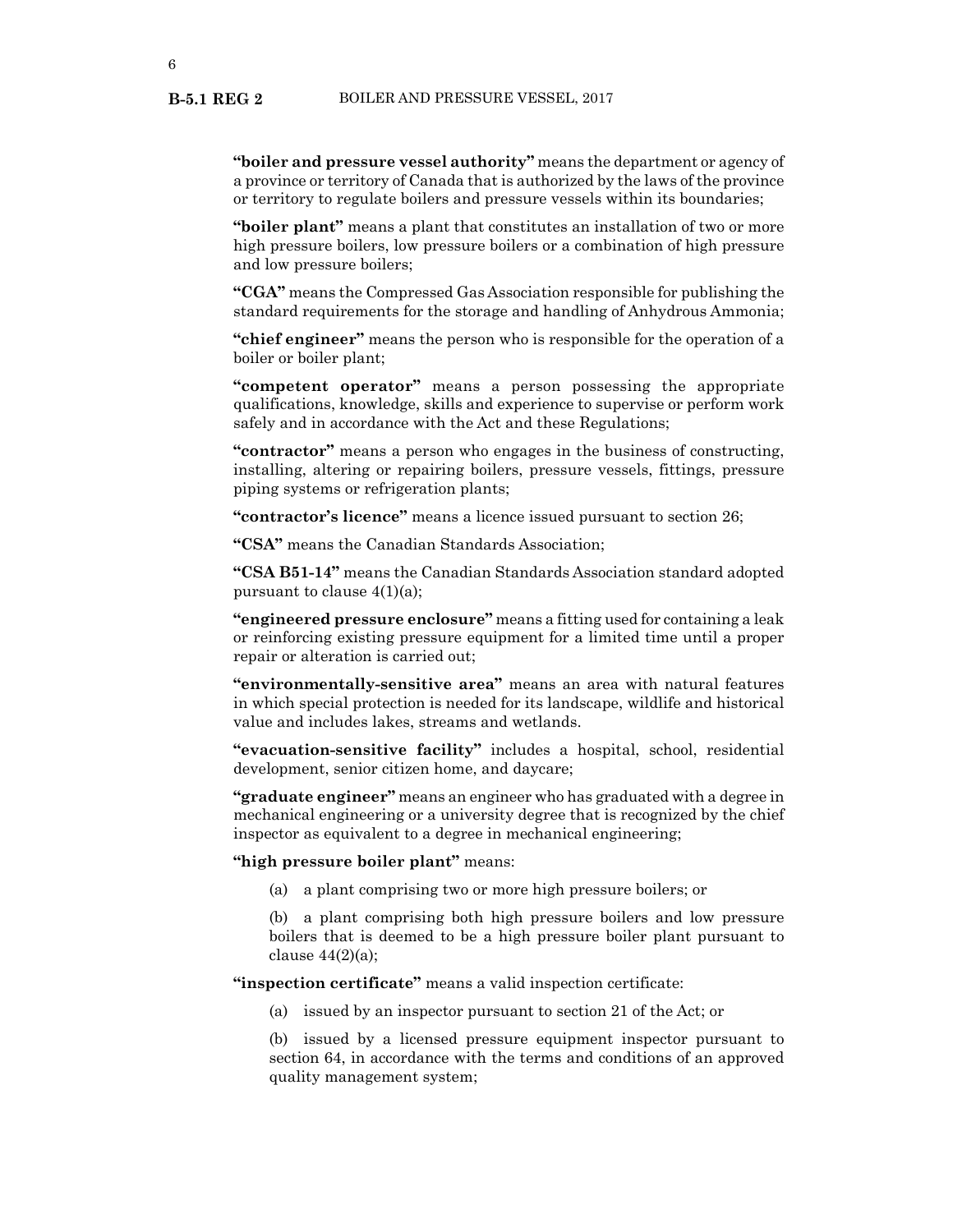**"boiler and pressure vessel authority"** means the department or agency of a province or territory of Canada that is authorized by the laws of the province or territory to regulate boilers and pressure vessels within its boundaries;

**"boiler plant"** means a plant that constitutes an installation of two or more high pressure boilers, low pressure boilers or a combination of high pressure and low pressure boilers;

**"CGA"** means the Compressed Gas Association responsible for publishing the standard requirements for the storage and handling of Anhydrous Ammonia;

**"chief engineer"** means the person who is responsible for the operation of a boiler or boiler plant;

**"competent operator"** means a person possessing the appropriate qualifications, knowledge, skills and experience to supervise or perform work safely and in accordance with the Act and these Regulations;

**"contractor"** means a person who engages in the business of constructing, installing, altering or repairing boilers, pressure vessels, fittings, pressure piping systems or refrigeration plants;

**"contractor's licence"** means a licence issued pursuant to section 26;

**"CSA"** means the Canadian Standards Association;

**"CSA B51-14"** means the Canadian Standards Association standard adopted pursuant to clause 4(1)(a);

**"engineered pressure enclosure"** means a fitting used for containing a leak or reinforcing existing pressure equipment for a limited time until a proper repair or alteration is carried out;

**"environmentally-sensitive area"** means an area with natural features in which special protection is needed for its landscape, wildlife and historical value and includes lakes, streams and wetlands.

**"evacuation-sensitive facility"** includes a hospital, school, residential development, senior citizen home, and daycare;

**"graduate engineer"** means an engineer who has graduated with a degree in mechanical engineering or a university degree that is recognized by the chief inspector as equivalent to a degree in mechanical engineering;

**"high pressure boiler plant"** means:

(a) a plant comprising two or more high pressure boilers; or

(b) a plant comprising both high pressure boilers and low pressure boilers that is deemed to be a high pressure boiler plant pursuant to clause 44(2)(a);

**"inspection certificate"** means a valid inspection certificate:

(a) issued by an inspector pursuant to section 21 of the Act; or

(b) issued by a licensed pressure equipment inspector pursuant to section 64, in accordance with the terms and conditions of an approved quality management system;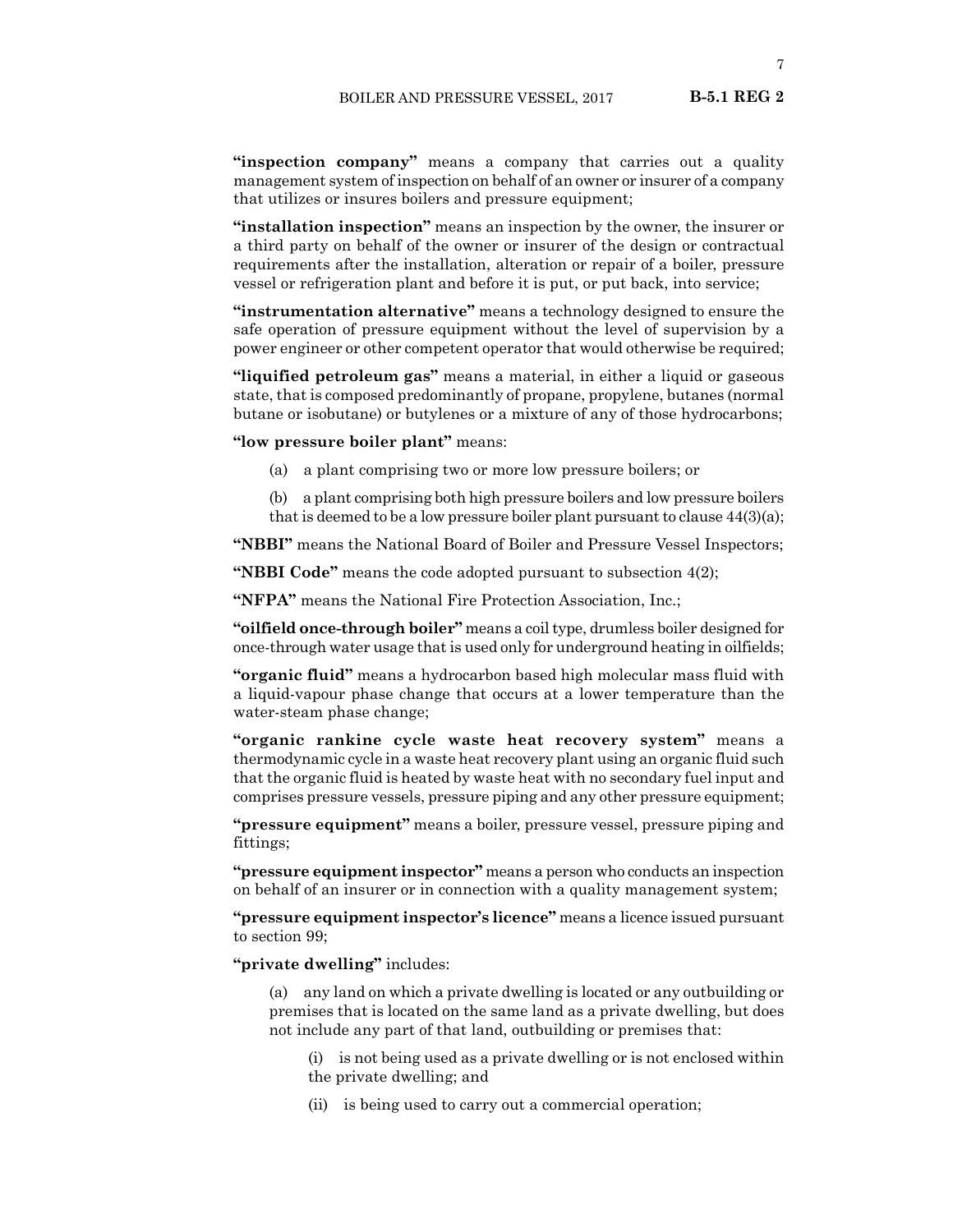**"inspection company"** means a company that carries out a quality management system of inspection on behalf of an owner or insurer of a company that utilizes or insures boilers and pressure equipment;

**"installation inspection"** means an inspection by the owner, the insurer or a third party on behalf of the owner or insurer of the design or contractual requirements after the installation, alteration or repair of a boiler, pressure vessel or refrigeration plant and before it is put, or put back, into service;

**"instrumentation alternative"** means a technology designed to ensure the safe operation of pressure equipment without the level of supervision by a power engineer or other competent operator that would otherwise be required;

**"liquified petroleum gas"** means a material, in either a liquid or gaseous state, that is composed predominantly of propane, propylene, butanes (normal butane or isobutane) or butylenes or a mixture of any of those hydrocarbons;

**"low pressure boiler plant"** means:

(a) a plant comprising two or more low pressure boilers; or

(b) a plant comprising both high pressure boilers and low pressure boilers that is deemed to be a low pressure boiler plant pursuant to clause 44(3)(a);

**"NBBI"** means the National Board of Boiler and Pressure Vessel Inspectors;

**"NBBI Code"** means the code adopted pursuant to subsection 4(2);

**"NFPA"** means the National Fire Protection Association, Inc.;

**"oilfield once-through boiler"** means a coil type, drumless boiler designed for once-through water usage that is used only for underground heating in oilfields;

**"organic fluid"** means a hydrocarbon based high molecular mass fluid with a liquid-vapour phase change that occurs at a lower temperature than the water-steam phase change;

**"organic rankine cycle waste heat recovery system"** means a thermodynamic cycle in a waste heat recovery plant using an organic fluid such that the organic fluid is heated by waste heat with no secondary fuel input and comprises pressure vessels, pressure piping and any other pressure equipment;

**"pressure equipment"** means a boiler, pressure vessel, pressure piping and fittings;

**"pressure equipment inspector"** means a person who conducts an inspection on behalf of an insurer or in connection with a quality management system;

**"pressure equipment inspector's licence"** means a licence issued pursuant to section 99;

**"private dwelling"** includes:

(a) any land on which a private dwelling is located or any outbuilding or premises that is located on the same land as a private dwelling, but does not include any part of that land, outbuilding or premises that:

(i) is not being used as a private dwelling or is not enclosed within the private dwelling; and

(ii) is being used to carry out a commercial operation;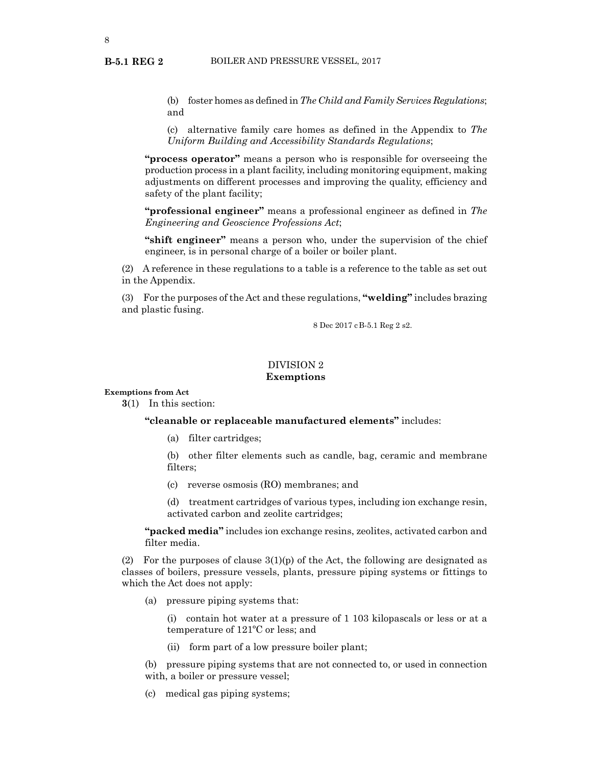(b) foster homes as defined in *The Child and Family Services Regulations*; and

(c) alternative family care homes as defined in the Appendix to *The Uniform Building and Accessibility Standards Regulations*;

**"process operator"** means a person who is responsible for overseeing the production process in a plant facility, including monitoring equipment, making adjustments on different processes and improving the quality, efficiency and safety of the plant facility;

**"professional engineer"** means a professional engineer as defined in *The Engineering and Geoscience Professions Act*;

**"shift engineer"** means a person who, under the supervision of the chief engineer, is in personal charge of a boiler or boiler plant.

(2) A reference in these regulations to a table is a reference to the table as set out in the Appendix.

(3) For the purposes of the Act and these regulations, **"welding"** includes brazing and plastic fusing.

8 Dec 2017 cB-5.1 Reg 2 s2.

## DIVISION 2
## Exemptions

**Exemptions from Act**

**3**(1) In this section:

**"cleanable or replaceable manufactured elements"** includes:

(a) filter cartridges;

(b) other filter elements such as candle, bag, ceramic and membrane filters;

(c) reverse osmosis (RO) membranes; and

(d) treatment cartridges of various types, including ion exchange resin, activated carbon and zeolite cartridges;

**"packed media"** includes ion exchange resins, zeolites, activated carbon and filter media.

(2) For the purposes of clause 3(1)(p) of the Act, the following are designated as classes of boilers, pressure vessels, plants, pressure piping systems or fittings to which the Act does not apply:

(a) pressure piping systems that:

(i) contain hot water at a pressure of 1 103 kilopascals or less or at a temperature of 121°C or less; and

(ii) form part of a low pressure boiler plant;

(b) pressure piping systems that are not connected to, or used in connection with, a boiler or pressure vessel;

(c) medical gas piping systems;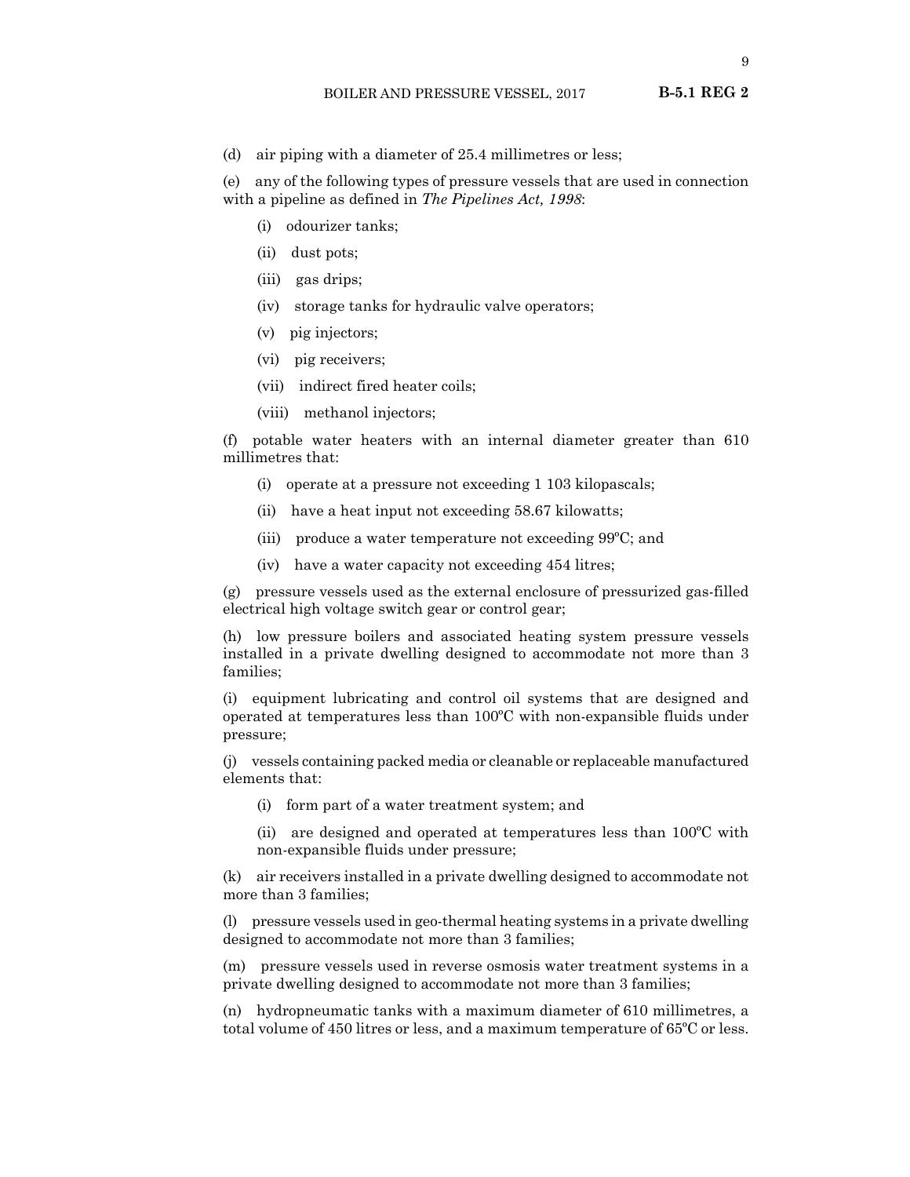(d) air piping with a diameter of 25.4 millimetres or less;

(e) any of the following types of pressure vessels that are used in connection with a pipeline as defined in *The Pipelines Act, 1998*:

(i) odourizer tanks;

(ii) dust pots;

(iii) gas drips;

(iv) storage tanks for hydraulic valve operators;

(v) pig injectors;

(vi) pig receivers;

(vii) indirect fired heater coils;

(viii) methanol injectors;

(f) potable water heaters with an internal diameter greater than 610 millimetres that:

(i) operate at a pressure not exceeding 1 103 kilopascals;

(ii) have a heat input not exceeding 58.67 kilowatts;

(iii) produce a water temperature not exceeding 99ºC; and

(iv) have a water capacity not exceeding 454 litres;

(g) pressure vessels used as the external enclosure of pressurized gas-filled electrical high voltage switch gear or control gear;

(h) low pressure boilers and associated heating system pressure vessels installed in a private dwelling designed to accommodate not more than 3 families;

(i) equipment lubricating and control oil systems that are designed and operated at temperatures less than 100ºC with non-expansible fluids under pressure;

(j) vessels containing packed media or cleanable or replaceable manufactured elements that:

(i) form part of a water treatment system; and

(ii) are designed and operated at temperatures less than 100ºC with non-expansible fluids under pressure;

(k) air receivers installed in a private dwelling designed to accommodate not more than 3 families;

(l) pressure vessels used in geo-thermal heating systems in a private dwelling designed to accommodate not more than 3 families;

(m) pressure vessels used in reverse osmosis water treatment systems in a private dwelling designed to accommodate not more than 3 families;

(n) hydropneumatic tanks with a maximum diameter of 610 millimetres, a total volume of 450 litres or less, and a maximum temperature of 65ºC or less.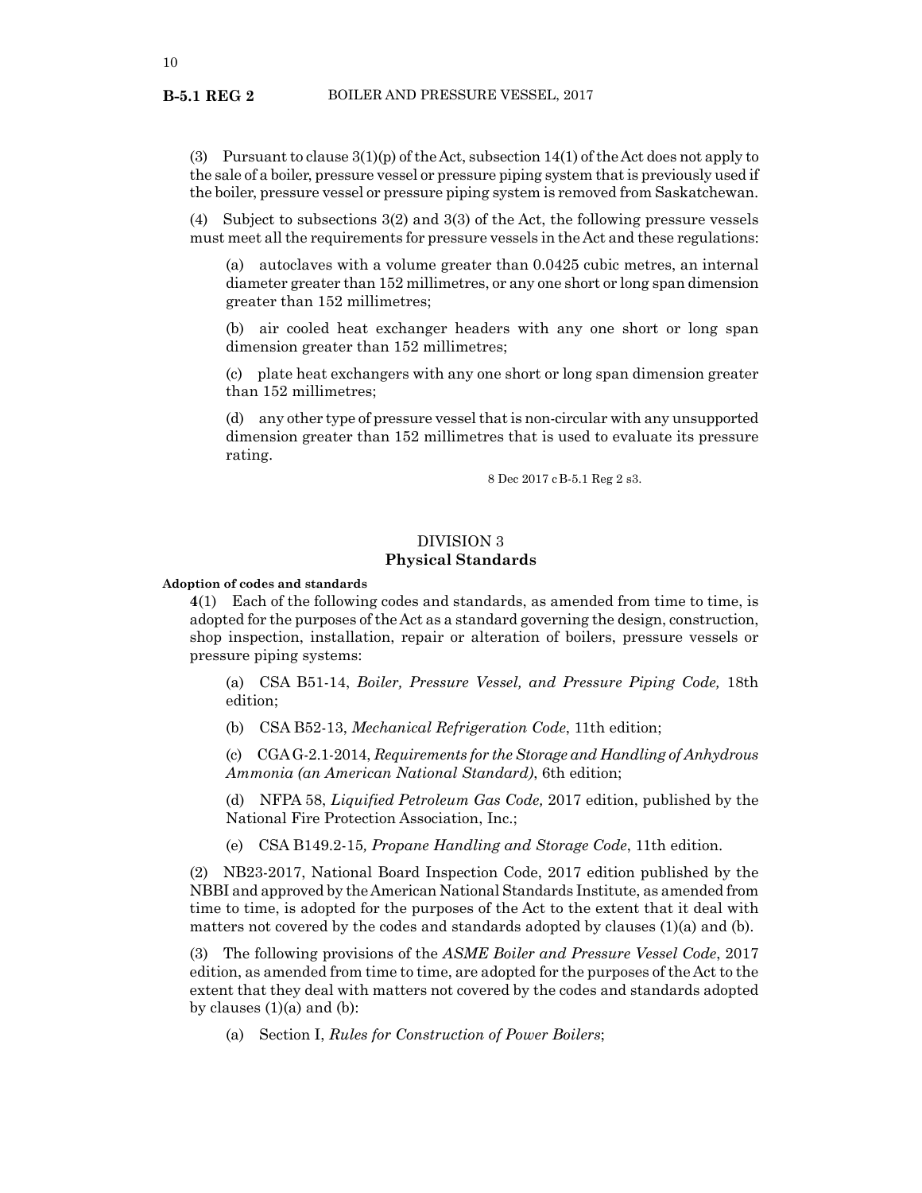(3) Pursuant to clause 3(1)(p) of the Act, subsection 14(1) of the Act does not apply to the sale of a boiler, pressure vessel or pressure piping system that is previously used if the boiler, pressure vessel or pressure piping system is removed from Saskatchewan.

(4) Subject to subsections 3(2) and 3(3) of the Act, the following pressure vessels must meet all the requirements for pressure vessels in the Act and these regulations:

(a) autoclaves with a volume greater than 0.0425 cubic metres, an internal diameter greater than 152 millimetres, or any one short or long span dimension greater than 152 millimetres;

(b) air cooled heat exchanger headers with any one short or long span dimension greater than 152 millimetres;

(c) plate heat exchangers with any one short or long span dimension greater than 152 millimetres;

(d) any other type of pressure vessel that is non-circular with any unsupported dimension greater than 152 millimetres that is used to evaluate its pressure rating.

8 Dec 2017 cB-5.1 Reg 2 s3.

## DIVISION 3
## Physical Standards

**Adoption of codes and standards**

**4**(1) Each of the following codes and standards, as amended from time to time, is adopted for the purposes of the Act as a standard governing the design, construction, shop inspection, installation, repair or alteration of boilers, pressure vessels or pressure piping systems:

(a) CSA B51-14, *Boiler, Pressure Vessel, and Pressure Piping Code,* 18th edition;

(b) CSA B52-13, *Mechanical Refrigeration Code*, 11th edition;

(c) CGA G-2.1-2014, *Requirements for the Storage and Handling of Anhydrous Ammonia (an American National Standard)*, 6th edition;

(d) NFPA 58, *Liquified Petroleum Gas Code,* 2017 edition, published by the National Fire Protection Association, Inc.;

(e) CSA B149.2-15*, Propane Handling and Storage Code*, 11th edition.

(2) NB23-2017, National Board Inspection Code, 2017 edition published by the NBBI and approved by the American National Standards Institute, as amended from time to time, is adopted for the purposes of the Act to the extent that it deal with matters not covered by the codes and standards adopted by clauses (1)(a) and (b).

(3) The following provisions of the *ASME Boiler and Pressure Vessel Code*, 2017 edition, as amended from time to time, are adopted for the purposes of the Act to the extent that they deal with matters not covered by the codes and standards adopted by clauses (1)(a) and (b):

(a) Section I, *Rules for Construction of Power Boilers*;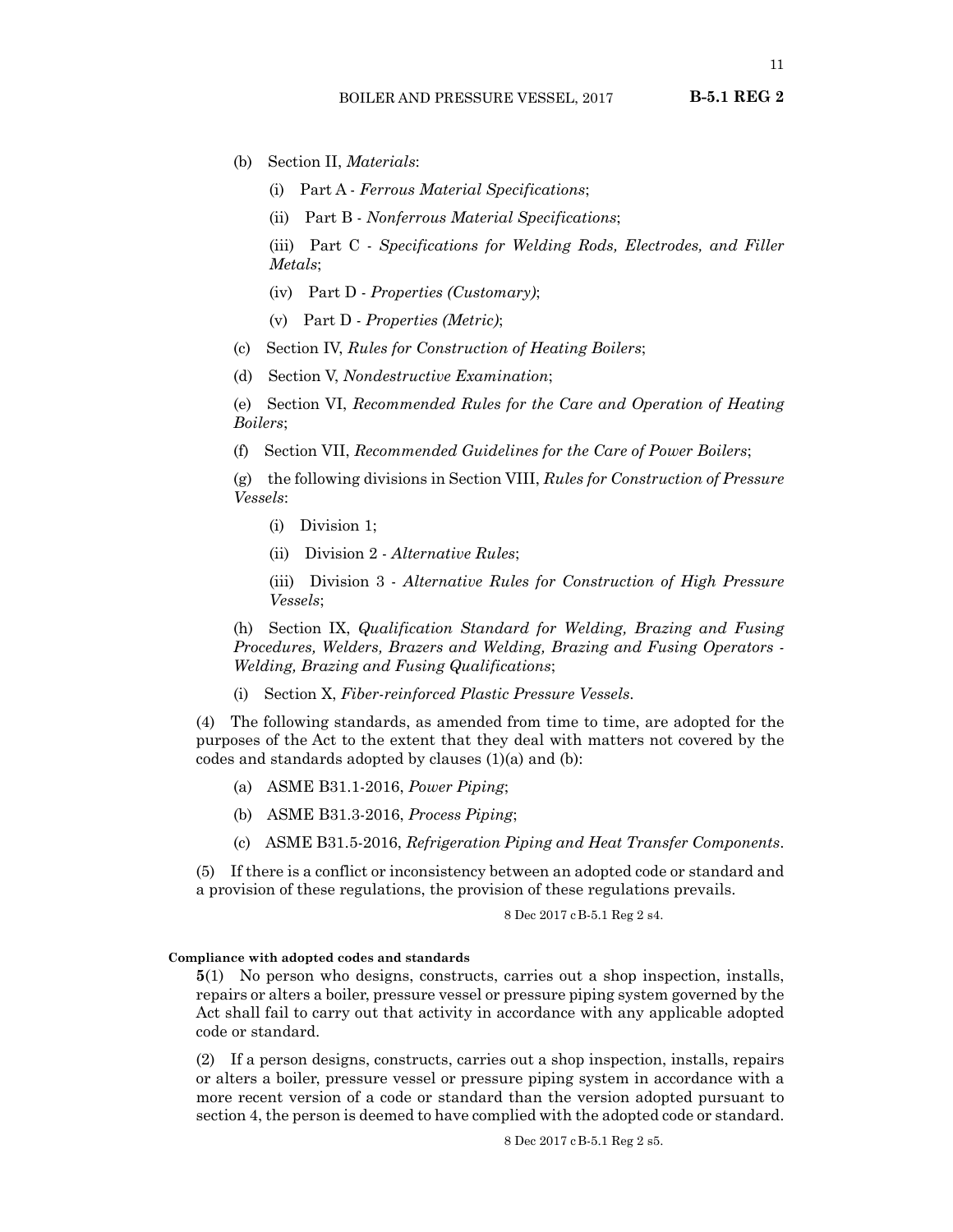(b) Section II, *Materials*:

(i) Part A - *Ferrous Material Specifications*;

(ii) Part B - *Nonferrous Material Specifications*;

(iii) Part C - *Specifications for Welding Rods, Electrodes, and Filler Metals*;

(iv) Part D - *Properties (Customary)*;

(v) Part D - *Properties (Metric)*;

(c) Section IV, *Rules for Construction of Heating Boilers*;

(d) Section V, *Nondestructive Examination*;

(e) Section VI, *Recommended Rules for the Care and Operation of Heating Boilers*;

(f) Section VII, *Recommended Guidelines for the Care of Power Boilers*;

(g) the following divisions in Section VIII, *Rules for Construction of Pressure Vessels*:

(i) Division 1;

(ii) Division 2 - *Alternative Rules*;

(iii) Division 3 - *Alternative Rules for Construction of High Pressure Vessels*;

(h) Section IX, *Qualification Standard for Welding, Brazing and Fusing Procedures, Welders, Brazers and Welding, Brazing and Fusing Operators - Welding, Brazing and Fusing Qualifications*;

(i) Section X, *Fiber-reinforced Plastic Pressure Vessels*.

(4) The following standards, as amended from time to time, are adopted for the purposes of the Act to the extent that they deal with matters not covered by the codes and standards adopted by clauses (1)(a) and (b):

(a) ASME B31.1-2016, *Power Piping*;

(b) ASME B31.3-2016, *Process Piping*;

(c) ASME B31.5-2016, *Refrigeration Piping and Heat Transfer Components*.

(5) If there is a conflict or inconsistency between an adopted code or standard and a provision of these regulations, the provision of these regulations prevails.

8 Dec 2017 cB-5.1 Reg 2 s4.

**Compliance with adopted codes and standards**

**5**(1) No person who designs, constructs, carries out a shop inspection, installs, repairs or alters a boiler, pressure vessel or pressure piping system governed by the Act shall fail to carry out that activity in accordance with any applicable adopted code or standard.

(2) If a person designs, constructs, carries out a shop inspection, installs, repairs or alters a boiler, pressure vessel or pressure piping system in accordance with a more recent version of a code or standard than the version adopted pursuant to section 4, the person is deemed to have complied with the adopted code or standard.

8 Dec 2017 cB-5.1 Reg 2 s5.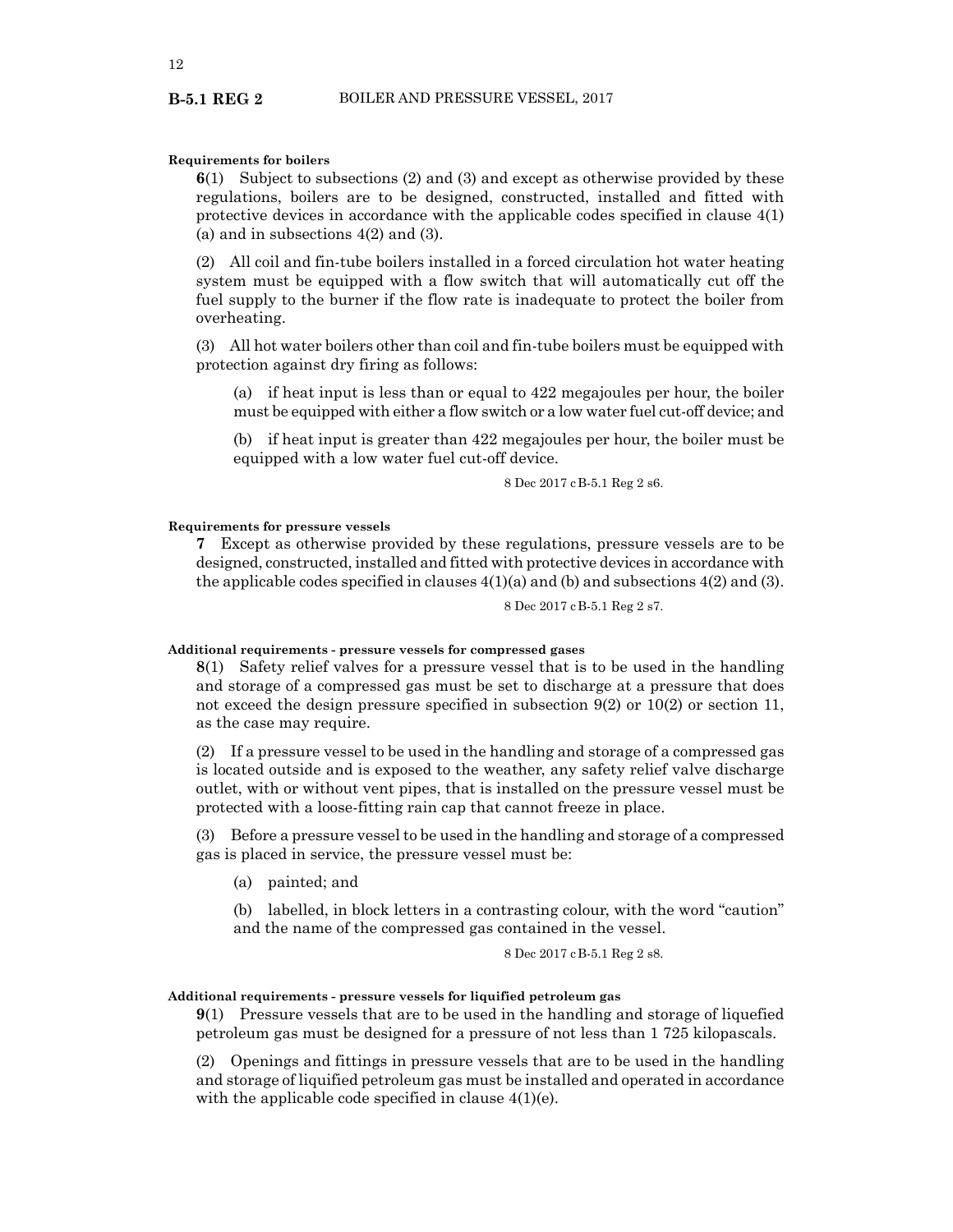**Requirements for boilers**

**6**(1) Subject to subsections (2) and (3) and except as otherwise provided by these regulations, boilers are to be designed, constructed, installed and fitted with protective devices in accordance with the applicable codes specified in clause 4(1)(a) and in subsections 4(2) and (3).

(2) All coil and fin-tube boilers installed in a forced circulation hot water heating system must be equipped with a flow switch that will automatically cut off the fuel supply to the burner if the flow rate is inadequate to protect the boiler from overheating.

(3) All hot water boilers other than coil and fin-tube boilers must be equipped with protection against dry firing as follows:

(a) if heat input is less than or equal to 422 megajoules per hour, the boiler must be equipped with either a flow switch or a low water fuel cut-off device; and

(b) if heat input is greater than 422 megajoules per hour, the boiler must be equipped with a low water fuel cut-off device.

8 Dec 2017 cB-5.1 Reg 2 s6.

**Requirements for pressure vessels**

**7** Except as otherwise provided by these regulations, pressure vessels are to be designed, constructed, installed and fitted with protective devices in accordance with the applicable codes specified in clauses 4(1)(a) and (b) and subsections 4(2) and (3).

8 Dec 2017 cB-5.1 Reg 2 s7.

**Additional requirements - pressure vessels for compressed gases**

**8**(1) Safety relief valves for a pressure vessel that is to be used in the handling and storage of a compressed gas must be set to discharge at a pressure that does not exceed the design pressure specified in subsection 9(2) or 10(2) or section 11, as the case may require.

(2) If a pressure vessel to be used in the handling and storage of a compressed gas is located outside and is exposed to the weather, any safety relief valve discharge outlet, with or without vent pipes, that is installed on the pressure vessel must be protected with a loose-fitting rain cap that cannot freeze in place.

(3) Before a pressure vessel to be used in the handling and storage of a compressed gas is placed in service, the pressure vessel must be:

(a) painted; and

(b) labelled, in block letters in a contrasting colour, with the word "caution" and the name of the compressed gas contained in the vessel.

8 Dec 2017 cB-5.1 Reg 2 s8.

**Additional requirements - pressure vessels for liquified petroleum gas**

**9**(1) Pressure vessels that are to be used in the handling and storage of liquefied petroleum gas must be designed for a pressure of not less than 1 725 kilopascals.

(2) Openings and fittings in pressure vessels that are to be used in the handling and storage of liquified petroleum gas must be installed and operated in accordance with the applicable code specified in clause 4(1)(e).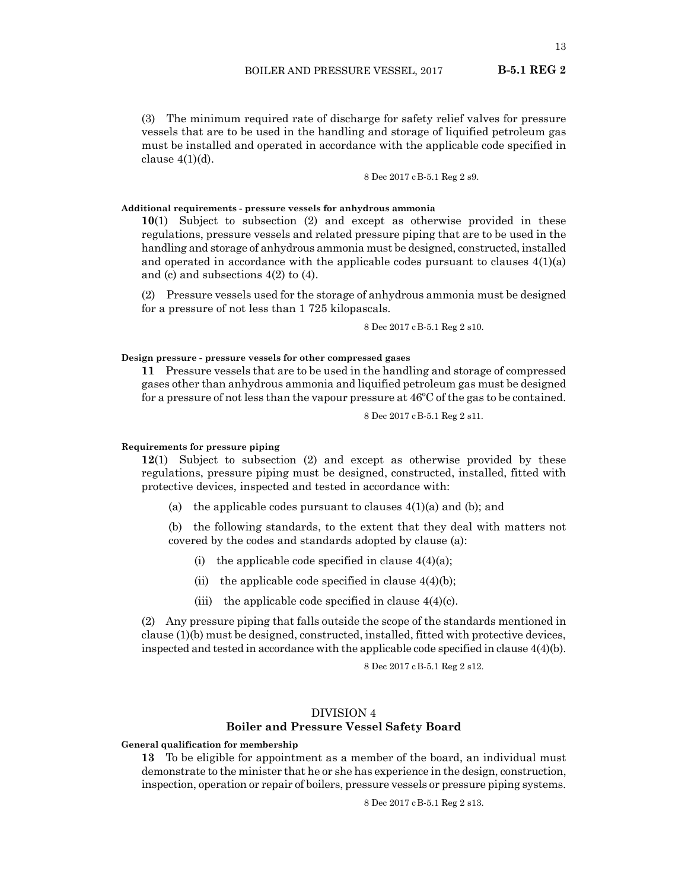(3) The minimum required rate of discharge for safety relief valves for pressure vessels that are to be used in the handling and storage of liquified petroleum gas must be installed and operated in accordance with the applicable code specified in clause 4(1)(d).

8 Dec 2017 cB-5.1 Reg 2 s9.

#### Additional requirements - pressure vessels for anhydrous ammonia

**10**(1) Subject to subsection (2) and except as otherwise provided in these regulations, pressure vessels and related pressure piping that are to be used in the handling and storage of anhydrous ammonia must be designed, constructed, installed and operated in accordance with the applicable codes pursuant to clauses 4(1)(a) and (c) and subsections 4(2) to (4).

(2) Pressure vessels used for the storage of anhydrous ammonia must be designed for a pressure of not less than 1 725 kilopascals.

8 Dec 2017 cB-5.1 Reg 2 s10.

#### Design pressure - pressure vessels for other compressed gases

**11** Pressure vessels that are to be used in the handling and storage of compressed gases other than anhydrous ammonia and liquified petroleum gas must be designed for a pressure of not less than the vapour pressure at 46ºC of the gas to be contained.

8 Dec 2017 cB-5.1 Reg 2 s11.

#### Requirements for pressure piping

**12**(1) Subject to subsection (2) and except as otherwise provided by these regulations, pressure piping must be designed, constructed, installed, fitted with protective devices, inspected and tested in accordance with:

(a) the applicable codes pursuant to clauses 4(1)(a) and (b); and

(b) the following standards, to the extent that they deal with matters not covered by the codes and standards adopted by clause (a):

(i) the applicable code specified in clause 4(4)(a);

(ii) the applicable code specified in clause 4(4)(b);

(iii) the applicable code specified in clause 4(4)(c).

(2) Any pressure piping that falls outside the scope of the standards mentioned in clause (1)(b) must be designed, constructed, installed, fitted with protective devices, inspected and tested in accordance with the applicable code specified in clause 4(4)(b).

8 Dec 2017 cB-5.1 Reg 2 s12.

## DIVISION 4
## Boiler and Pressure Vessel Safety Board

#### General qualification for membership

**13** To be eligible for appointment as a member of the board, an individual must demonstrate to the minister that he or she has experience in the design, construction, inspection, operation or repair of boilers, pressure vessels or pressure piping systems.

8 Dec 2017 cB-5.1 Reg 2 s13.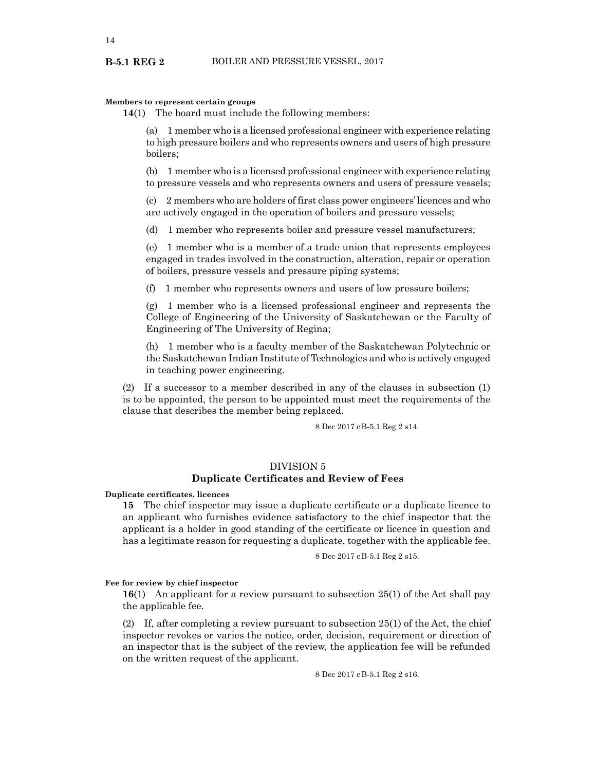**Members to represent certain groups**

**14**(1) The board must include the following members:

(a) 1 member who is a licensed professional engineer with experience relating to high pressure boilers and who represents owners and users of high pressure boilers;

(b) 1 member who is a licensed professional engineer with experience relating to pressure vessels and who represents owners and users of pressure vessels;

(c) 2 members who are holders of first class power engineers' licences and who are actively engaged in the operation of boilers and pressure vessels;

(d) 1 member who represents boiler and pressure vessel manufacturers;

(e) 1 member who is a member of a trade union that represents employees engaged in trades involved in the construction, alteration, repair or operation of boilers, pressure vessels and pressure piping systems;

(f) 1 member who represents owners and users of low pressure boilers;

(g) 1 member who is a licensed professional engineer and represents the College of Engineering of the University of Saskatchewan or the Faculty of Engineering of The University of Regina;

(h) 1 member who is a faculty member of the Saskatchewan Polytechnic or the Saskatchewan Indian Institute of Technologies and who is actively engaged in teaching power engineering.

(2) If a successor to a member described in any of the clauses in subsection (1) is to be appointed, the person to be appointed must meet the requirements of the clause that describes the member being replaced.

8 Dec 2017 cB-5.1 Reg 2 s14.

## DIVISION 5
## Duplicate Certificates and Review of Fees

**Duplicate certificates, licences**

**15** The chief inspector may issue a duplicate certificate or a duplicate licence to an applicant who furnishes evidence satisfactory to the chief inspector that the applicant is a holder in good standing of the certificate or licence in question and has a legitimate reason for requesting a duplicate, together with the applicable fee.

8 Dec 2017 cB-5.1 Reg 2 s15.

**Fee for review by chief inspector**

**16**(1) An applicant for a review pursuant to subsection 25(1) of the Act shall pay the applicable fee.

(2) If, after completing a review pursuant to subsection 25(1) of the Act, the chief inspector revokes or varies the notice, order, decision, requirement or direction of an inspector that is the subject of the review, the application fee will be refunded on the written request of the applicant.

8 Dec 2017 cB-5.1 Reg 2 s16.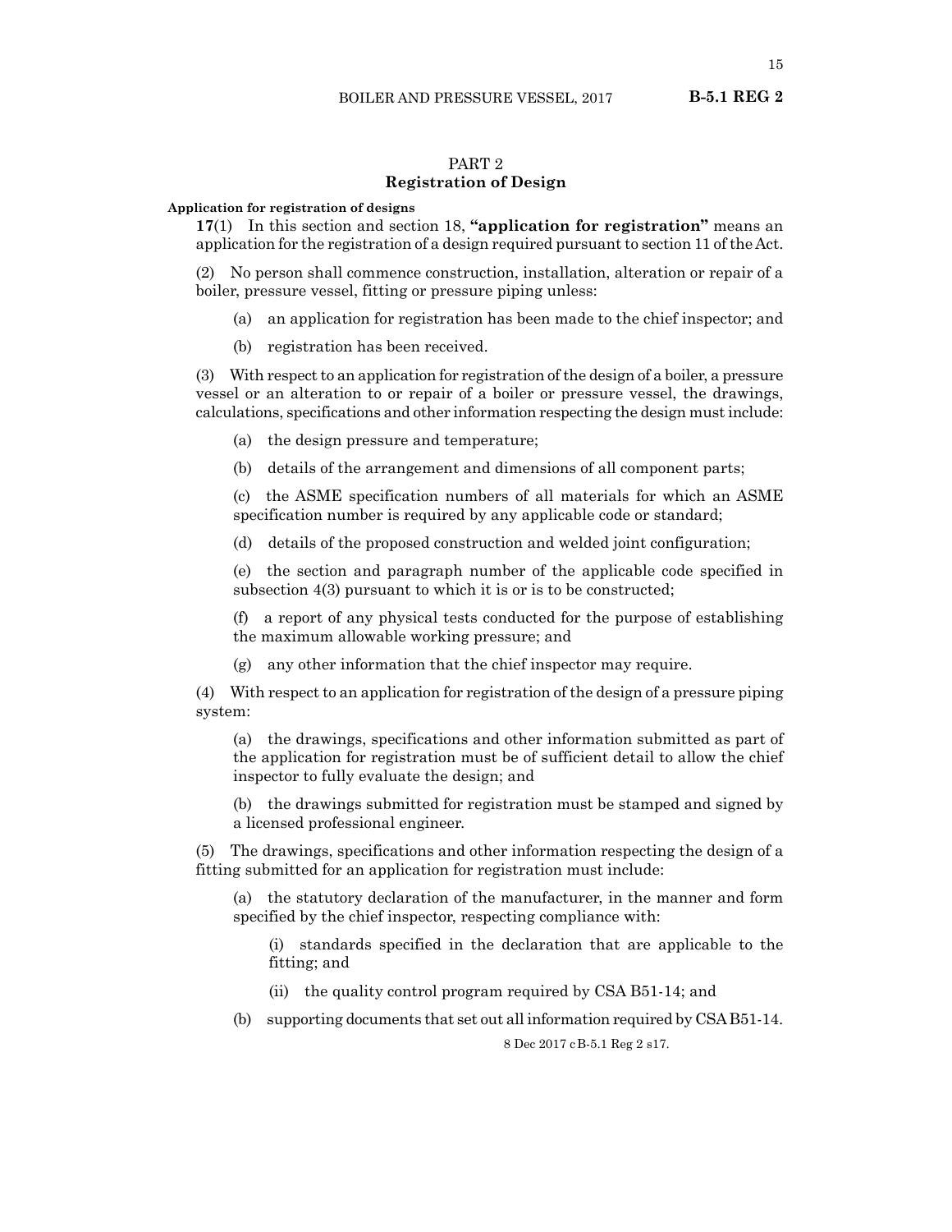## PART 2
## Registration of Design

**Application for registration of designs**

**17**(1) In this section and section 18, **"application for registration"** means an application for the registration of a design required pursuant to section 11 of the Act.

(2) No person shall commence construction, installation, alteration or repair of a boiler, pressure vessel, fitting or pressure piping unless:

(a) an application for registration has been made to the chief inspector; and

(b) registration has been received.

(3) With respect to an application for registration of the design of a boiler, a pressure vessel or an alteration to or repair of a boiler or pressure vessel, the drawings, calculations, specifications and other information respecting the design must include:

(a) the design pressure and temperature;

(b) details of the arrangement and dimensions of all component parts;

(c) the ASME specification numbers of all materials for which an ASME specification number is required by any applicable code or standard;

(d) details of the proposed construction and welded joint configuration;

(e) the section and paragraph number of the applicable code specified in subsection 4(3) pursuant to which it is or is to be constructed;

(f) a report of any physical tests conducted for the purpose of establishing the maximum allowable working pressure; and

(g) any other information that the chief inspector may require.

(4) With respect to an application for registration of the design of a pressure piping system:

(a) the drawings, specifications and other information submitted as part of the application for registration must be of sufficient detail to allow the chief inspector to fully evaluate the design; and

(b) the drawings submitted for registration must be stamped and signed by a licensed professional engineer.

(5) The drawings, specifications and other information respecting the design of a fitting submitted for an application for registration must include:

(a) the statutory declaration of the manufacturer, in the manner and form specified by the chief inspector, respecting compliance with:

(i) standards specified in the declaration that are applicable to the fitting; and

(ii) the quality control program required by CSA B51-14; and

(b) supporting documents that set out all information required by CSA B51-14.

8 Dec 2017 cB-5.1 Reg 2 s17.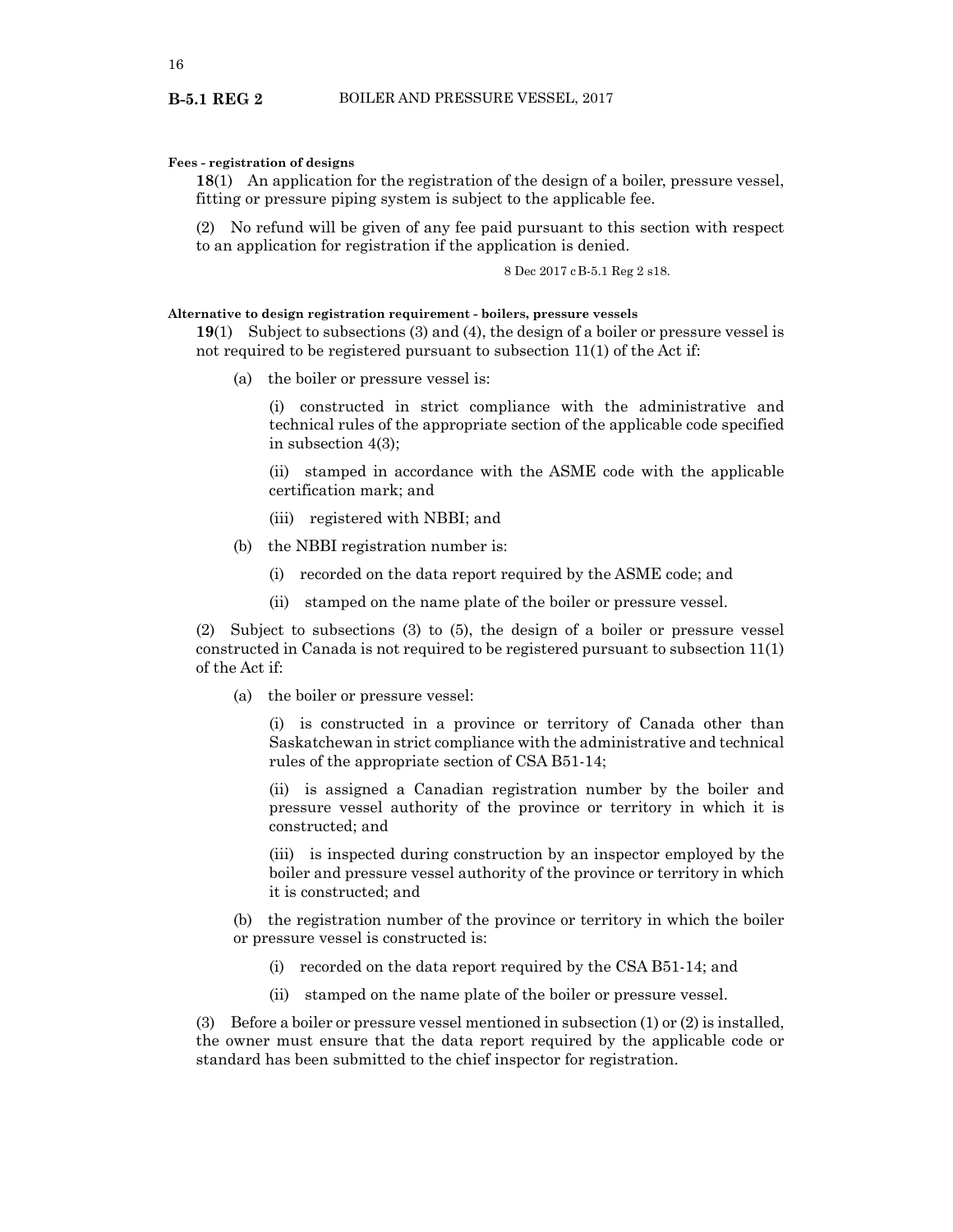**Fees - registration of designs**

**18**(1) An application for the registration of the design of a boiler, pressure vessel, fitting or pressure piping system is subject to the applicable fee.

(2) No refund will be given of any fee paid pursuant to this section with respect to an application for registration if the application is denied.

8 Dec 2017 cB-5.1 Reg 2 s18.

**Alternative to design registration requirement - boilers, pressure vessels**

**19**(1) Subject to subsections (3) and (4), the design of a boiler or pressure vessel is not required to be registered pursuant to subsection 11(1) of the Act if:

(a) the boiler or pressure vessel is:

(i) constructed in strict compliance with the administrative and technical rules of the appropriate section of the applicable code specified in subsection 4(3);

(ii) stamped in accordance with the ASME code with the applicable certification mark; and

(iii) registered with NBBI; and

(b) the NBBI registration number is:

(i) recorded on the data report required by the ASME code; and

(ii) stamped on the name plate of the boiler or pressure vessel.

(2) Subject to subsections (3) to (5), the design of a boiler or pressure vessel constructed in Canada is not required to be registered pursuant to subsection 11(1) of the Act if:

(a) the boiler or pressure vessel:

(i) is constructed in a province or territory of Canada other than Saskatchewan in strict compliance with the administrative and technical rules of the appropriate section of CSA B51-14;

(ii) is assigned a Canadian registration number by the boiler and pressure vessel authority of the province or territory in which it is constructed; and

(iii) is inspected during construction by an inspector employed by the boiler and pressure vessel authority of the province or territory in which it is constructed; and

(b) the registration number of the province or territory in which the boiler or pressure vessel is constructed is:

(i) recorded on the data report required by the CSA B51-14; and

(ii) stamped on the name plate of the boiler or pressure vessel.

(3) Before a boiler or pressure vessel mentioned in subsection (1) or (2) is installed, the owner must ensure that the data report required by the applicable code or standard has been submitted to the chief inspector for registration.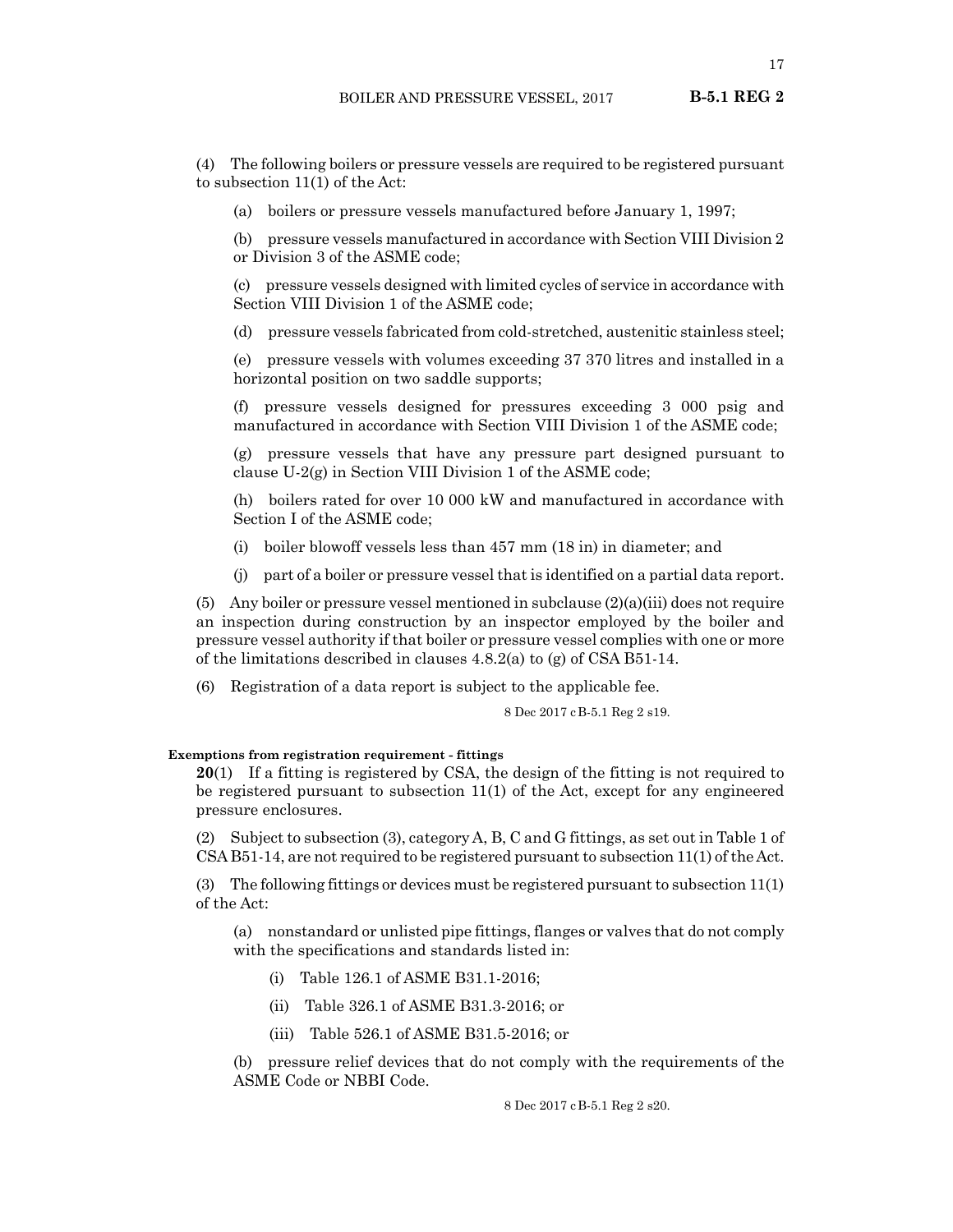(4) The following boilers or pressure vessels are required to be registered pursuant to subsection 11(1) of the Act:

(a) boilers or pressure vessels manufactured before January 1, 1997;

(b) pressure vessels manufactured in accordance with Section VIII Division 2 or Division 3 of the ASME code;

(c) pressure vessels designed with limited cycles of service in accordance with Section VIII Division 1 of the ASME code;

(d) pressure vessels fabricated from cold-stretched, austenitic stainless steel;

(e) pressure vessels with volumes exceeding 37 370 litres and installed in a horizontal position on two saddle supports;

(f) pressure vessels designed for pressures exceeding 3 000 psig and manufactured in accordance with Section VIII Division 1 of the ASME code;

(g) pressure vessels that have any pressure part designed pursuant to clause U-2(g) in Section VIII Division 1 of the ASME code;

(h) boilers rated for over 10 000 kW and manufactured in accordance with Section I of the ASME code;

(i) boiler blowoff vessels less than 457 mm (18 in) in diameter; and

(j) part of a boiler or pressure vessel that is identified on a partial data report.

(5) Any boiler or pressure vessel mentioned in subclause (2)(a)(iii) does not require an inspection during construction by an inspector employed by the boiler and pressure vessel authority if that boiler or pressure vessel complies with one or more of the limitations described in clauses 4.8.2(a) to (g) of CSA B51-14.

(6) Registration of a data report is subject to the applicable fee.

8 Dec 2017 cB-5.1 Reg 2 s19.

**Exemptions from registration requirement - fittings**

**20**(1) If a fitting is registered by CSA, the design of the fitting is not required to be registered pursuant to subsection 11(1) of the Act, except for any engineered pressure enclosures.

(2) Subject to subsection (3), category A, B, C and G fittings, as set out in Table 1 of CSA B51-14, are not required to be registered pursuant to subsection 11(1) of the Act.

(3) The following fittings or devices must be registered pursuant to subsection 11(1) of the Act:

(a) nonstandard or unlisted pipe fittings, flanges or valves that do not comply with the specifications and standards listed in:

(i) Table 126.1 of ASME B31.1-2016;

(ii) Table 326.1 of ASME B31.3-2016; or

(iii) Table 526.1 of ASME B31.5-2016; or

(b) pressure relief devices that do not comply with the requirements of the ASME Code or NBBI Code.

8 Dec 2017 cB-5.1 Reg 2 s20.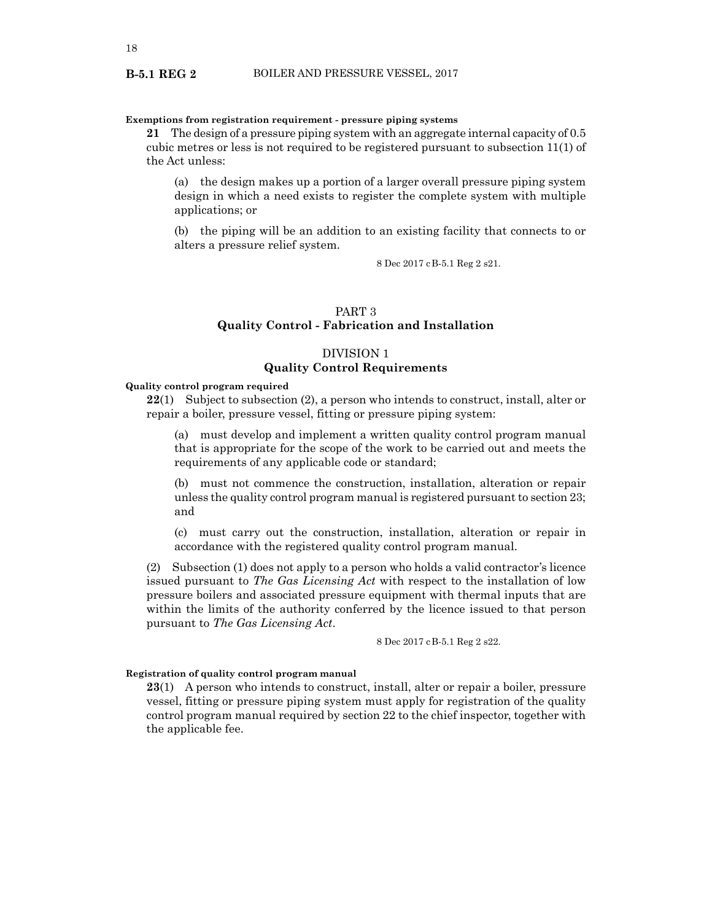**Exemptions from registration requirement - pressure piping systems**

**21** The design of a pressure piping system with an aggregate internal capacity of 0.5 cubic metres or less is not required to be registered pursuant to subsection 11(1) of the Act unless:

(a) the design makes up a portion of a larger overall pressure piping system design in which a need exists to register the complete system with multiple applications; or

(b) the piping will be an addition to an existing facility that connects to or alters a pressure relief system.

8 Dec 2017 cB-5.1 Reg 2 s21.

## PART 3
## Quality Control - Fabrication and Installation

### DIVISION 1
### Quality Control Requirements

**Quality control program required**

**22**(1) Subject to subsection (2), a person who intends to construct, install, alter or repair a boiler, pressure vessel, fitting or pressure piping system:

(a) must develop and implement a written quality control program manual that is appropriate for the scope of the work to be carried out and meets the requirements of any applicable code or standard;

(b) must not commence the construction, installation, alteration or repair unless the quality control program manual is registered pursuant to section 23; and

(c) must carry out the construction, installation, alteration or repair in accordance with the registered quality control program manual.

(2) Subsection (1) does not apply to a person who holds a valid contractor's licence issued pursuant to *The Gas Licensing Act* with respect to the installation of low pressure boilers and associated pressure equipment with thermal inputs that are within the limits of the authority conferred by the licence issued to that person pursuant to *The Gas Licensing Act*.

8 Dec 2017 cB-5.1 Reg 2 s22.

**Registration of quality control program manual**

**23**(1) A person who intends to construct, install, alter or repair a boiler, pressure vessel, fitting or pressure piping system must apply for registration of the quality control program manual required by section 22 to the chief inspector, together with the applicable fee.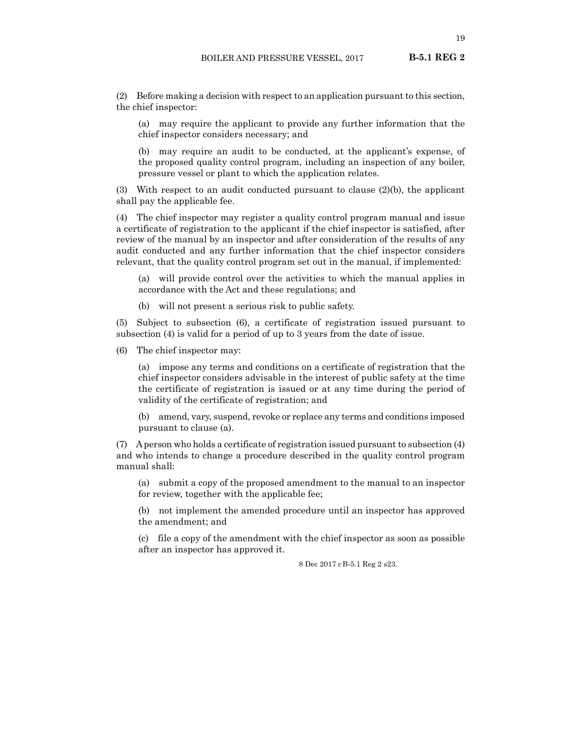(2) Before making a decision with respect to an application pursuant to this section, the chief inspector:

(a) may require the applicant to provide any further information that the chief inspector considers necessary; and

(b) may require an audit to be conducted, at the applicant's expense, of the proposed quality control program, including an inspection of any boiler, pressure vessel or plant to which the application relates.

(3) With respect to an audit conducted pursuant to clause (2)(b), the applicant shall pay the applicable fee.

(4) The chief inspector may register a quality control program manual and issue a certificate of registration to the applicant if the chief inspector is satisfied, after review of the manual by an inspector and after consideration of the results of any audit conducted and any further information that the chief inspector considers relevant, that the quality control program set out in the manual, if implemented:

(a) will provide control over the activities to which the manual applies in accordance with the Act and these regulations; and

(b) will not present a serious risk to public safety.

(5) Subject to subsection (6), a certificate of registration issued pursuant to subsection (4) is valid for a period of up to 3 years from the date of issue.

(6) The chief inspector may:

(a) impose any terms and conditions on a certificate of registration that the chief inspector considers advisable in the interest of public safety at the time the certificate of registration is issued or at any time during the period of validity of the certificate of registration; and

(b) amend, vary, suspend, revoke or replace any terms and conditions imposed pursuant to clause (a).

(7) A person who holds a certificate of registration issued pursuant to subsection (4) and who intends to change a procedure described in the quality control program manual shall:

(a) submit a copy of the proposed amendment to the manual to an inspector for review, together with the applicable fee;

(b) not implement the amended procedure until an inspector has approved the amendment; and

(c) file a copy of the amendment with the chief inspector as soon as possible after an inspector has approved it.

8 Dec 2017 cB-5.1 Reg 2 s23.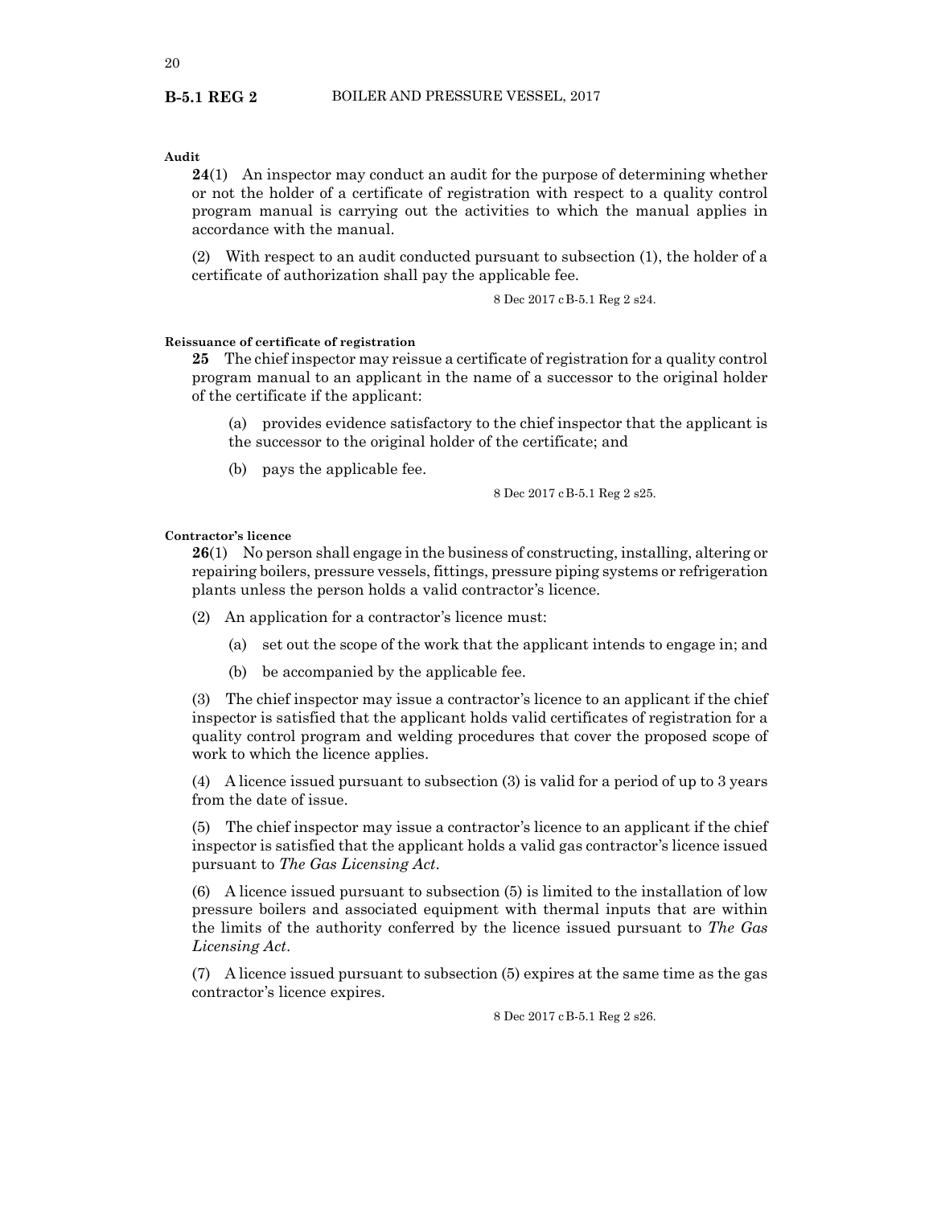**Audit**

**24**(1) An inspector may conduct an audit for the purpose of determining whether or not the holder of a certificate of registration with respect to a quality control program manual is carrying out the activities to which the manual applies in accordance with the manual.

(2) With respect to an audit conducted pursuant to subsection (1), the holder of a certificate of authorization shall pay the applicable fee.

8 Dec 2017 cB-5.1 Reg 2 s24.

**Reissuance of certificate of registration**

**25** The chief inspector may reissue a certificate of registration for a quality control program manual to an applicant in the name of a successor to the original holder of the certificate if the applicant:

(a) provides evidence satisfactory to the chief inspector that the applicant is the successor to the original holder of the certificate; and

(b) pays the applicable fee.

8 Dec 2017 cB-5.1 Reg 2 s25.

**Contractor's licence**

**26**(1) No person shall engage in the business of constructing, installing, altering or repairing boilers, pressure vessels, fittings, pressure piping systems or refrigeration plants unless the person holds a valid contractor's licence.

(2) An application for a contractor's licence must:

(a) set out the scope of the work that the applicant intends to engage in; and

(b) be accompanied by the applicable fee.

(3) The chief inspector may issue a contractor's licence to an applicant if the chief inspector is satisfied that the applicant holds valid certificates of registration for a quality control program and welding procedures that cover the proposed scope of work to which the licence applies.

(4) A licence issued pursuant to subsection (3) is valid for a period of up to 3 years from the date of issue.

(5) The chief inspector may issue a contractor's licence to an applicant if the chief inspector is satisfied that the applicant holds a valid gas contractor's licence issued pursuant to *The Gas Licensing Act*.

(6) A licence issued pursuant to subsection (5) is limited to the installation of low pressure boilers and associated equipment with thermal inputs that are within the limits of the authority conferred by the licence issued pursuant to *The Gas Licensing Act*.

(7) A licence issued pursuant to subsection (5) expires at the same time as the gas contractor's licence expires.

8 Dec 2017 cB-5.1 Reg 2 s26.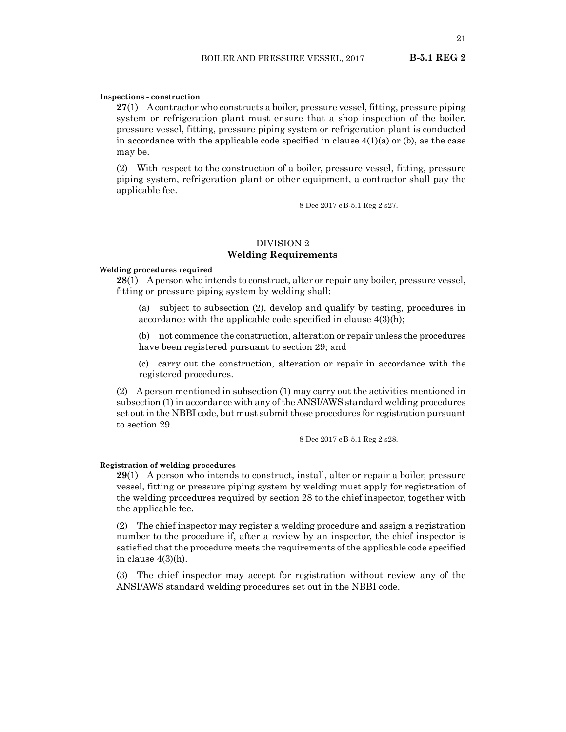**Inspections - construction**

**27**(1) A contractor who constructs a boiler, pressure vessel, fitting, pressure piping system or refrigeration plant must ensure that a shop inspection of the boiler, pressure vessel, fitting, pressure piping system or refrigeration plant is conducted in accordance with the applicable code specified in clause 4(1)(a) or (b), as the case may be.

(2) With respect to the construction of a boiler, pressure vessel, fitting, pressure piping system, refrigeration plant or other equipment, a contractor shall pay the applicable fee.

8 Dec 2017 cB-5.1 Reg 2 s27.

## DIVISION 2
## Welding Requirements

**Welding procedures required**

**28**(1) A person who intends to construct, alter or repair any boiler, pressure vessel, fitting or pressure piping system by welding shall:

(a) subject to subsection (2), develop and qualify by testing, procedures in accordance with the applicable code specified in clause 4(3)(h);

(b) not commence the construction, alteration or repair unless the procedures have been registered pursuant to section 29; and

(c) carry out the construction, alteration or repair in accordance with the registered procedures.

(2) A person mentioned in subsection (1) may carry out the activities mentioned in subsection (1) in accordance with any of the ANSI/AWS standard welding procedures set out in the NBBI code, but must submit those procedures for registration pursuant to section 29.

8 Dec 2017 cB-5.1 Reg 2 s28.

**Registration of welding procedures**

**29**(1) A person who intends to construct, install, alter or repair a boiler, pressure vessel, fitting or pressure piping system by welding must apply for registration of the welding procedures required by section 28 to the chief inspector, together with the applicable fee.

(2) The chief inspector may register a welding procedure and assign a registration number to the procedure if, after a review by an inspector, the chief inspector is satisfied that the procedure meets the requirements of the applicable code specified in clause 4(3)(h).

(3) The chief inspector may accept for registration without review any of the ANSI/AWS standard welding procedures set out in the NBBI code.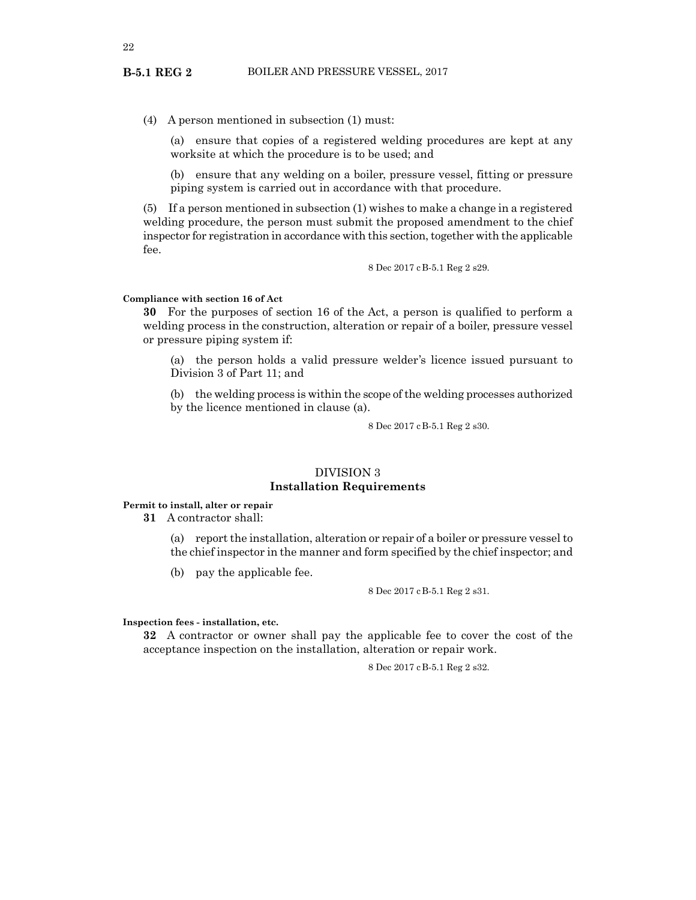(4) A person mentioned in subsection (1) must:

(a) ensure that copies of a registered welding procedures are kept at any worksite at which the procedure is to be used; and

(b) ensure that any welding on a boiler, pressure vessel, fitting or pressure piping system is carried out in accordance with that procedure.

(5) If a person mentioned in subsection (1) wishes to make a change in a registered welding procedure, the person must submit the proposed amendment to the chief inspector for registration in accordance with this section, together with the applicable fee.

8 Dec 2017 cB-5.1 Reg 2 s29.

**Compliance with section 16 of Act**

**30** For the purposes of section 16 of the Act, a person is qualified to perform a welding process in the construction, alteration or repair of a boiler, pressure vessel or pressure piping system if:

(a) the person holds a valid pressure welder's licence issued pursuant to Division 3 of Part 11; and

(b) the welding process is within the scope of the welding processes authorized by the licence mentioned in clause (a).

8 Dec 2017 cB-5.1 Reg 2 s30.

## DIVISION 3
## Installation Requirements

**Permit to install, alter or repair**

**31** A contractor shall:

(a) report the installation, alteration or repair of a boiler or pressure vessel to the chief inspector in the manner and form specified by the chief inspector; and

(b) pay the applicable fee.

8 Dec 2017 cB-5.1 Reg 2 s31.

**Inspection fees - installation, etc.**

**32** A contractor or owner shall pay the applicable fee to cover the cost of the acceptance inspection on the installation, alteration or repair work.

8 Dec 2017 cB-5.1 Reg 2 s32.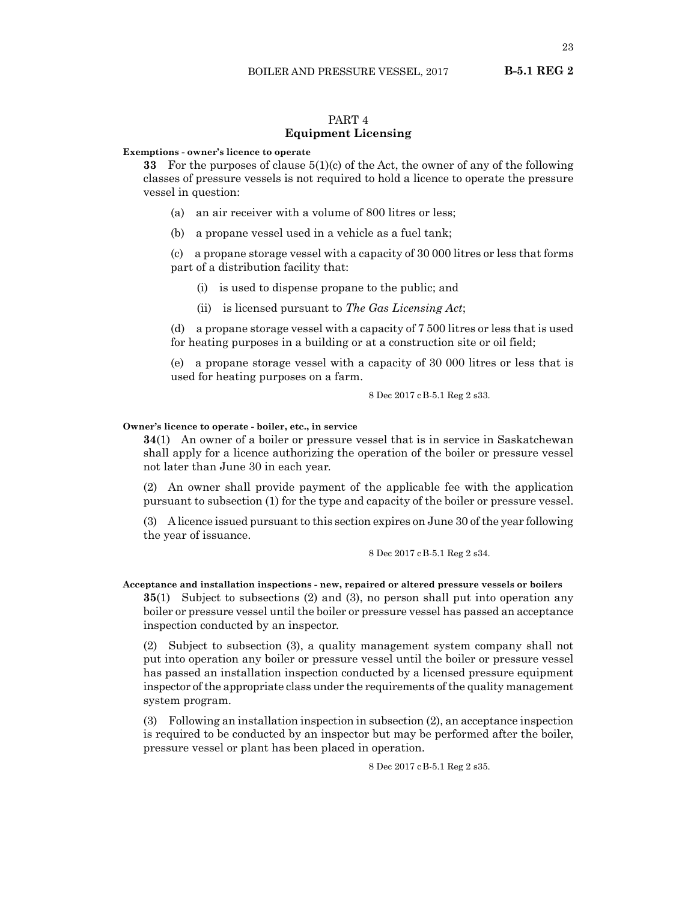## PART 4
## Equipment Licensing

**Exemptions - owner's licence to operate**

**33** For the purposes of clause 5(1)(c) of the Act, the owner of any of the following classes of pressure vessels is not required to hold a licence to operate the pressure vessel in question:

(a) an air receiver with a volume of 800 litres or less;

(b) a propane vessel used in a vehicle as a fuel tank;

(c) a propane storage vessel with a capacity of 30 000 litres or less that forms part of a distribution facility that:

(i) is used to dispense propane to the public; and

(ii) is licensed pursuant to *The Gas Licensing Act*;

(d) a propane storage vessel with a capacity of 7 500 litres or less that is used for heating purposes in a building or at a construction site or oil field;

(e) a propane storage vessel with a capacity of 30 000 litres or less that is used for heating purposes on a farm.

8 Dec 2017 cB-5.1 Reg 2 s33.

**Owner's licence to operate - boiler, etc., in service**

**34**(1) An owner of a boiler or pressure vessel that is in service in Saskatchewan shall apply for a licence authorizing the operation of the boiler or pressure vessel not later than June 30 in each year.

(2) An owner shall provide payment of the applicable fee with the application pursuant to subsection (1) for the type and capacity of the boiler or pressure vessel.

(3) A licence issued pursuant to this section expires on June 30 of the year following the year of issuance.

8 Dec 2017 cB-5.1 Reg 2 s34.

**Acceptance and installation inspections - new, repaired or altered pressure vessels or boilers**

**35**(1) Subject to subsections (2) and (3), no person shall put into operation any boiler or pressure vessel until the boiler or pressure vessel has passed an acceptance inspection conducted by an inspector.

(2) Subject to subsection (3), a quality management system company shall not put into operation any boiler or pressure vessel until the boiler or pressure vessel has passed an installation inspection conducted by a licensed pressure equipment inspector of the appropriate class under the requirements of the quality management system program.

(3) Following an installation inspection in subsection (2), an acceptance inspection is required to be conducted by an inspector but may be performed after the boiler, pressure vessel or plant has been placed in operation.

8 Dec 2017 cB-5.1 Reg 2 s35.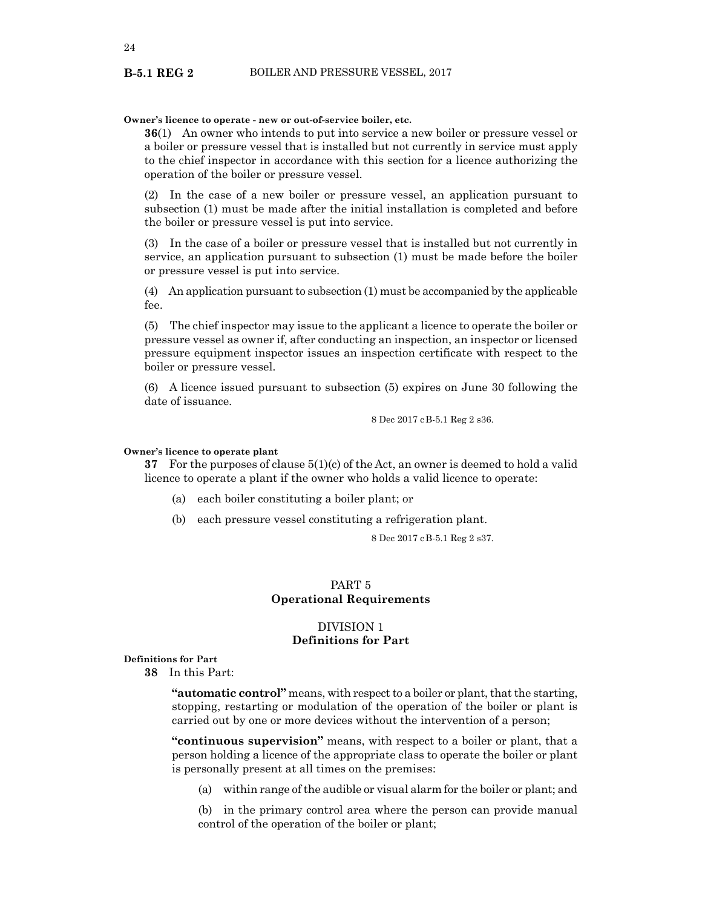**Owner's licence to operate - new or out-of-service boiler, etc.**

**36**(1) An owner who intends to put into service a new boiler or pressure vessel or a boiler or pressure vessel that is installed but not currently in service must apply to the chief inspector in accordance with this section for a licence authorizing the operation of the boiler or pressure vessel.

(2) In the case of a new boiler or pressure vessel, an application pursuant to subsection (1) must be made after the initial installation is completed and before the boiler or pressure vessel is put into service.

(3) In the case of a boiler or pressure vessel that is installed but not currently in service, an application pursuant to subsection (1) must be made before the boiler or pressure vessel is put into service.

(4) An application pursuant to subsection (1) must be accompanied by the applicable fee.

(5) The chief inspector may issue to the applicant a licence to operate the boiler or pressure vessel as owner if, after conducting an inspection, an inspector or licensed pressure equipment inspector issues an inspection certificate with respect to the boiler or pressure vessel.

(6) A licence issued pursuant to subsection (5) expires on June 30 following the date of issuance.

8 Dec 2017 cB-5.1 Reg 2 s36.

**Owner's licence to operate plant**

**37** For the purposes of clause 5(1)(c) of the Act, an owner is deemed to hold a valid licence to operate a plant if the owner who holds a valid licence to operate:

(a) each boiler constituting a boiler plant; or

(b) each pressure vessel constituting a refrigeration plant.

8 Dec 2017 cB-5.1 Reg 2 s37.

## PART 5
## Operational Requirements

### DIVISION 1
### Definitions for Part

**Definitions for Part**

**38** In this Part:

**"automatic control"** means, with respect to a boiler or plant, that the starting, stopping, restarting or modulation of the operation of the boiler or plant is carried out by one or more devices without the intervention of a person;

**"continuous supervision"** means, with respect to a boiler or plant, that a person holding a licence of the appropriate class to operate the boiler or plant is personally present at all times on the premises:

(a) within range of the audible or visual alarm for the boiler or plant; and

(b) in the primary control area where the person can provide manual control of the operation of the boiler or plant;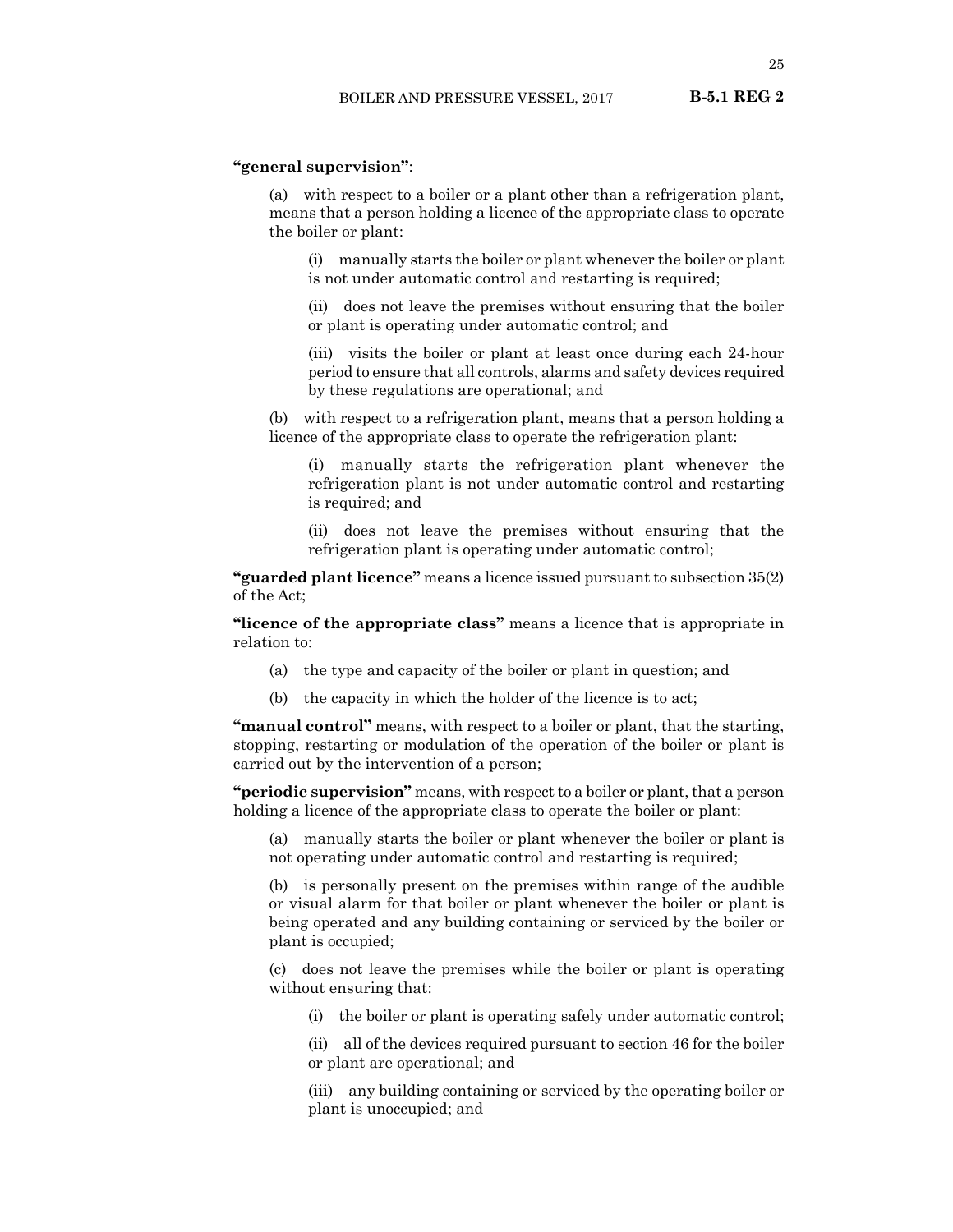**"general supervision"**:

(a) with respect to a boiler or a plant other than a refrigeration plant, means that a person holding a licence of the appropriate class to operate the boiler or plant:

(i) manually starts the boiler or plant whenever the boiler or plant is not under automatic control and restarting is required;

(ii) does not leave the premises without ensuring that the boiler or plant is operating under automatic control; and

(iii) visits the boiler or plant at least once during each 24-hour period to ensure that all controls, alarms and safety devices required by these regulations are operational; and

(b) with respect to a refrigeration plant, means that a person holding a licence of the appropriate class to operate the refrigeration plant:

(i) manually starts the refrigeration plant whenever the refrigeration plant is not under automatic control and restarting is required; and

(ii) does not leave the premises without ensuring that the refrigeration plant is operating under automatic control;

**"guarded plant licence"** means a licence issued pursuant to subsection 35(2) of the Act;

**"licence of the appropriate class"** means a licence that is appropriate in relation to:

(a) the type and capacity of the boiler or plant in question; and

(b) the capacity in which the holder of the licence is to act;

**"manual control"** means, with respect to a boiler or plant, that the starting, stopping, restarting or modulation of the operation of the boiler or plant is carried out by the intervention of a person;

**"periodic supervision"** means, with respect to a boiler or plant, that a person holding a licence of the appropriate class to operate the boiler or plant:

(a) manually starts the boiler or plant whenever the boiler or plant is not operating under automatic control and restarting is required;

(b) is personally present on the premises within range of the audible or visual alarm for that boiler or plant whenever the boiler or plant is being operated and any building containing or serviced by the boiler or plant is occupied;

(c) does not leave the premises while the boiler or plant is operating without ensuring that:

(i) the boiler or plant is operating safely under automatic control;

(ii) all of the devices required pursuant to section 46 for the boiler or plant are operational; and

(iii) any building containing or serviced by the operating boiler or plant is unoccupied; and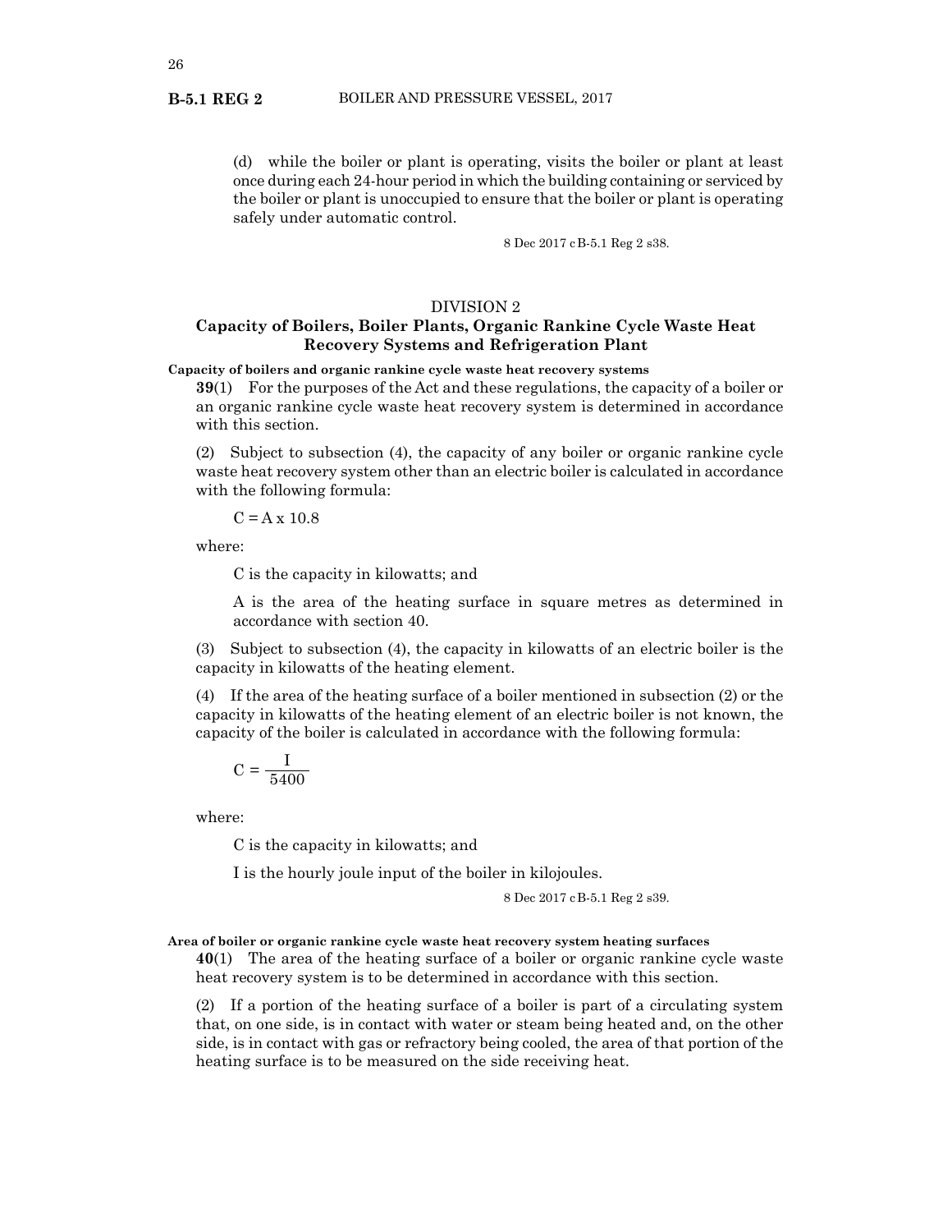(d) while the boiler or plant is operating, visits the boiler or plant at least once during each 24-hour period in which the building containing or serviced by the boiler or plant is unoccupied to ensure that the boiler or plant is operating safely under automatic control.

8 Dec 2017 cB-5.1 Reg 2 s38.

## DIVISION 2
## Capacity of Boilers, Boiler Plants, Organic Rankine Cycle Waste Heat Recovery Systems and Refrigeration Plant

**Capacity of boilers and organic rankine cycle waste heat recovery systems**

**39**(1) For the purposes of the Act and these regulations, the capacity of a boiler or an organic rankine cycle waste heat recovery system is determined in accordance with this section.

(2) Subject to subsection (4), the capacity of any boiler or organic rankine cycle waste heat recovery system other than an electric boiler is calculated in accordance with the following formula:

$$C = A \times 10.8$$

where:

C is the capacity in kilowatts; and

A is the area of the heating surface in square metres as determined in accordance with section 40.

(3) Subject to subsection (4), the capacity in kilowatts of an electric boiler is the capacity in kilowatts of the heating element.

(4) If the area of the heating surface of a boiler mentioned in subsection (2) or the capacity in kilowatts of the heating element of an electric boiler is not known, the capacity of the boiler is calculated in accordance with the following formula:

$$C = \frac{I}{5400}$$

where:

C is the capacity in kilowatts; and

I is the hourly joule input of the boiler in kilojoules.

8 Dec 2017 cB-5.1 Reg 2 s39.

**Area of boiler or organic rankine cycle waste heat recovery system heating surfaces**

**40**(1) The area of the heating surface of a boiler or organic rankine cycle waste heat recovery system is to be determined in accordance with this section.

(2) If a portion of the heating surface of a boiler is part of a circulating system that, on one side, is in contact with water or steam being heated and, on the other side, is in contact with gas or refractory being cooled, the area of that portion of the heating surface is to be measured on the side receiving heat.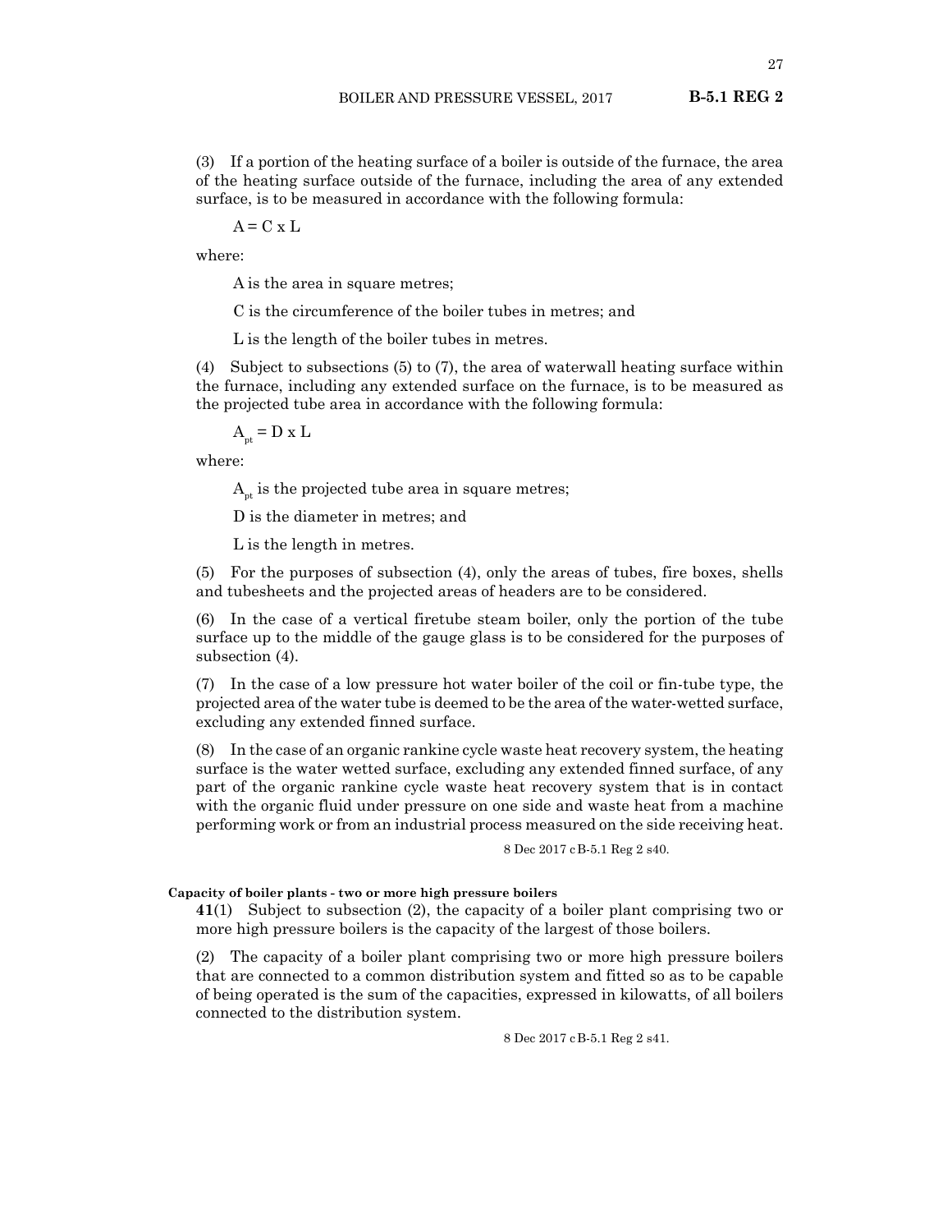(3) If a portion of the heating surface of a boiler is outside of the furnace, the area of the heating surface outside of the furnace, including the area of any extended surface, is to be measured in accordance with the following formula:

$A = C \times L$

where:

A is the area in square metres;

C is the circumference of the boiler tubes in metres; and

L is the length of the boiler tubes in metres.

(4) Subject to subsections (5) to (7), the area of waterwall heating surface within the furnace, including any extended surface on the furnace, is to be measured as the projected tube area in accordance with the following formula:

$A_{pt} = D \times L$

where:

$A_{pt}$ is the projected tube area in square metres;

D is the diameter in metres; and

L is the length in metres.

(5) For the purposes of subsection (4), only the areas of tubes, fire boxes, shells and tubesheets and the projected areas of headers are to be considered.

(6) In the case of a vertical firetube steam boiler, only the portion of the tube surface up to the middle of the gauge glass is to be considered for the purposes of subsection (4).

(7) In the case of a low pressure hot water boiler of the coil or fin-tube type, the projected area of the water tube is deemed to be the area of the water-wetted surface, excluding any extended finned surface.

(8) In the case of an organic rankine cycle waste heat recovery system, the heating surface is the water wetted surface, excluding any extended finned surface, of any part of the organic rankine cycle waste heat recovery system that is in contact with the organic fluid under pressure on one side and waste heat from a machine performing work or from an industrial process measured on the side receiving heat.

8 Dec 2017 cB-5.1 Reg 2 s40.

**Capacity of boiler plants - two or more high pressure boilers**

**41**(1) Subject to subsection (2), the capacity of a boiler plant comprising two or more high pressure boilers is the capacity of the largest of those boilers.

(2) The capacity of a boiler plant comprising two or more high pressure boilers that are connected to a common distribution system and fitted so as to be capable of being operated is the sum of the capacities, expressed in kilowatts, of all boilers connected to the distribution system.

8 Dec 2017 cB-5.1 Reg 2 s41.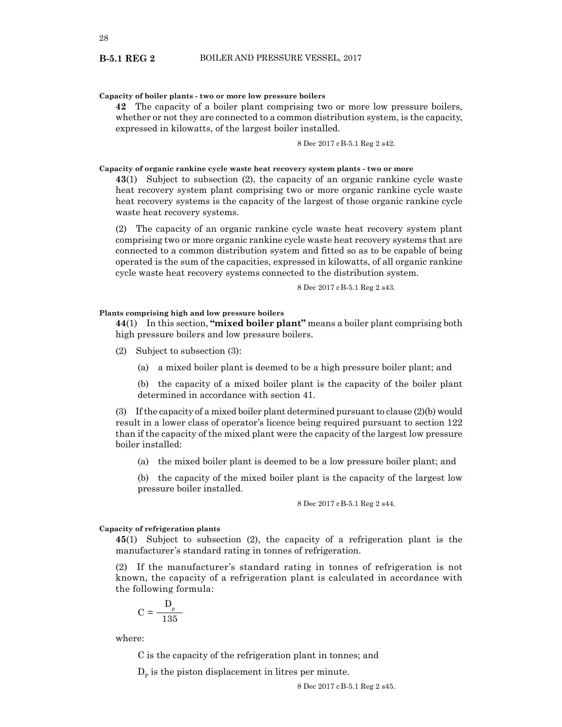**Capacity of boiler plants - two or more low pressure boilers**

**42** The capacity of a boiler plant comprising two or more low pressure boilers, whether or not they are connected to a common distribution system, is the capacity, expressed in kilowatts, of the largest boiler installed.

8 Dec 2017 cB-5.1 Reg 2 s42.

**Capacity of organic rankine cycle waste heat recovery system plants - two or more**

**43**(1) Subject to subsection (2), the capacity of an organic rankine cycle waste heat recovery system plant comprising two or more organic rankine cycle waste heat recovery systems is the capacity of the largest of those organic rankine cycle waste heat recovery systems.

(2) The capacity of an organic rankine cycle waste heat recovery system plant comprising two or more organic rankine cycle waste heat recovery systems that are connected to a common distribution system and fitted so as to be capable of being operated is the sum of the capacities, expressed in kilowatts, of all organic rankine cycle waste heat recovery systems connected to the distribution system.

8 Dec 2017 cB-5.1 Reg 2 s43.

**Plants comprising high and low pressure boilers**

**44**(1) In this section, **"mixed boiler plant"** means a boiler plant comprising both high pressure boilers and low pressure boilers.

(2) Subject to subsection (3):

(a) a mixed boiler plant is deemed to be a high pressure boiler plant; and

(b) the capacity of a mixed boiler plant is the capacity of the boiler plant determined in accordance with section 41.

(3) If the capacity of a mixed boiler plant determined pursuant to clause (2)(b) would result in a lower class of operator's licence being required pursuant to section 122 than if the capacity of the mixed plant were the capacity of the largest low pressure boiler installed:

(a) the mixed boiler plant is deemed to be a low pressure boiler plant; and

(b) the capacity of the mixed boiler plant is the capacity of the largest low pressure boiler installed.

8 Dec 2017 cB-5.1 Reg 2 s44.

**Capacity of refrigeration plants**

**45**(1) Subject to subsection (2), the capacity of a refrigeration plant is the manufacturer's standard rating in tonnes of refrigeration.

(2) If the manufacturer's standard rating in tonnes of refrigeration is not known, the capacity of a refrigeration plant is calculated in accordance with the following formula:

$$C = \frac{D_p}{135}$$

where:

C is the capacity of the refrigeration plant in tonnes; and

$D_p$ is the piston displacement in litres per minute.

8 Dec 2017 cB-5.1 Reg 2 s45.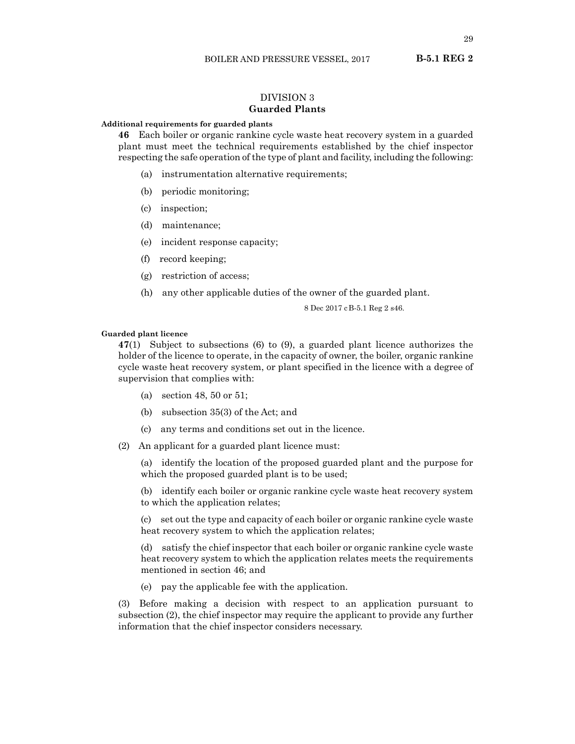## DIVISION 3
## Guarded Plants

**Additional requirements for guarded plants**

**46** Each boiler or organic rankine cycle waste heat recovery system in a guarded plant must meet the technical requirements established by the chief inspector respecting the safe operation of the type of plant and facility, including the following:

(a) instrumentation alternative requirements;

(b) periodic monitoring;

(c) inspection;

(d) maintenance;

(e) incident response capacity;

(f) record keeping;

(g) restriction of access;

(h) any other applicable duties of the owner of the guarded plant.

8 Dec 2017 cB-5.1 Reg 2 s46.

**Guarded plant licence**

**47**(1) Subject to subsections (6) to (9), a guarded plant licence authorizes the holder of the licence to operate, in the capacity of owner, the boiler, organic rankine cycle waste heat recovery system, or plant specified in the licence with a degree of supervision that complies with:

(a) section 48, 50 or 51;

(b) subsection 35(3) of the Act; and

(c) any terms and conditions set out in the licence.

(2) An applicant for a guarded plant licence must:

(a) identify the location of the proposed guarded plant and the purpose for which the proposed guarded plant is to be used;

(b) identify each boiler or organic rankine cycle waste heat recovery system to which the application relates;

(c) set out the type and capacity of each boiler or organic rankine cycle waste heat recovery system to which the application relates;

(d) satisfy the chief inspector that each boiler or organic rankine cycle waste heat recovery system to which the application relates meets the requirements mentioned in section 46; and

(e) pay the applicable fee with the application.

(3) Before making a decision with respect to an application pursuant to subsection (2), the chief inspector may require the applicant to provide any further information that the chief inspector considers necessary.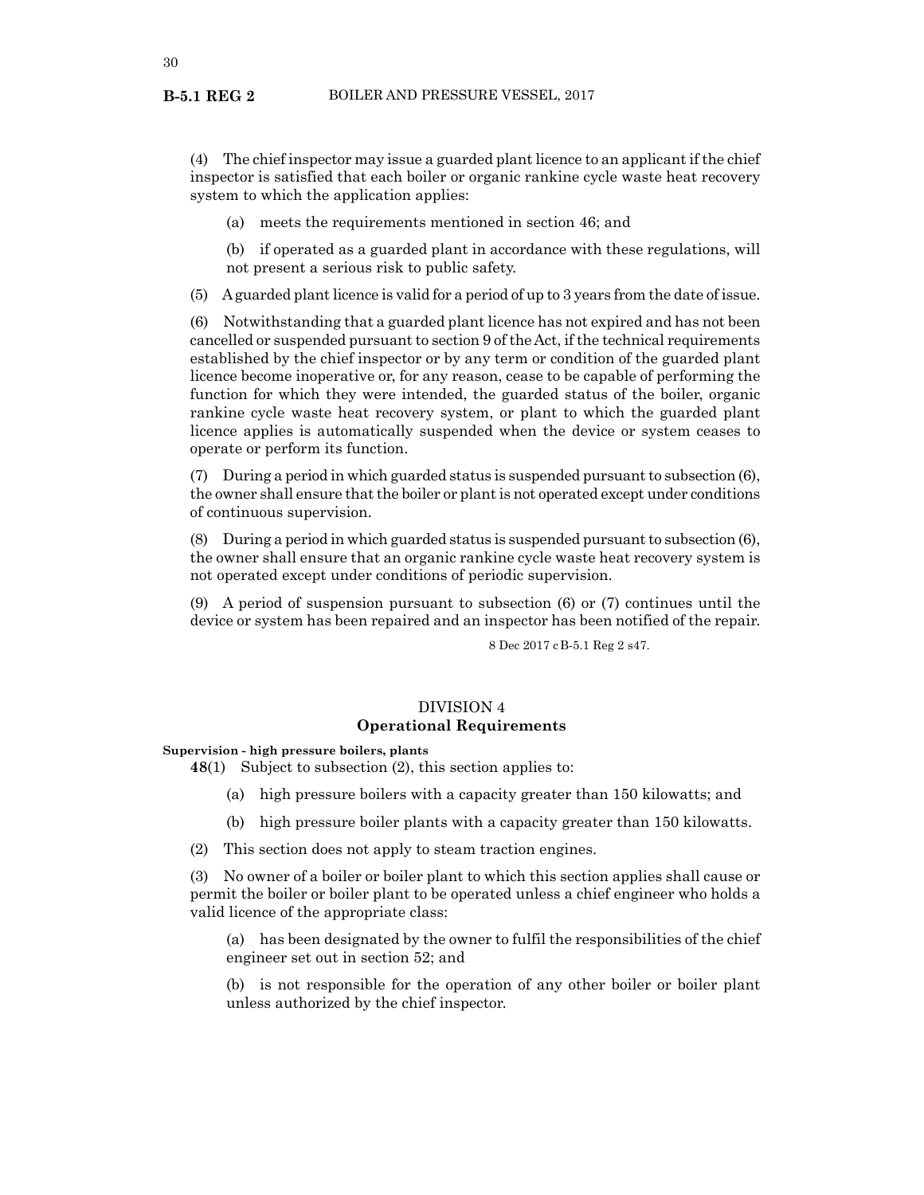(4) The chief inspector may issue a guarded plant licence to an applicant if the chief inspector is satisfied that each boiler or organic rankine cycle waste heat recovery system to which the application applies:

(a) meets the requirements mentioned in section 46; and

(b) if operated as a guarded plant in accordance with these regulations, will not present a serious risk to public safety.

(5) A guarded plant licence is valid for a period of up to 3 years from the date of issue.

(6) Notwithstanding that a guarded plant licence has not expired and has not been cancelled or suspended pursuant to section 9 of the Act, if the technical requirements established by the chief inspector or by any term or condition of the guarded plant licence become inoperative or, for any reason, cease to be capable of performing the function for which they were intended, the guarded status of the boiler, organic rankine cycle waste heat recovery system, or plant to which the guarded plant licence applies is automatically suspended when the device or system ceases to operate or perform its function.

(7) During a period in which guarded status is suspended pursuant to subsection (6), the owner shall ensure that the boiler or plant is not operated except under conditions of continuous supervision.

(8) During a period in which guarded status is suspended pursuant to subsection (6), the owner shall ensure that an organic rankine cycle waste heat recovery system is not operated except under conditions of periodic supervision.

(9) A period of suspension pursuant to subsection (6) or (7) continues until the device or system has been repaired and an inspector has been notified of the repair.

8 Dec 2017 cB-5.1 Reg 2 s47.

## DIVISION 4
## Operational Requirements

**Supervision - high pressure boilers, plants**

**48**(1) Subject to subsection (2), this section applies to:

(a) high pressure boilers with a capacity greater than 150 kilowatts; and

(b) high pressure boiler plants with a capacity greater than 150 kilowatts.

(2) This section does not apply to steam traction engines.

(3) No owner of a boiler or boiler plant to which this section applies shall cause or permit the boiler or boiler plant to be operated unless a chief engineer who holds a valid licence of the appropriate class:

(a) has been designated by the owner to fulfil the responsibilities of the chief engineer set out in section 52; and

(b) is not responsible for the operation of any other boiler or boiler plant unless authorized by the chief inspector.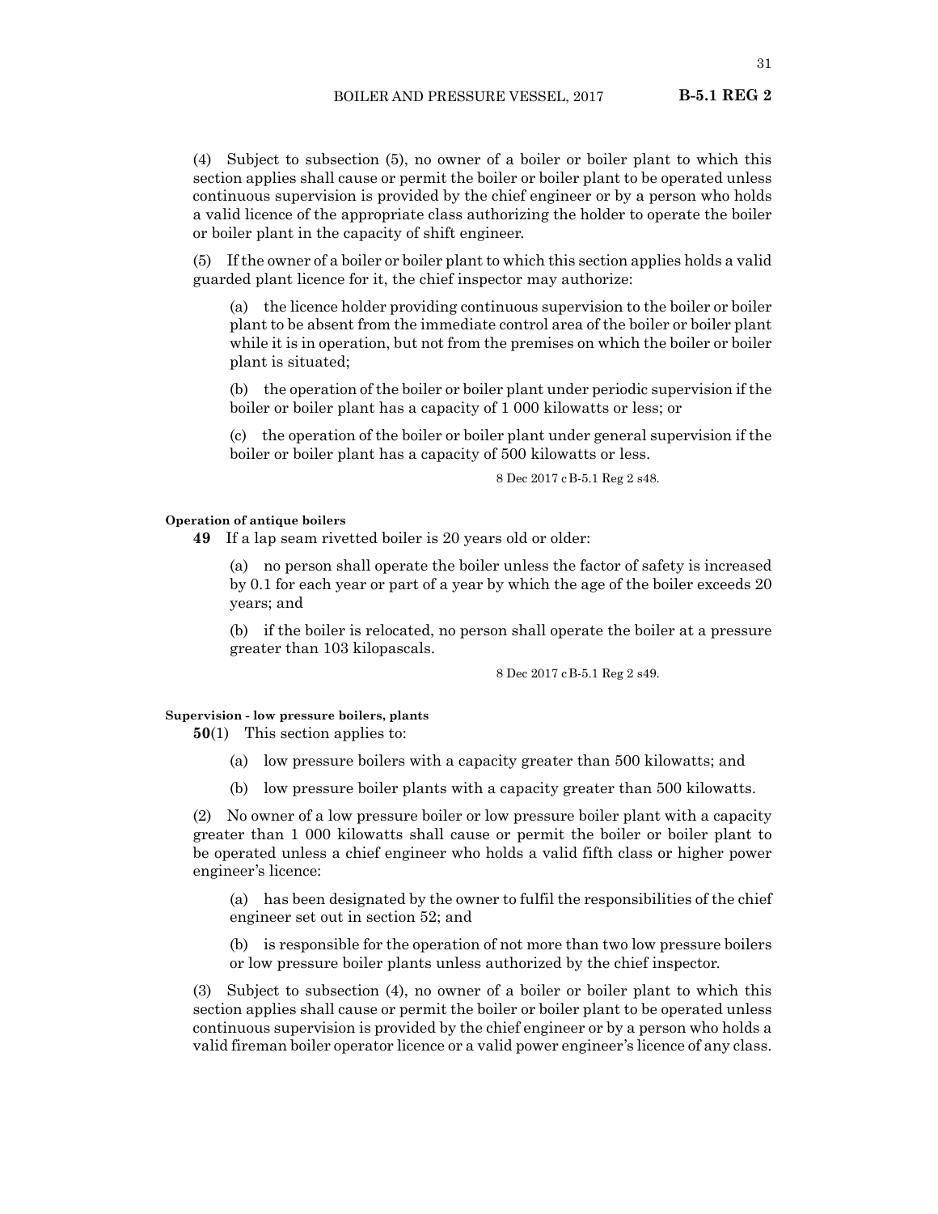(4) Subject to subsection (5), no owner of a boiler or boiler plant to which this section applies shall cause or permit the boiler or boiler plant to be operated unless continuous supervision is provided by the chief engineer or by a person who holds a valid licence of the appropriate class authorizing the holder to operate the boiler or boiler plant in the capacity of shift engineer.

(5) If the owner of a boiler or boiler plant to which this section applies holds a valid guarded plant licence for it, the chief inspector may authorize:

(a) the licence holder providing continuous supervision to the boiler or boiler plant to be absent from the immediate control area of the boiler or boiler plant while it is in operation, but not from the premises on which the boiler or boiler plant is situated;

(b) the operation of the boiler or boiler plant under periodic supervision if the boiler or boiler plant has a capacity of 1 000 kilowatts or less; or

(c) the operation of the boiler or boiler plant under general supervision if the boiler or boiler plant has a capacity of 500 kilowatts or less.

8 Dec 2017 cB-5.1 Reg 2 s48.

#### Operation of antique boilers

**49** If a lap seam rivetted boiler is 20 years old or older:

(a) no person shall operate the boiler unless the factor of safety is increased by 0.1 for each year or part of a year by which the age of the boiler exceeds 20 years; and

(b) if the boiler is relocated, no person shall operate the boiler at a pressure greater than 103 kilopascals.

8 Dec 2017 cB-5.1 Reg 2 s49.

#### Supervision - low pressure boilers, plants

**50**(1) This section applies to:

(a) low pressure boilers with a capacity greater than 500 kilowatts; and

(b) low pressure boiler plants with a capacity greater than 500 kilowatts.

(2) No owner of a low pressure boiler or low pressure boiler plant with a capacity greater than 1 000 kilowatts shall cause or permit the boiler or boiler plant to be operated unless a chief engineer who holds a valid fifth class or higher power engineer's licence:

(a) has been designated by the owner to fulfil the responsibilities of the chief engineer set out in section 52; and

(b) is responsible for the operation of not more than two low pressure boilers or low pressure boiler plants unless authorized by the chief inspector.

(3) Subject to subsection (4), no owner of a boiler or boiler plant to which this section applies shall cause or permit the boiler or boiler plant to be operated unless continuous supervision is provided by the chief engineer or by a person who holds a valid fireman boiler operator licence or a valid power engineer's licence of any class.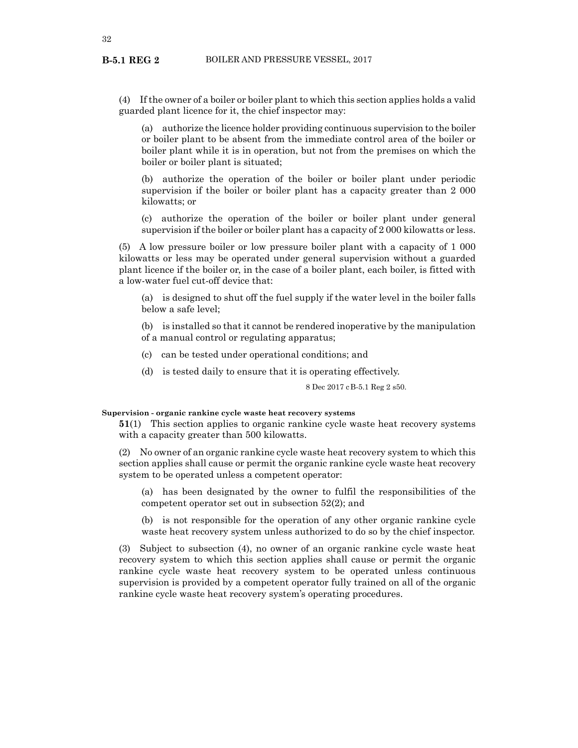(4) If the owner of a boiler or boiler plant to which this section applies holds a valid guarded plant licence for it, the chief inspector may:

(a) authorize the licence holder providing continuous supervision to the boiler or boiler plant to be absent from the immediate control area of the boiler or boiler plant while it is in operation, but not from the premises on which the boiler or boiler plant is situated;

(b) authorize the operation of the boiler or boiler plant under periodic supervision if the boiler or boiler plant has a capacity greater than 2 000 kilowatts; or

(c) authorize the operation of the boiler or boiler plant under general supervision if the boiler or boiler plant has a capacity of 2 000 kilowatts or less.

(5) A low pressure boiler or low pressure boiler plant with a capacity of 1 000 kilowatts or less may be operated under general supervision without a guarded plant licence if the boiler or, in the case of a boiler plant, each boiler, is fitted with a low-water fuel cut-off device that:

(a) is designed to shut off the fuel supply if the water level in the boiler falls below a safe level;

(b) is installed so that it cannot be rendered inoperative by the manipulation of a manual control or regulating apparatus;

(c) can be tested under operational conditions; and

(d) is tested daily to ensure that it is operating effectively.

8 Dec 2017 cB-5.1 Reg 2 s50.

**Supervision - organic rankine cycle waste heat recovery systems**

**51**(1) This section applies to organic rankine cycle waste heat recovery systems with a capacity greater than 500 kilowatts.

(2) No owner of an organic rankine cycle waste heat recovery system to which this section applies shall cause or permit the organic rankine cycle waste heat recovery system to be operated unless a competent operator:

(a) has been designated by the owner to fulfil the responsibilities of the competent operator set out in subsection 52(2); and

(b) is not responsible for the operation of any other organic rankine cycle waste heat recovery system unless authorized to do so by the chief inspector.

(3) Subject to subsection (4), no owner of an organic rankine cycle waste heat recovery system to which this section applies shall cause or permit the organic rankine cycle waste heat recovery system to be operated unless continuous supervision is provided by a competent operator fully trained on all of the organic rankine cycle waste heat recovery system's operating procedures.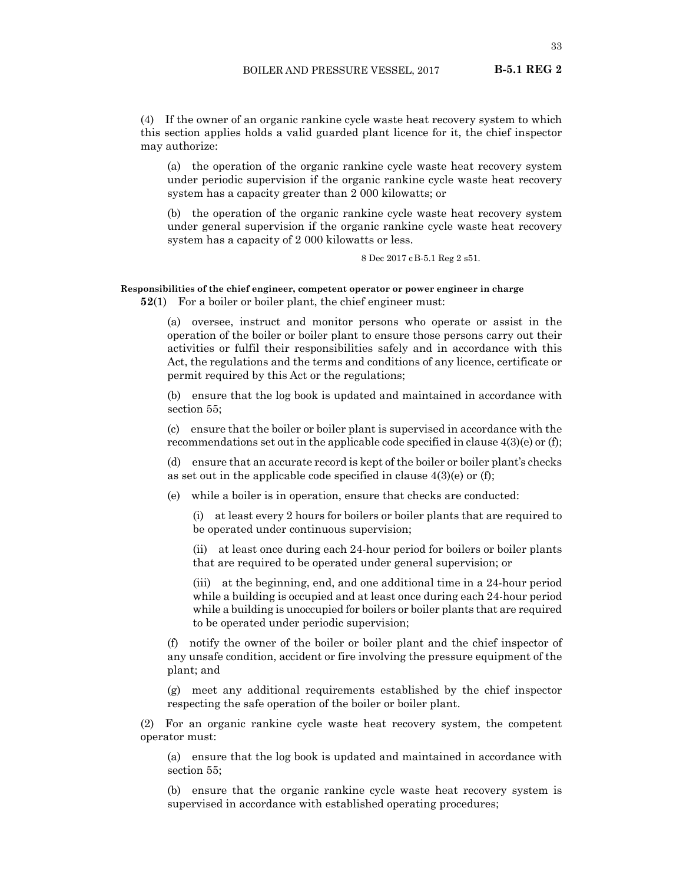(4) If the owner of an organic rankine cycle waste heat recovery system to which this section applies holds a valid guarded plant licence for it, the chief inspector may authorize:

(a) the operation of the organic rankine cycle waste heat recovery system under periodic supervision if the organic rankine cycle waste heat recovery system has a capacity greater than 2 000 kilowatts; or

(b) the operation of the organic rankine cycle waste heat recovery system under general supervision if the organic rankine cycle waste heat recovery system has a capacity of 2 000 kilowatts or less.

8 Dec 2017 cB-5.1 Reg 2 s51.

**Responsibilities of the chief engineer, competent operator or power engineer in charge**

**52**(1) For a boiler or boiler plant, the chief engineer must:

(a) oversee, instruct and monitor persons who operate or assist in the operation of the boiler or boiler plant to ensure those persons carry out their activities or fulfil their responsibilities safely and in accordance with this Act, the regulations and the terms and conditions of any licence, certificate or permit required by this Act or the regulations;

(b) ensure that the log book is updated and maintained in accordance with section 55;

(c) ensure that the boiler or boiler plant is supervised in accordance with the recommendations set out in the applicable code specified in clause 4(3)(e) or (f);

(d) ensure that an accurate record is kept of the boiler or boiler plant's checks as set out in the applicable code specified in clause 4(3)(e) or (f);

(e) while a boiler is in operation, ensure that checks are conducted:

(i) at least every 2 hours for boilers or boiler plants that are required to be operated under continuous supervision;

(ii) at least once during each 24-hour period for boilers or boiler plants that are required to be operated under general supervision; or

(iii) at the beginning, end, and one additional time in a 24-hour period while a building is occupied and at least once during each 24-hour period while a building is unoccupied for boilers or boiler plants that are required to be operated under periodic supervision;

(f) notify the owner of the boiler or boiler plant and the chief inspector of any unsafe condition, accident or fire involving the pressure equipment of the plant; and

(g) meet any additional requirements established by the chief inspector respecting the safe operation of the boiler or boiler plant.

(2) For an organic rankine cycle waste heat recovery system, the competent operator must:

(a) ensure that the log book is updated and maintained in accordance with section 55;

(b) ensure that the organic rankine cycle waste heat recovery system is supervised in accordance with established operating procedures;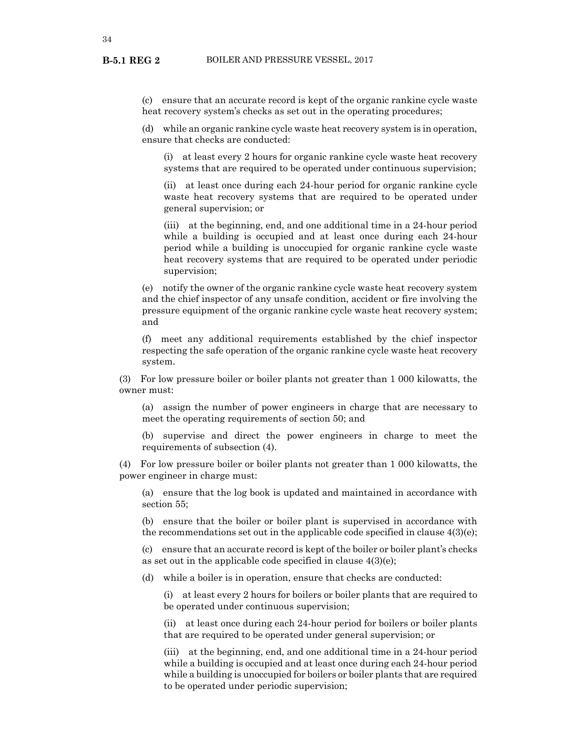(c) ensure that an accurate record is kept of the organic rankine cycle waste heat recovery system's checks as set out in the operating procedures;

(d) while an organic rankine cycle waste heat recovery system is in operation, ensure that checks are conducted:

(i) at least every 2 hours for organic rankine cycle waste heat recovery systems that are required to be operated under continuous supervision;

(ii) at least once during each 24-hour period for organic rankine cycle waste heat recovery systems that are required to be operated under general supervision; or

(iii) at the beginning, end, and one additional time in a 24-hour period while a building is occupied and at least once during each 24-hour period while a building is unoccupied for organic rankine cycle waste heat recovery systems that are required to be operated under periodic supervision;

(e) notify the owner of the organic rankine cycle waste heat recovery system and the chief inspector of any unsafe condition, accident or fire involving the pressure equipment of the organic rankine cycle waste heat recovery system; and

(f) meet any additional requirements established by the chief inspector respecting the safe operation of the organic rankine cycle waste heat recovery system.

(3) For low pressure boiler or boiler plants not greater than 1 000 kilowatts, the owner must:

(a) assign the number of power engineers in charge that are necessary to meet the operating requirements of section 50; and

(b) supervise and direct the power engineers in charge to meet the requirements of subsection (4).

(4) For low pressure boiler or boiler plants not greater than 1 000 kilowatts, the power engineer in charge must:

(a) ensure that the log book is updated and maintained in accordance with section 55;

(b) ensure that the boiler or boiler plant is supervised in accordance with the recommendations set out in the applicable code specified in clause 4(3)(e);

(c) ensure that an accurate record is kept of the boiler or boiler plant's checks as set out in the applicable code specified in clause 4(3)(e);

(d) while a boiler is in operation, ensure that checks are conducted:

(i) at least every 2 hours for boilers or boiler plants that are required to be operated under continuous supervision;

(ii) at least once during each 24-hour period for boilers or boiler plants that are required to be operated under general supervision; or

(iii) at the beginning, end, and one additional time in a 24-hour period while a building is occupied and at least once during each 24-hour period while a building is unoccupied for boilers or boiler plants that are required to be operated under periodic supervision;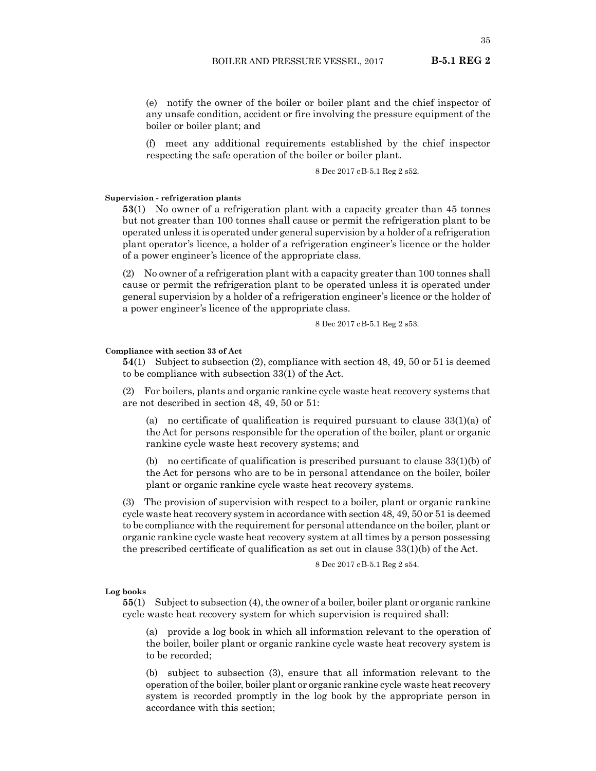(e) notify the owner of the boiler or boiler plant and the chief inspector of any unsafe condition, accident or fire involving the pressure equipment of the boiler or boiler plant; and

(f) meet any additional requirements established by the chief inspector respecting the safe operation of the boiler or boiler plant.

8 Dec 2017 cB-5.1 Reg 2 s52.

**Supervision - refrigeration plants**

**53**(1) No owner of a refrigeration plant with a capacity greater than 45 tonnes but not greater than 100 tonnes shall cause or permit the refrigeration plant to be operated unless it is operated under general supervision by a holder of a refrigeration plant operator's licence, a holder of a refrigeration engineer's licence or the holder of a power engineer's licence of the appropriate class.

(2) No owner of a refrigeration plant with a capacity greater than 100 tonnes shall cause or permit the refrigeration plant to be operated unless it is operated under general supervision by a holder of a refrigeration engineer's licence or the holder of a power engineer's licence of the appropriate class.

8 Dec 2017 cB-5.1 Reg 2 s53.

**Compliance with section 33 of Act**

**54**(1) Subject to subsection (2), compliance with section 48, 49, 50 or 51 is deemed to be compliance with subsection 33(1) of the Act.

(2) For boilers, plants and organic rankine cycle waste heat recovery systems that are not described in section 48, 49, 50 or 51:

(a) no certificate of qualification is required pursuant to clause 33(1)(a) of the Act for persons responsible for the operation of the boiler, plant or organic rankine cycle waste heat recovery systems; and

(b) no certificate of qualification is prescribed pursuant to clause 33(1)(b) of the Act for persons who are to be in personal attendance on the boiler, boiler plant or organic rankine cycle waste heat recovery systems.

(3) The provision of supervision with respect to a boiler, plant or organic rankine cycle waste heat recovery system in accordance with section 48, 49, 50 or 51 is deemed to be compliance with the requirement for personal attendance on the boiler, plant or organic rankine cycle waste heat recovery system at all times by a person possessing the prescribed certificate of qualification as set out in clause 33(1)(b) of the Act.

8 Dec 2017 cB-5.1 Reg 2 s54.

**Log books**

**55**(1) Subject to subsection (4), the owner of a boiler, boiler plant or organic rankine cycle waste heat recovery system for which supervision is required shall:

(a) provide a log book in which all information relevant to the operation of the boiler, boiler plant or organic rankine cycle waste heat recovery system is to be recorded;

(b) subject to subsection (3), ensure that all information relevant to the operation of the boiler, boiler plant or organic rankine cycle waste heat recovery system is recorded promptly in the log book by the appropriate person in accordance with this section;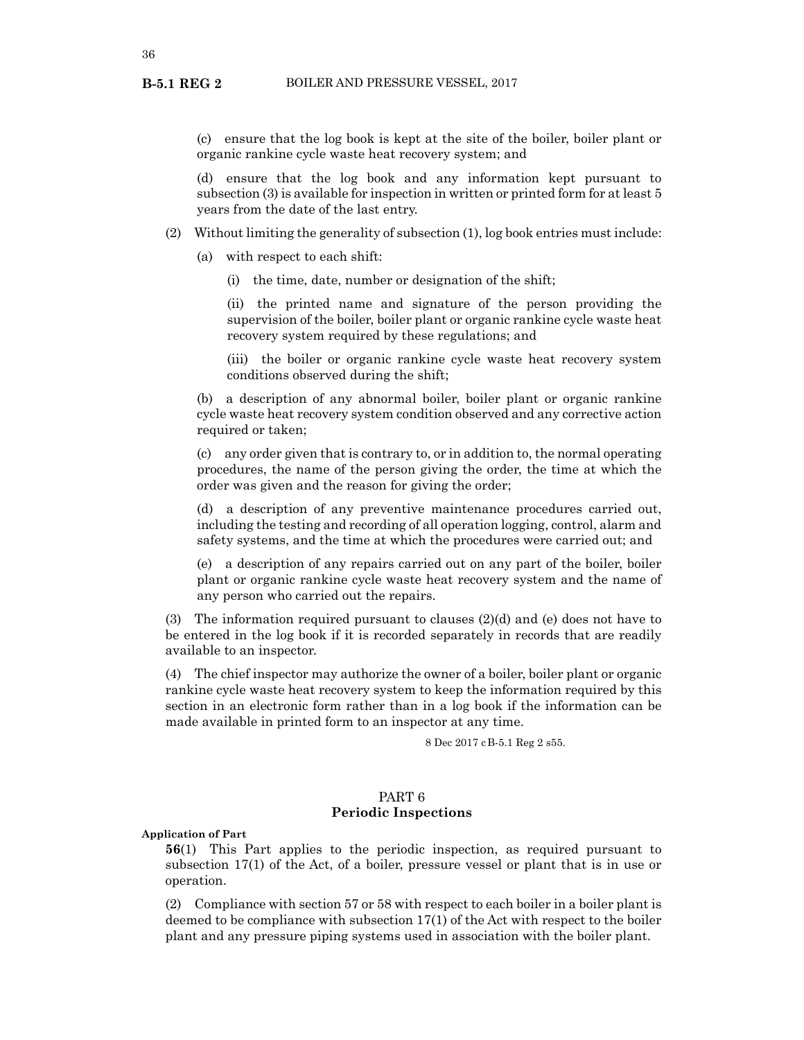(c) ensure that the log book is kept at the site of the boiler, boiler plant or organic rankine cycle waste heat recovery system; and

(d) ensure that the log book and any information kept pursuant to subsection (3) is available for inspection in written or printed form for at least 5 years from the date of the last entry.

(2) Without limiting the generality of subsection (1), log book entries must include:

(a) with respect to each shift:

(i) the time, date, number or designation of the shift;

(ii) the printed name and signature of the person providing the supervision of the boiler, boiler plant or organic rankine cycle waste heat recovery system required by these regulations; and

(iii) the boiler or organic rankine cycle waste heat recovery system conditions observed during the shift;

(b) a description of any abnormal boiler, boiler plant or organic rankine cycle waste heat recovery system condition observed and any corrective action required or taken;

(c) any order given that is contrary to, or in addition to, the normal operating procedures, the name of the person giving the order, the time at which the order was given and the reason for giving the order;

(d) a description of any preventive maintenance procedures carried out, including the testing and recording of all operation logging, control, alarm and safety systems, and the time at which the procedures were carried out; and

(e) a description of any repairs carried out on any part of the boiler, boiler plant or organic rankine cycle waste heat recovery system and the name of any person who carried out the repairs.

(3) The information required pursuant to clauses (2)(d) and (e) does not have to be entered in the log book if it is recorded separately in records that are readily available to an inspector.

(4) The chief inspector may authorize the owner of a boiler, boiler plant or organic rankine cycle waste heat recovery system to keep the information required by this section in an electronic form rather than in a log book if the information can be made available in printed form to an inspector at any time.

8 Dec 2017 cB-5.1 Reg 2 s55.

## PART 6
## Periodic Inspections

**Application of Part**

**56**(1) This Part applies to the periodic inspection, as required pursuant to subsection 17(1) of the Act, of a boiler, pressure vessel or plant that is in use or operation.

(2) Compliance with section 57 or 58 with respect to each boiler in a boiler plant is deemed to be compliance with subsection 17(1) of the Act with respect to the boiler plant and any pressure piping systems used in association with the boiler plant.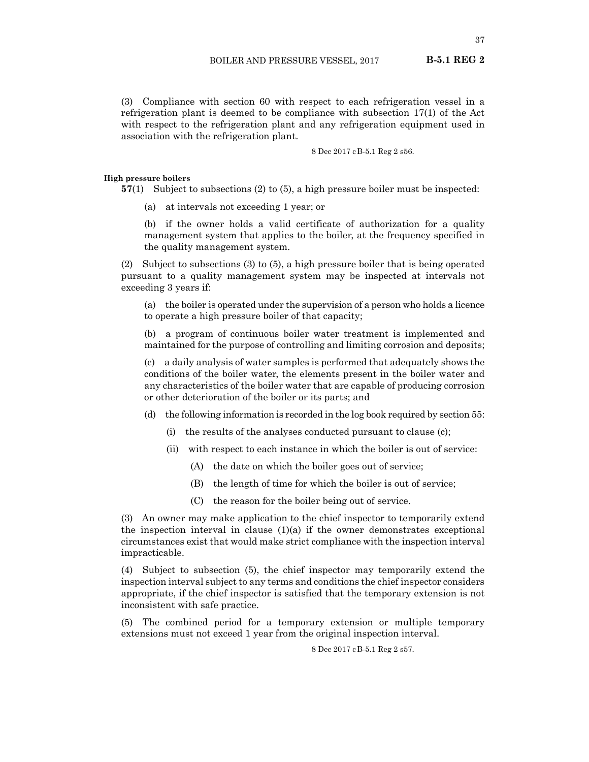(3) Compliance with section 60 with respect to each refrigeration vessel in a refrigeration plant is deemed to be compliance with subsection 17(1) of the Act with respect to the refrigeration plant and any refrigeration equipment used in association with the refrigeration plant.

8 Dec 2017 cB-5.1 Reg 2 s56.

**High pressure boilers**

**57**(1) Subject to subsections (2) to (5), a high pressure boiler must be inspected:

(a) at intervals not exceeding 1 year; or

(b) if the owner holds a valid certificate of authorization for a quality management system that applies to the boiler, at the frequency specified in the quality management system.

(2) Subject to subsections (3) to (5), a high pressure boiler that is being operated pursuant to a quality management system may be inspected at intervals not exceeding 3 years if:

(a) the boiler is operated under the supervision of a person who holds a licence to operate a high pressure boiler of that capacity;

(b) a program of continuous boiler water treatment is implemented and maintained for the purpose of controlling and limiting corrosion and deposits;

(c) a daily analysis of water samples is performed that adequately shows the conditions of the boiler water, the elements present in the boiler water and any characteristics of the boiler water that are capable of producing corrosion or other deterioration of the boiler or its parts; and

(d) the following information is recorded in the log book required by section 55:

(i) the results of the analyses conducted pursuant to clause (c);

(ii) with respect to each instance in which the boiler is out of service:

(A) the date on which the boiler goes out of service;

(B) the length of time for which the boiler is out of service;

(C) the reason for the boiler being out of service.

(3) An owner may make application to the chief inspector to temporarily extend the inspection interval in clause (1)(a) if the owner demonstrates exceptional circumstances exist that would make strict compliance with the inspection interval impracticable.

(4) Subject to subsection (5), the chief inspector may temporarily extend the inspection interval subject to any terms and conditions the chief inspector considers appropriate, if the chief inspector is satisfied that the temporary extension is not inconsistent with safe practice.

(5) The combined period for a temporary extension or multiple temporary extensions must not exceed 1 year from the original inspection interval.

8 Dec 2017 cB-5.1 Reg 2 s57.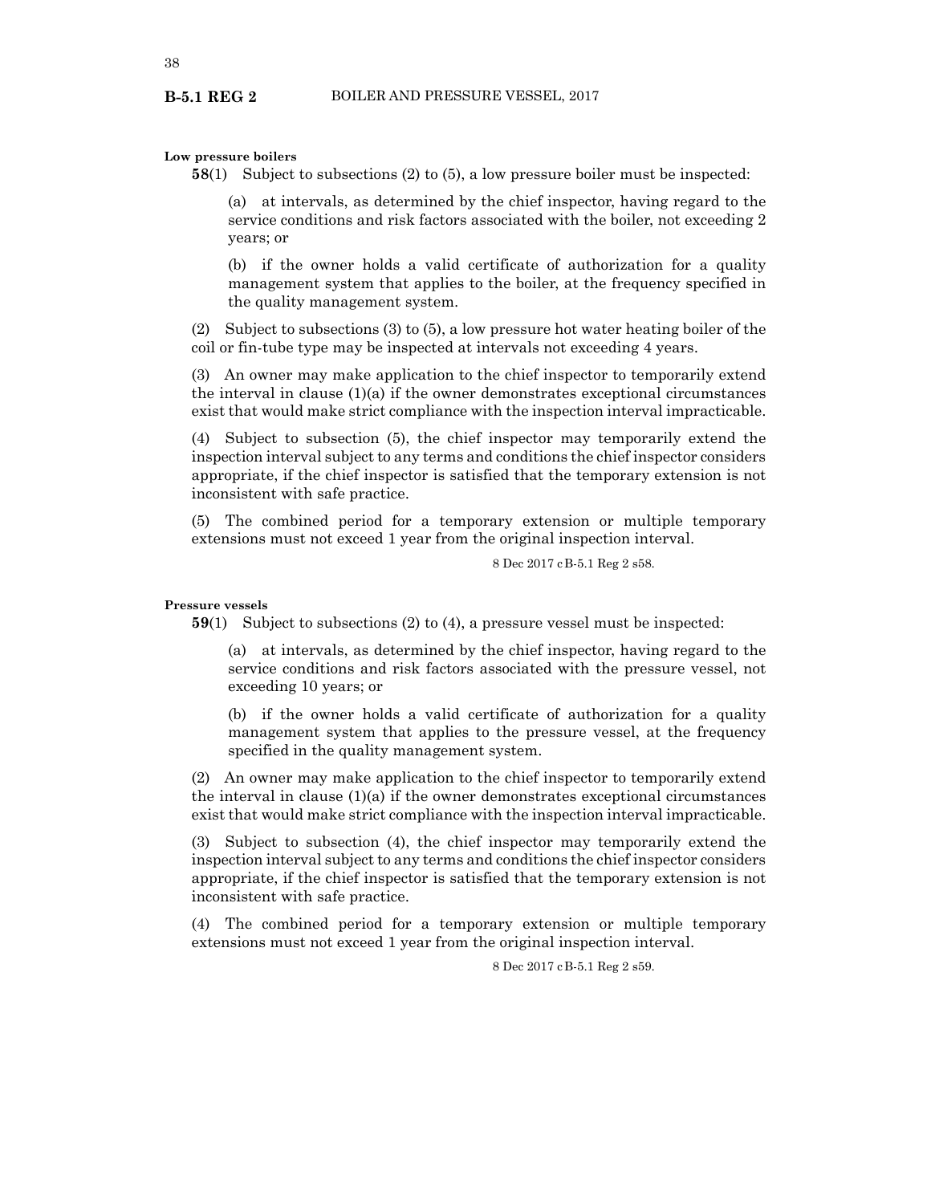**Low pressure boilers**

**58**(1) Subject to subsections (2) to (5), a low pressure boiler must be inspected:

(a) at intervals, as determined by the chief inspector, having regard to the service conditions and risk factors associated with the boiler, not exceeding 2 years; or

(b) if the owner holds a valid certificate of authorization for a quality management system that applies to the boiler, at the frequency specified in the quality management system.

(2) Subject to subsections (3) to (5), a low pressure hot water heating boiler of the coil or fin-tube type may be inspected at intervals not exceeding 4 years.

(3) An owner may make application to the chief inspector to temporarily extend the interval in clause (1)(a) if the owner demonstrates exceptional circumstances exist that would make strict compliance with the inspection interval impracticable.

(4) Subject to subsection (5), the chief inspector may temporarily extend the inspection interval subject to any terms and conditions the chief inspector considers appropriate, if the chief inspector is satisfied that the temporary extension is not inconsistent with safe practice.

(5) The combined period for a temporary extension or multiple temporary extensions must not exceed 1 year from the original inspection interval.

8 Dec 2017 cB-5.1 Reg 2 s58.

**Pressure vessels**

**59**(1) Subject to subsections (2) to (4), a pressure vessel must be inspected:

(a) at intervals, as determined by the chief inspector, having regard to the service conditions and risk factors associated with the pressure vessel, not exceeding 10 years; or

(b) if the owner holds a valid certificate of authorization for a quality management system that applies to the pressure vessel, at the frequency specified in the quality management system.

(2) An owner may make application to the chief inspector to temporarily extend the interval in clause (1)(a) if the owner demonstrates exceptional circumstances exist that would make strict compliance with the inspection interval impracticable.

(3) Subject to subsection (4), the chief inspector may temporarily extend the inspection interval subject to any terms and conditions the chief inspector considers appropriate, if the chief inspector is satisfied that the temporary extension is not inconsistent with safe practice.

(4) The combined period for a temporary extension or multiple temporary extensions must not exceed 1 year from the original inspection interval.

8 Dec 2017 cB-5.1 Reg 2 s59.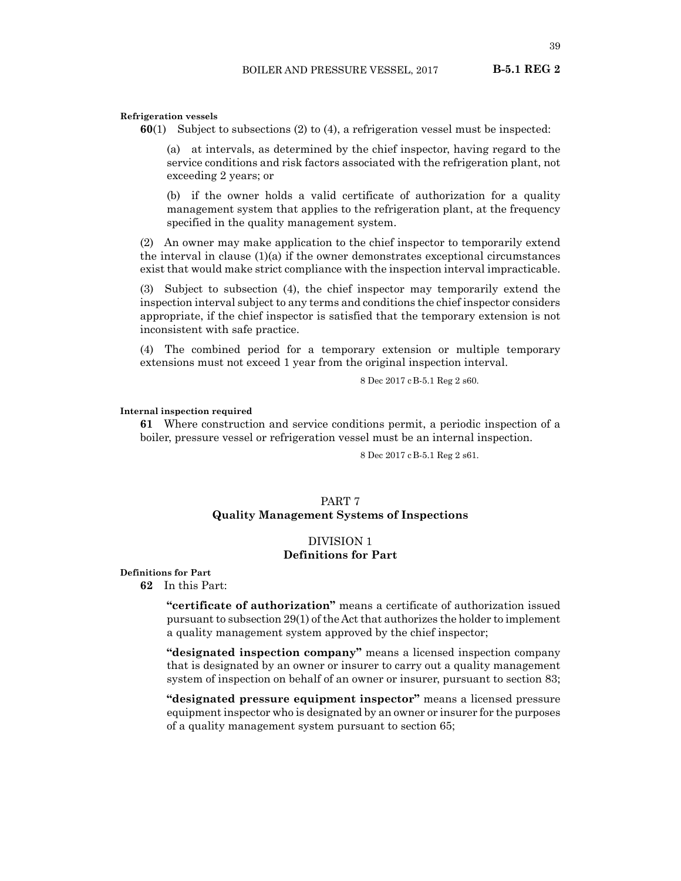**Refrigeration vessels**

**60**(1) Subject to subsections (2) to (4), a refrigeration vessel must be inspected:

(a) at intervals, as determined by the chief inspector, having regard to the service conditions and risk factors associated with the refrigeration plant, not exceeding 2 years; or

(b) if the owner holds a valid certificate of authorization for a quality management system that applies to the refrigeration plant, at the frequency specified in the quality management system.

(2) An owner may make application to the chief inspector to temporarily extend the interval in clause (1)(a) if the owner demonstrates exceptional circumstances exist that would make strict compliance with the inspection interval impracticable.

(3) Subject to subsection (4), the chief inspector may temporarily extend the inspection interval subject to any terms and conditions the chief inspector considers appropriate, if the chief inspector is satisfied that the temporary extension is not inconsistent with safe practice.

(4) The combined period for a temporary extension or multiple temporary extensions must not exceed 1 year from the original inspection interval.

8 Dec 2017 cB-5.1 Reg 2 s60.

**Internal inspection required**

**61** Where construction and service conditions permit, a periodic inspection of a boiler, pressure vessel or refrigeration vessel must be an internal inspection.

8 Dec 2017 cB-5.1 Reg 2 s61.

## PART 7
## Quality Management Systems of Inspections

### DIVISION 1
### Definitions for Part

**Definitions for Part**

**62** In this Part:

**"certificate of authorization"** means a certificate of authorization issued pursuant to subsection 29(1) of the Act that authorizes the holder to implement a quality management system approved by the chief inspector;

**"designated inspection company"** means a licensed inspection company that is designated by an owner or insurer to carry out a quality management system of inspection on behalf of an owner or insurer, pursuant to section 83;

**"designated pressure equipment inspector"** means a licensed pressure equipment inspector who is designated by an owner or insurer for the purposes of a quality management system pursuant to section 65;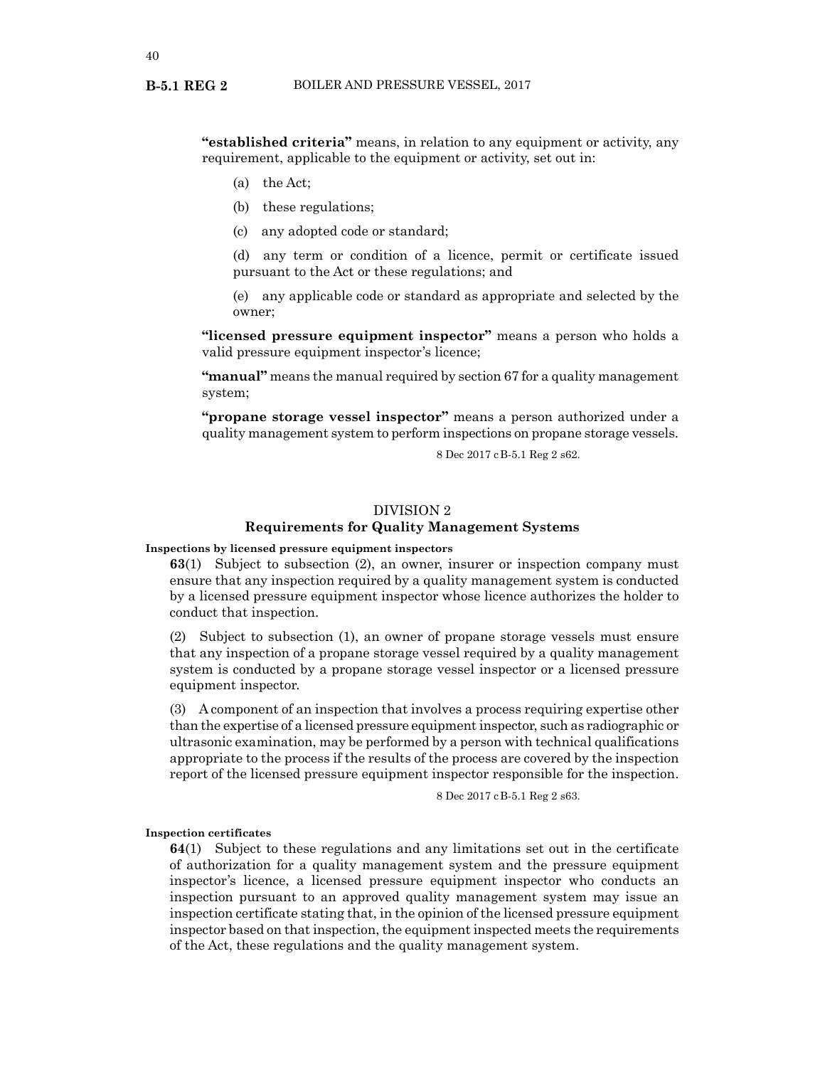**"established criteria"** means, in relation to any equipment or activity, any requirement, applicable to the equipment or activity, set out in:

(a) the Act;

(b) these regulations;

(c) any adopted code or standard;

(d) any term or condition of a licence, permit or certificate issued pursuant to the Act or these regulations; and

(e) any applicable code or standard as appropriate and selected by the owner;

**"licensed pressure equipment inspector"** means a person who holds a valid pressure equipment inspector's licence;

**"manual"** means the manual required by section 67 for a quality management system;

**"propane storage vessel inspector"** means a person authorized under a quality management system to perform inspections on propane storage vessels.

8 Dec 2017 cB-5.1 Reg 2 s62.

## DIVISION 2
## Requirements for Quality Management Systems

**Inspections by licensed pressure equipment inspectors**

**63**(1) Subject to subsection (2), an owner, insurer or inspection company must ensure that any inspection required by a quality management system is conducted by a licensed pressure equipment inspector whose licence authorizes the holder to conduct that inspection.

(2) Subject to subsection (1), an owner of propane storage vessels must ensure that any inspection of a propane storage vessel required by a quality management system is conducted by a propane storage vessel inspector or a licensed pressure equipment inspector.

(3) A component of an inspection that involves a process requiring expertise other than the expertise of a licensed pressure equipment inspector, such as radiographic or ultrasonic examination, may be performed by a person with technical qualifications appropriate to the process if the results of the process are covered by the inspection report of the licensed pressure equipment inspector responsible for the inspection.

8 Dec 2017 cB-5.1 Reg 2 s63.

**Inspection certificates**

**64**(1) Subject to these regulations and any limitations set out in the certificate of authorization for a quality management system and the pressure equipment inspector's licence, a licensed pressure equipment inspector who conducts an inspection pursuant to an approved quality management system may issue an inspection certificate stating that, in the opinion of the licensed pressure equipment inspector based on that inspection, the equipment inspected meets the requirements of the Act, these regulations and the quality management system.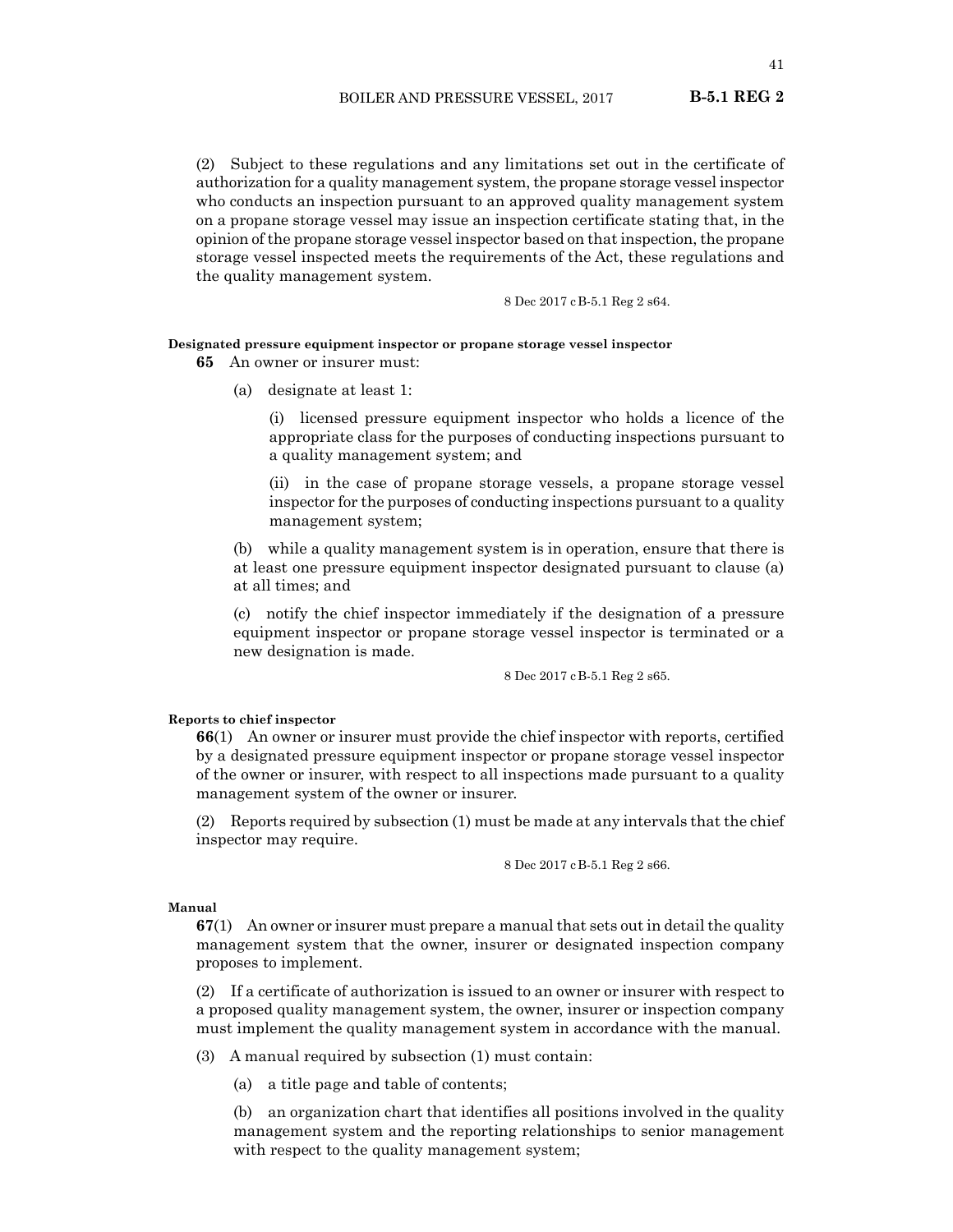(2) Subject to these regulations and any limitations set out in the certificate of authorization for a quality management system, the propane storage vessel inspector who conducts an inspection pursuant to an approved quality management system on a propane storage vessel may issue an inspection certificate stating that, in the opinion of the propane storage vessel inspector based on that inspection, the propane storage vessel inspected meets the requirements of the Act, these regulations and the quality management system.

8 Dec 2017 cB-5.1 Reg 2 s64.

**Designated pressure equipment inspector or propane storage vessel inspector**

**65** An owner or insurer must:

(a) designate at least 1:

(i) licensed pressure equipment inspector who holds a licence of the appropriate class for the purposes of conducting inspections pursuant to a quality management system; and

(ii) in the case of propane storage vessels, a propane storage vessel inspector for the purposes of conducting inspections pursuant to a quality management system;

(b) while a quality management system is in operation, ensure that there is at least one pressure equipment inspector designated pursuant to clause (a) at all times; and

(c) notify the chief inspector immediately if the designation of a pressure equipment inspector or propane storage vessel inspector is terminated or a new designation is made.

8 Dec 2017 cB-5.1 Reg 2 s65.

**Reports to chief inspector**

**66**(1) An owner or insurer must provide the chief inspector with reports, certified by a designated pressure equipment inspector or propane storage vessel inspector of the owner or insurer, with respect to all inspections made pursuant to a quality management system of the owner or insurer.

(2) Reports required by subsection (1) must be made at any intervals that the chief inspector may require.

8 Dec 2017 cB-5.1 Reg 2 s66.

**Manual**

**67**(1) An owner or insurer must prepare a manual that sets out in detail the quality management system that the owner, insurer or designated inspection company proposes to implement.

(2) If a certificate of authorization is issued to an owner or insurer with respect to a proposed quality management system, the owner, insurer or inspection company must implement the quality management system in accordance with the manual.

(3) A manual required by subsection (1) must contain:

(a) a title page and table of contents;

(b) an organization chart that identifies all positions involved in the quality management system and the reporting relationships to senior management with respect to the quality management system;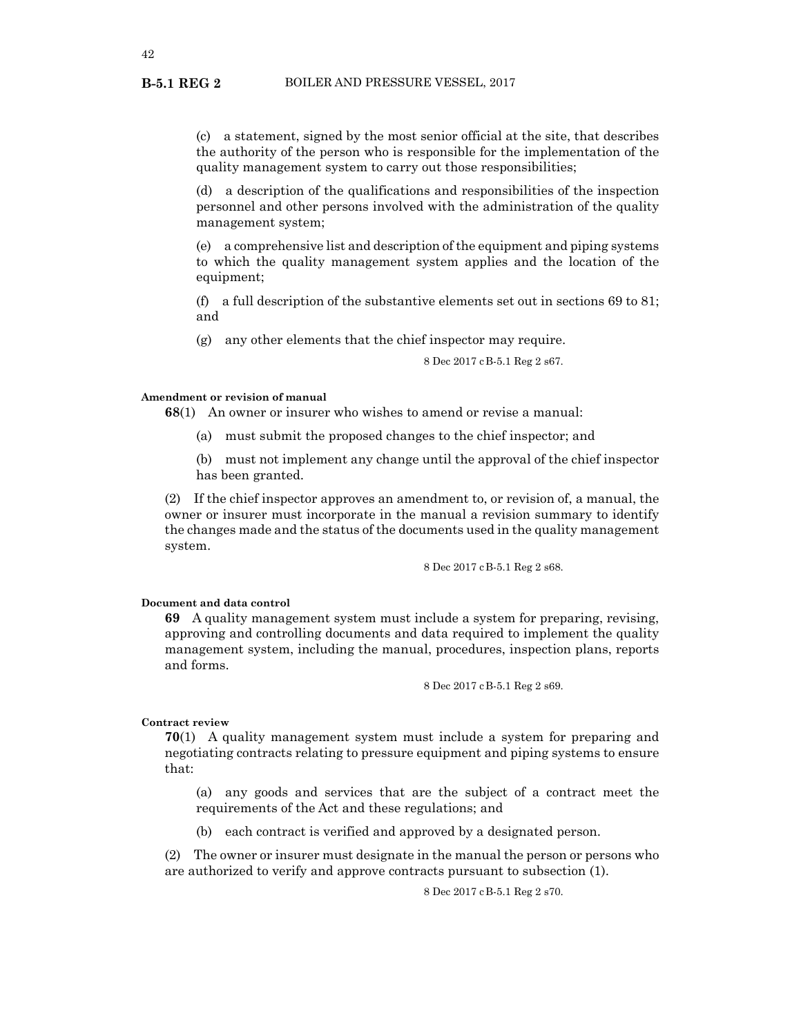(c) a statement, signed by the most senior official at the site, that describes the authority of the person who is responsible for the implementation of the quality management system to carry out those responsibilities;

(d) a description of the qualifications and responsibilities of the inspection personnel and other persons involved with the administration of the quality management system;

(e) a comprehensive list and description of the equipment and piping systems to which the quality management system applies and the location of the equipment;

(f) a full description of the substantive elements set out in sections 69 to 81; and

(g) any other elements that the chief inspector may require.

8 Dec 2017 cB-5.1 Reg 2 s67.

**Amendment or revision of manual**

**68**(1) An owner or insurer who wishes to amend or revise a manual:

(a) must submit the proposed changes to the chief inspector; and

(b) must not implement any change until the approval of the chief inspector has been granted.

(2) If the chief inspector approves an amendment to, or revision of, a manual, the owner or insurer must incorporate in the manual a revision summary to identify the changes made and the status of the documents used in the quality management system.

8 Dec 2017 cB-5.1 Reg 2 s68.

**Document and data control**

**69** A quality management system must include a system for preparing, revising, approving and controlling documents and data required to implement the quality management system, including the manual, procedures, inspection plans, reports and forms.

8 Dec 2017 cB-5.1 Reg 2 s69.

**Contract review**

**70**(1) A quality management system must include a system for preparing and negotiating contracts relating to pressure equipment and piping systems to ensure that:

(a) any goods and services that are the subject of a contract meet the requirements of the Act and these regulations; and

(b) each contract is verified and approved by a designated person.

(2) The owner or insurer must designate in the manual the person or persons who are authorized to verify and approve contracts pursuant to subsection (1).

8 Dec 2017 cB-5.1 Reg 2 s70.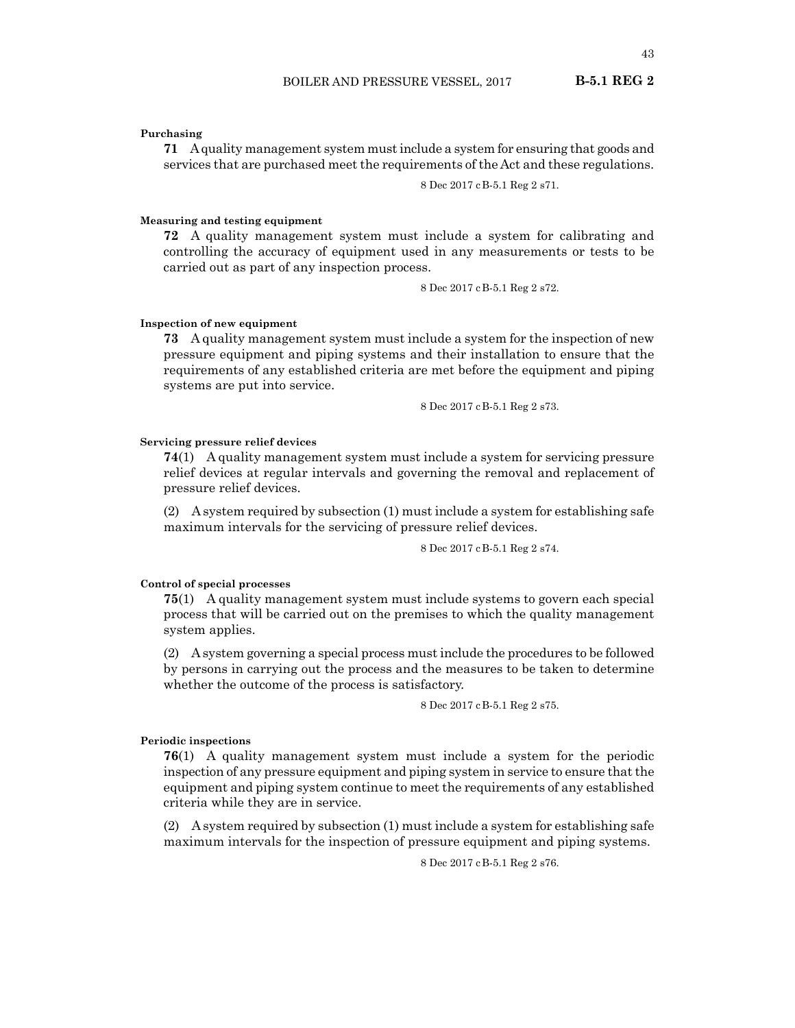**Purchasing**

**71** A quality management system must include a system for ensuring that goods and services that are purchased meet the requirements of the Act and these regulations.

8 Dec 2017 cB-5.1 Reg 2 s71.

**Measuring and testing equipment**

**72** A quality management system must include a system for calibrating and controlling the accuracy of equipment used in any measurements or tests to be carried out as part of any inspection process.

8 Dec 2017 cB-5.1 Reg 2 s72.

**Inspection of new equipment**

**73** A quality management system must include a system for the inspection of new pressure equipment and piping systems and their installation to ensure that the requirements of any established criteria are met before the equipment and piping systems are put into service.

8 Dec 2017 cB-5.1 Reg 2 s73.

**Servicing pressure relief devices**

**74**(1) A quality management system must include a system for servicing pressure relief devices at regular intervals and governing the removal and replacement of pressure relief devices.

(2) A system required by subsection (1) must include a system for establishing safe maximum intervals for the servicing of pressure relief devices.

8 Dec 2017 cB-5.1 Reg 2 s74.

**Control of special processes**

**75**(1) A quality management system must include systems to govern each special process that will be carried out on the premises to which the quality management system applies.

(2) A system governing a special process must include the procedures to be followed by persons in carrying out the process and the measures to be taken to determine whether the outcome of the process is satisfactory.

8 Dec 2017 cB-5.1 Reg 2 s75.

**Periodic inspections**

**76**(1) A quality management system must include a system for the periodic inspection of any pressure equipment and piping system in service to ensure that the equipment and piping system continue to meet the requirements of any established criteria while they are in service.

(2) A system required by subsection (1) must include a system for establishing safe maximum intervals for the inspection of pressure equipment and piping systems.

8 Dec 2017 cB-5.1 Reg 2 s76.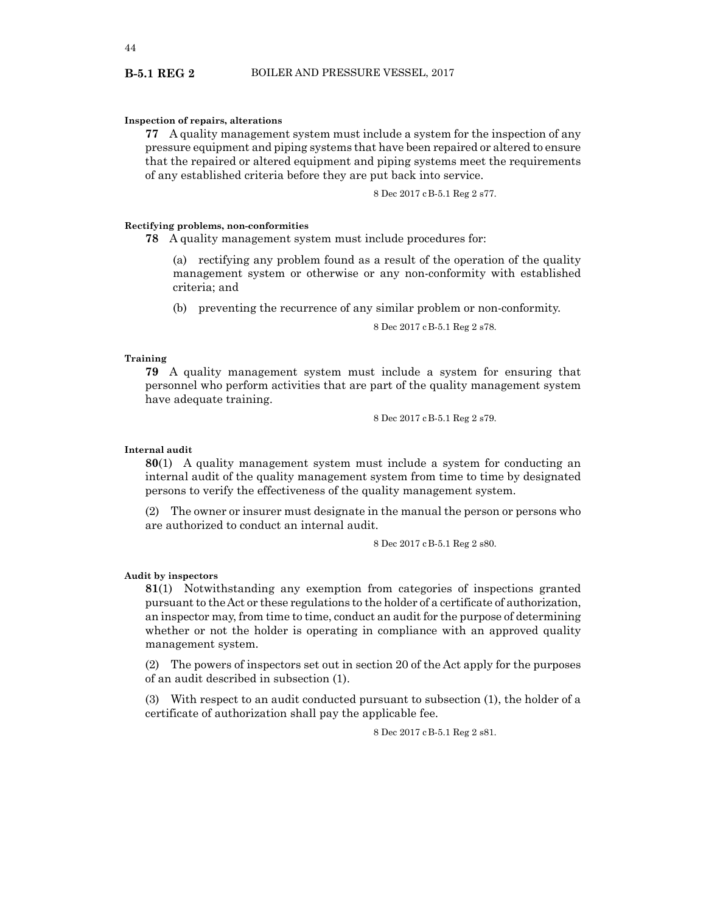**Inspection of repairs, alterations**

**77** A quality management system must include a system for the inspection of any pressure equipment and piping systems that have been repaired or altered to ensure that the repaired or altered equipment and piping systems meet the requirements of any established criteria before they are put back into service.

8 Dec 2017 cB-5.1 Reg 2 s77.

**Rectifying problems, non-conformities**

**78** A quality management system must include procedures for:

(a) rectifying any problem found as a result of the operation of the quality management system or otherwise or any non-conformity with established criteria; and

(b) preventing the recurrence of any similar problem or non-conformity.

8 Dec 2017 cB-5.1 Reg 2 s78.

**Training**

**79** A quality management system must include a system for ensuring that personnel who perform activities that are part of the quality management system have adequate training.

8 Dec 2017 cB-5.1 Reg 2 s79.

**Internal audit**

**80**(1) A quality management system must include a system for conducting an internal audit of the quality management system from time to time by designated persons to verify the effectiveness of the quality management system.

(2) The owner or insurer must designate in the manual the person or persons who are authorized to conduct an internal audit.

8 Dec 2017 cB-5.1 Reg 2 s80.

**Audit by inspectors**

**81**(1) Notwithstanding any exemption from categories of inspections granted pursuant to the Act or these regulations to the holder of a certificate of authorization, an inspector may, from time to time, conduct an audit for the purpose of determining whether or not the holder is operating in compliance with an approved quality management system.

(2) The powers of inspectors set out in section 20 of the Act apply for the purposes of an audit described in subsection (1).

(3) With respect to an audit conducted pursuant to subsection (1), the holder of a certificate of authorization shall pay the applicable fee.

8 Dec 2017 cB-5.1 Reg 2 s81.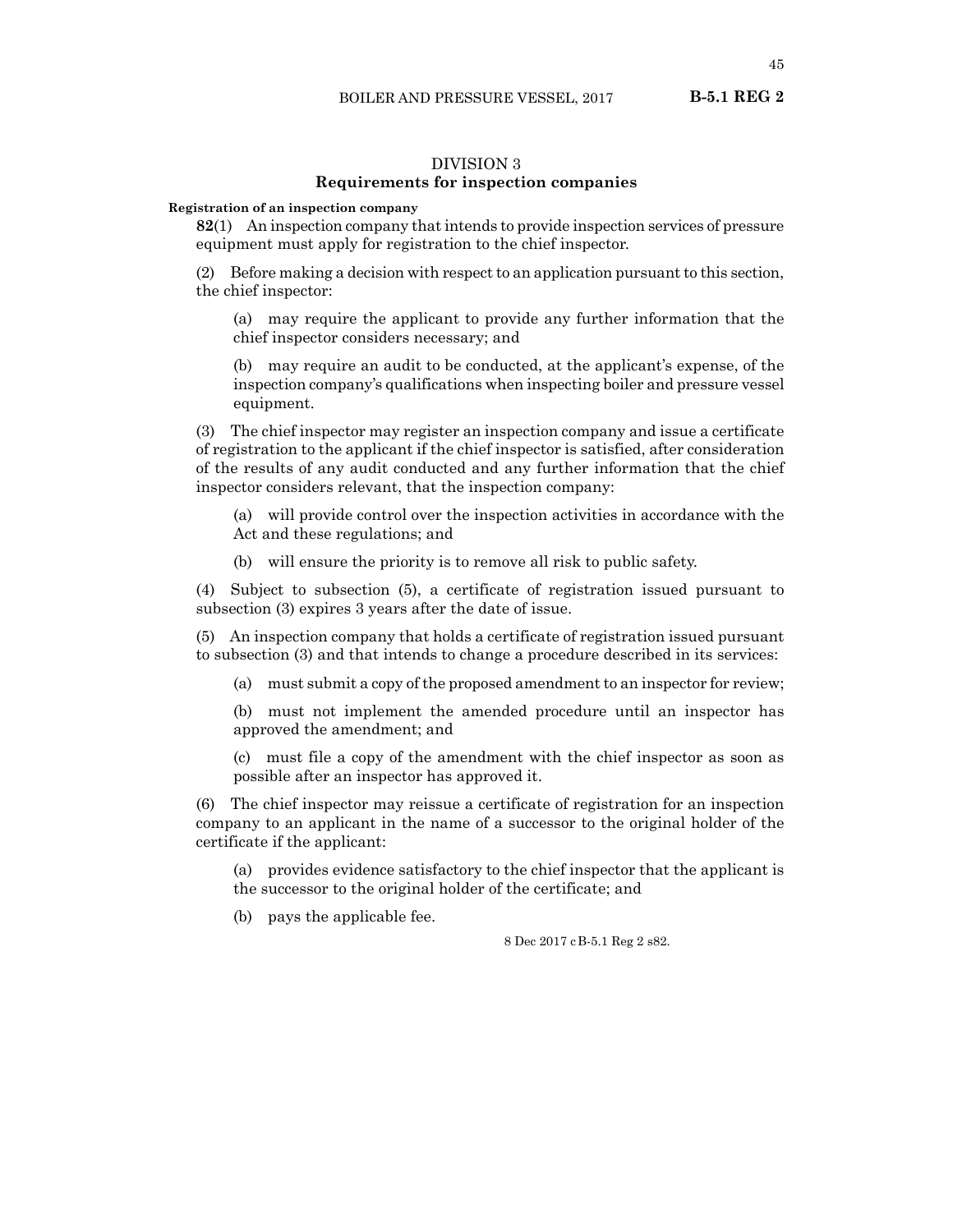## DIVISION 3
## Requirements for inspection companies

**Registration of an inspection company**

**82**(1) An inspection company that intends to provide inspection services of pressure equipment must apply for registration to the chief inspector.

(2) Before making a decision with respect to an application pursuant to this section, the chief inspector:

(a) may require the applicant to provide any further information that the chief inspector considers necessary; and

(b) may require an audit to be conducted, at the applicant's expense, of the inspection company's qualifications when inspecting boiler and pressure vessel equipment.

(3) The chief inspector may register an inspection company and issue a certificate of registration to the applicant if the chief inspector is satisfied, after consideration of the results of any audit conducted and any further information that the chief inspector considers relevant, that the inspection company:

(a) will provide control over the inspection activities in accordance with the Act and these regulations; and

(b) will ensure the priority is to remove all risk to public safety.

(4) Subject to subsection (5), a certificate of registration issued pursuant to subsection (3) expires 3 years after the date of issue.

(5) An inspection company that holds a certificate of registration issued pursuant to subsection (3) and that intends to change a procedure described in its services:

(a) must submit a copy of the proposed amendment to an inspector for review;

(b) must not implement the amended procedure until an inspector has approved the amendment; and

(c) must file a copy of the amendment with the chief inspector as soon as possible after an inspector has approved it.

(6) The chief inspector may reissue a certificate of registration for an inspection company to an applicant in the name of a successor to the original holder of the certificate if the applicant:

(a) provides evidence satisfactory to the chief inspector that the applicant is the successor to the original holder of the certificate; and

(b) pays the applicable fee.

8 Dec 2017 cB-5.1 Reg 2 s82.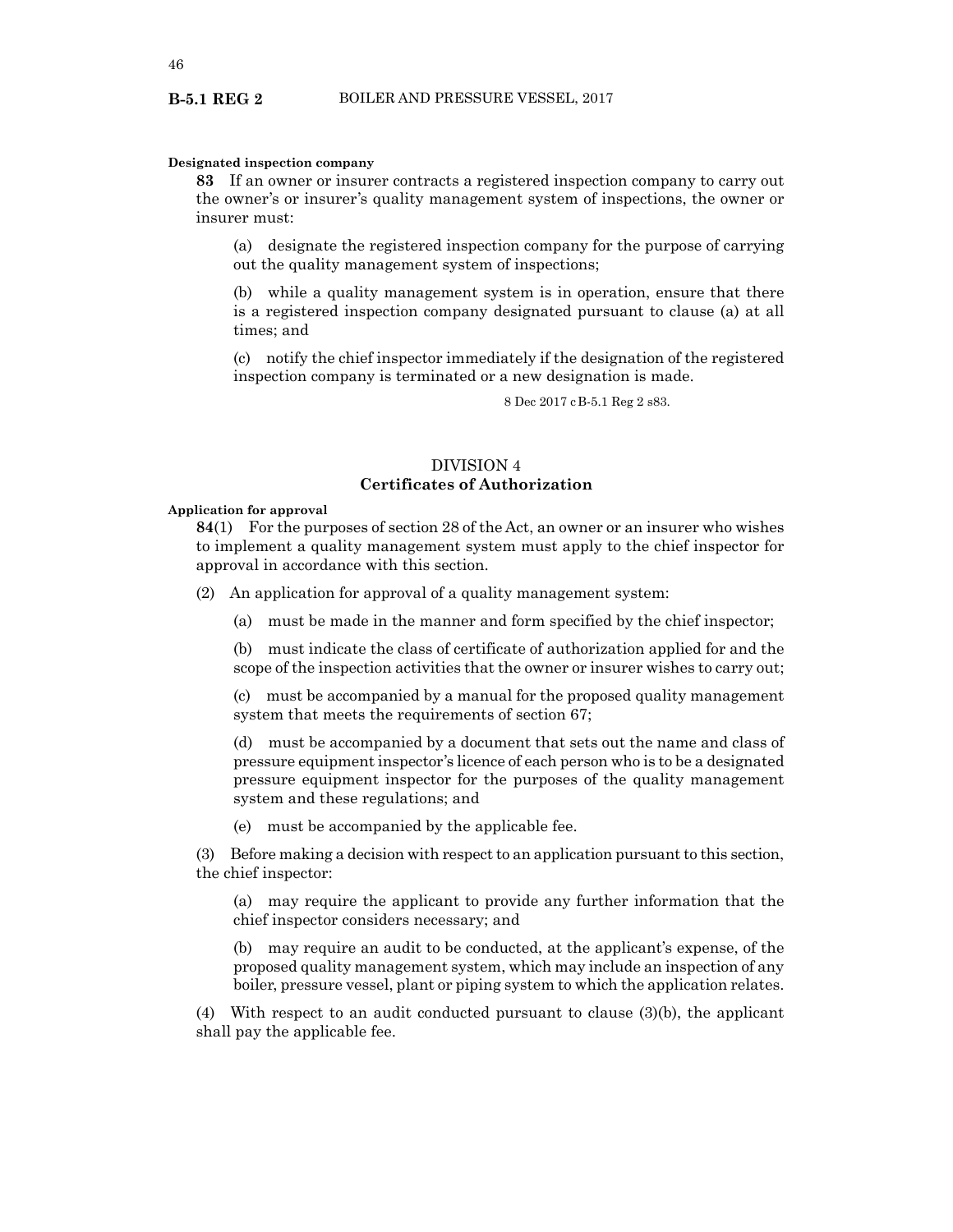**Designated inspection company**

**83** If an owner or insurer contracts a registered inspection company to carry out the owner's or insurer's quality management system of inspections, the owner or insurer must:

(a) designate the registered inspection company for the purpose of carrying out the quality management system of inspections;

(b) while a quality management system is in operation, ensure that there is a registered inspection company designated pursuant to clause (a) at all times; and

(c) notify the chief inspector immediately if the designation of the registered inspection company is terminated or a new designation is made.

8 Dec 2017 cB-5.1 Reg 2 s83.

## DIVISION 4
## Certificates of Authorization

**Application for approval**

**84**(1) For the purposes of section 28 of the Act, an owner or an insurer who wishes to implement a quality management system must apply to the chief inspector for approval in accordance with this section.

(2) An application for approval of a quality management system:

(a) must be made in the manner and form specified by the chief inspector;

(b) must indicate the class of certificate of authorization applied for and the scope of the inspection activities that the owner or insurer wishes to carry out;

(c) must be accompanied by a manual for the proposed quality management system that meets the requirements of section 67;

(d) must be accompanied by a document that sets out the name and class of pressure equipment inspector's licence of each person who is to be a designated pressure equipment inspector for the purposes of the quality management system and these regulations; and

(e) must be accompanied by the applicable fee.

(3) Before making a decision with respect to an application pursuant to this section, the chief inspector:

(a) may require the applicant to provide any further information that the chief inspector considers necessary; and

(b) may require an audit to be conducted, at the applicant's expense, of the proposed quality management system, which may include an inspection of any boiler, pressure vessel, plant or piping system to which the application relates.

(4) With respect to an audit conducted pursuant to clause (3)(b), the applicant shall pay the applicable fee.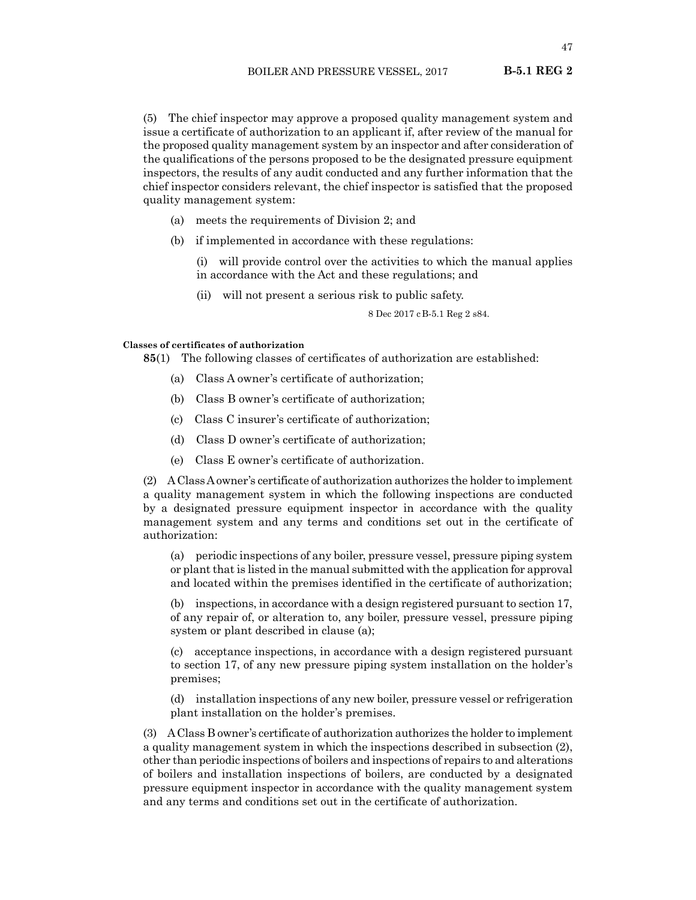(5) The chief inspector may approve a proposed quality management system and issue a certificate of authorization to an applicant if, after review of the manual for the proposed quality management system by an inspector and after consideration of the qualifications of the persons proposed to be the designated pressure equipment inspectors, the results of any audit conducted and any further information that the chief inspector considers relevant, the chief inspector is satisfied that the proposed quality management system:

(a) meets the requirements of Division 2; and

(b) if implemented in accordance with these regulations:

(i) will provide control over the activities to which the manual applies in accordance with the Act and these regulations; and

(ii) will not present a serious risk to public safety.

8 Dec 2017 cB-5.1 Reg 2 s84.

#### Classes of certificates of authorization

**85**(1) The following classes of certificates of authorization are established:

(a) Class A owner's certificate of authorization;

(b) Class B owner's certificate of authorization;

(c) Class C insurer's certificate of authorization;

(d) Class D owner's certificate of authorization;

(e) Class E owner's certificate of authorization.

(2) A Class A owner's certificate of authorization authorizes the holder to implement a quality management system in which the following inspections are conducted by a designated pressure equipment inspector in accordance with the quality management system and any terms and conditions set out in the certificate of authorization:

(a) periodic inspections of any boiler, pressure vessel, pressure piping system or plant that is listed in the manual submitted with the application for approval and located within the premises identified in the certificate of authorization;

(b) inspections, in accordance with a design registered pursuant to section 17, of any repair of, or alteration to, any boiler, pressure vessel, pressure piping system or plant described in clause (a);

(c) acceptance inspections, in accordance with a design registered pursuant to section 17, of any new pressure piping system installation on the holder's premises;

(d) installation inspections of any new boiler, pressure vessel or refrigeration plant installation on the holder's premises.

(3) A Class B owner's certificate of authorization authorizes the holder to implement a quality management system in which the inspections described in subsection (2), other than periodic inspections of boilers and inspections of repairs to and alterations of boilers and installation inspections of boilers, are conducted by a designated pressure equipment inspector in accordance with the quality management system and any terms and conditions set out in the certificate of authorization.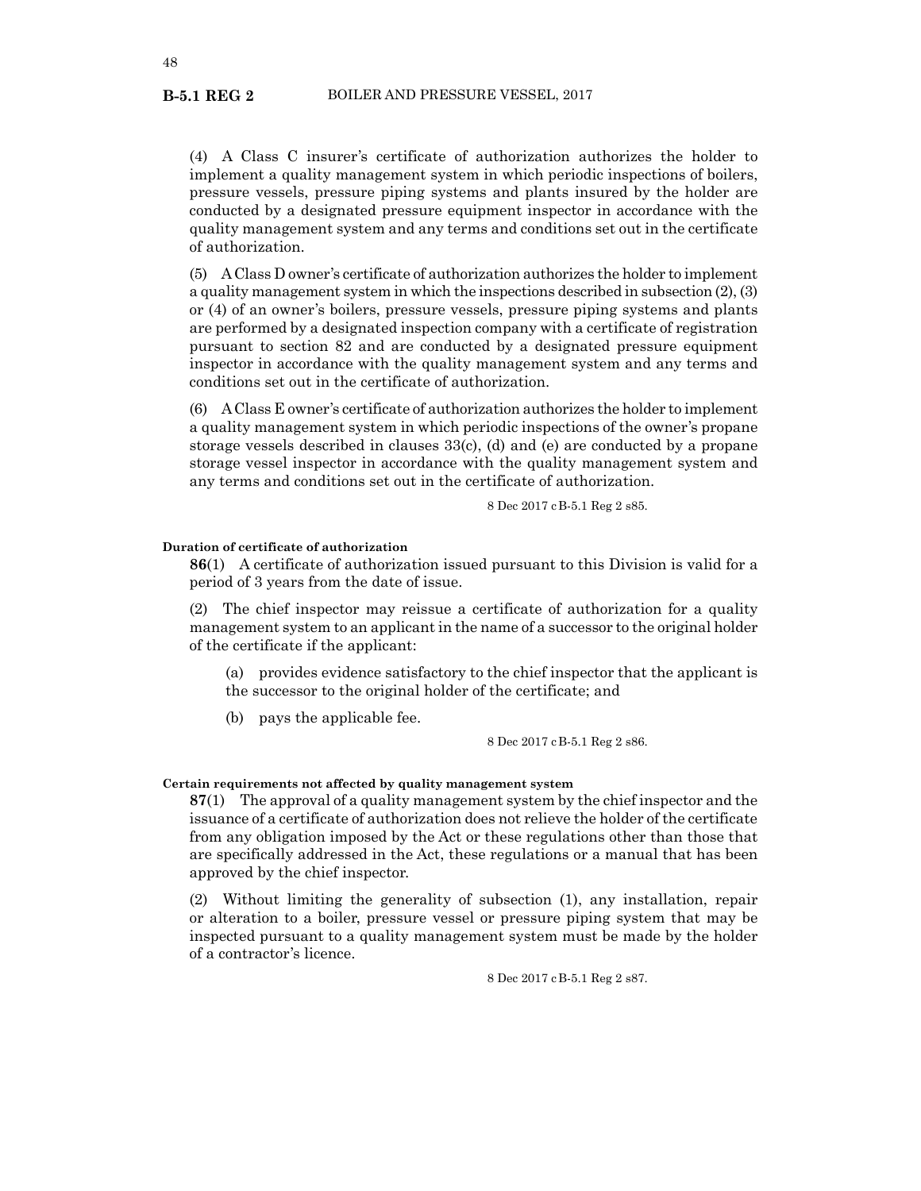(4) A Class C insurer's certificate of authorization authorizes the holder to implement a quality management system in which periodic inspections of boilers, pressure vessels, pressure piping systems and plants insured by the holder are conducted by a designated pressure equipment inspector in accordance with the quality management system and any terms and conditions set out in the certificate of authorization.

(5) A Class D owner's certificate of authorization authorizes the holder to implement a quality management system in which the inspections described in subsection (2), (3) or (4) of an owner's boilers, pressure vessels, pressure piping systems and plants are performed by a designated inspection company with a certificate of registration pursuant to section 82 and are conducted by a designated pressure equipment inspector in accordance with the quality management system and any terms and conditions set out in the certificate of authorization.

(6) A Class E owner's certificate of authorization authorizes the holder to implement a quality management system in which periodic inspections of the owner's propane storage vessels described in clauses 33(c), (d) and (e) are conducted by a propane storage vessel inspector in accordance with the quality management system and any terms and conditions set out in the certificate of authorization.

8 Dec 2017 cB-5.1 Reg 2 s85.

**Duration of certificate of authorization**

**86**(1) A certificate of authorization issued pursuant to this Division is valid for a period of 3 years from the date of issue.

(2) The chief inspector may reissue a certificate of authorization for a quality management system to an applicant in the name of a successor to the original holder of the certificate if the applicant:

(a) provides evidence satisfactory to the chief inspector that the applicant is the successor to the original holder of the certificate; and

(b) pays the applicable fee.

8 Dec 2017 cB-5.1 Reg 2 s86.

**Certain requirements not affected by quality management system**

**87**(1) The approval of a quality management system by the chief inspector and the issuance of a certificate of authorization does not relieve the holder of the certificate from any obligation imposed by the Act or these regulations other than those that are specifically addressed in the Act, these regulations or a manual that has been approved by the chief inspector.

(2) Without limiting the generality of subsection (1), any installation, repair or alteration to a boiler, pressure vessel or pressure piping system that may be inspected pursuant to a quality management system must be made by the holder of a contractor's licence.

8 Dec 2017 cB-5.1 Reg 2 s87.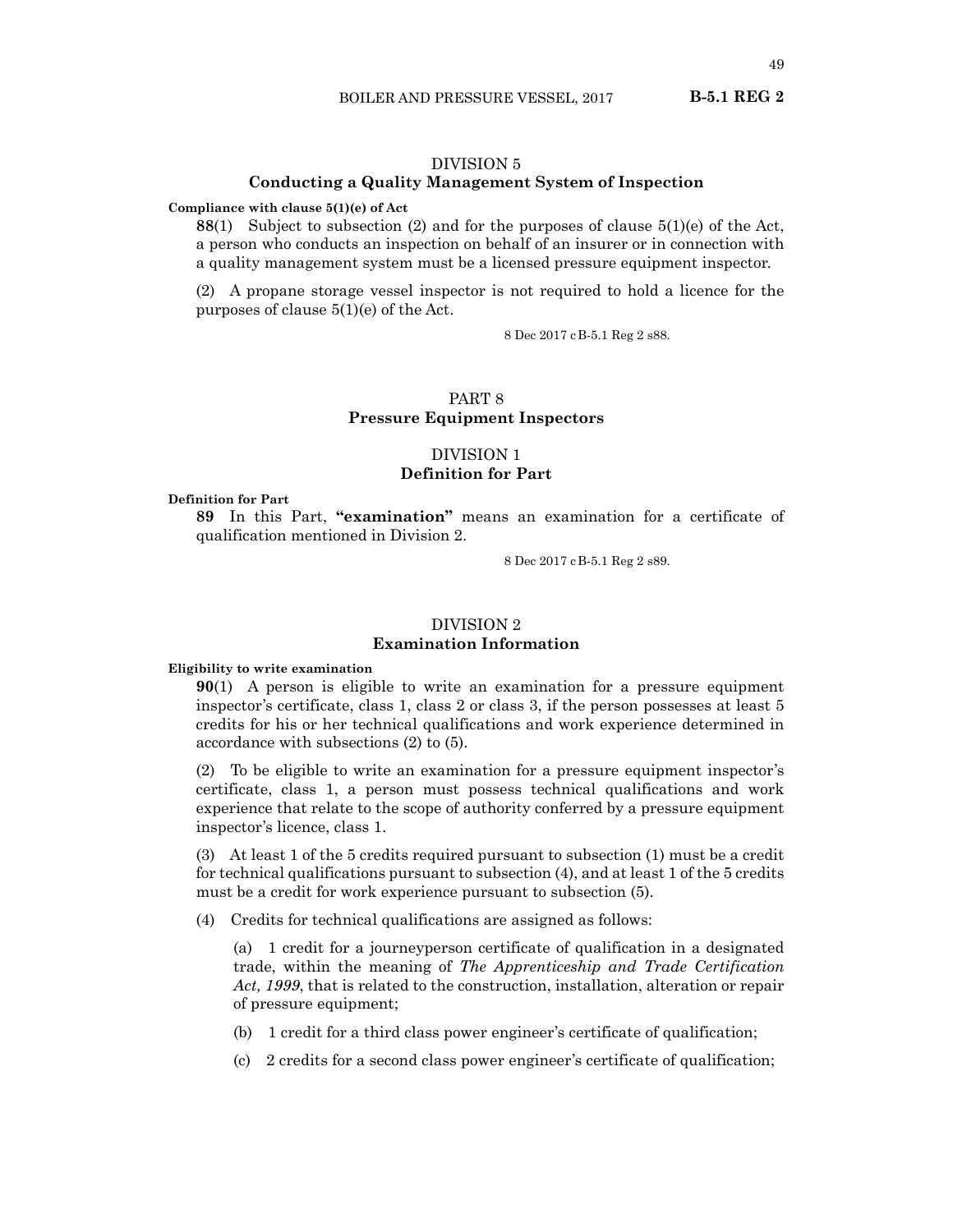## DIVISION 5
## Conducting a Quality Management System of Inspection

**Compliance with clause 5(1)(e) of Act**

**88**(1) Subject to subsection (2) and for the purposes of clause 5(1)(e) of the Act, a person who conducts an inspection on behalf of an insurer or in connection with a quality management system must be a licensed pressure equipment inspector.

(2) A propane storage vessel inspector is not required to hold a licence for the purposes of clause 5(1)(e) of the Act.

8 Dec 2017 cB-5.1 Reg 2 s88.

# PART 8
# Pressure Equipment Inspectors

## DIVISION 1
## Definition for Part

**Definition for Part**

**89** In this Part, **"examination"** means an examination for a certificate of qualification mentioned in Division 2.

8 Dec 2017 cB-5.1 Reg 2 s89.

## DIVISION 2
## Examination Information

**Eligibility to write examination**

**90**(1) A person is eligible to write an examination for a pressure equipment inspector's certificate, class 1, class 2 or class 3, if the person possesses at least 5 credits for his or her technical qualifications and work experience determined in accordance with subsections (2) to (5).

(2) To be eligible to write an examination for a pressure equipment inspector's certificate, class 1, a person must possess technical qualifications and work experience that relate to the scope of authority conferred by a pressure equipment inspector's licence, class 1.

(3) At least 1 of the 5 credits required pursuant to subsection (1) must be a credit for technical qualifications pursuant to subsection (4), and at least 1 of the 5 credits must be a credit for work experience pursuant to subsection (5).

(4) Credits for technical qualifications are assigned as follows:

(a) 1 credit for a journeyperson certificate of qualification in a designated trade, within the meaning of *The Apprenticeship and Trade Certification Act, 1999*, that is related to the construction, installation, alteration or repair of pressure equipment;

(b) 1 credit for a third class power engineer's certificate of qualification;

(c) 2 credits for a second class power engineer's certificate of qualification;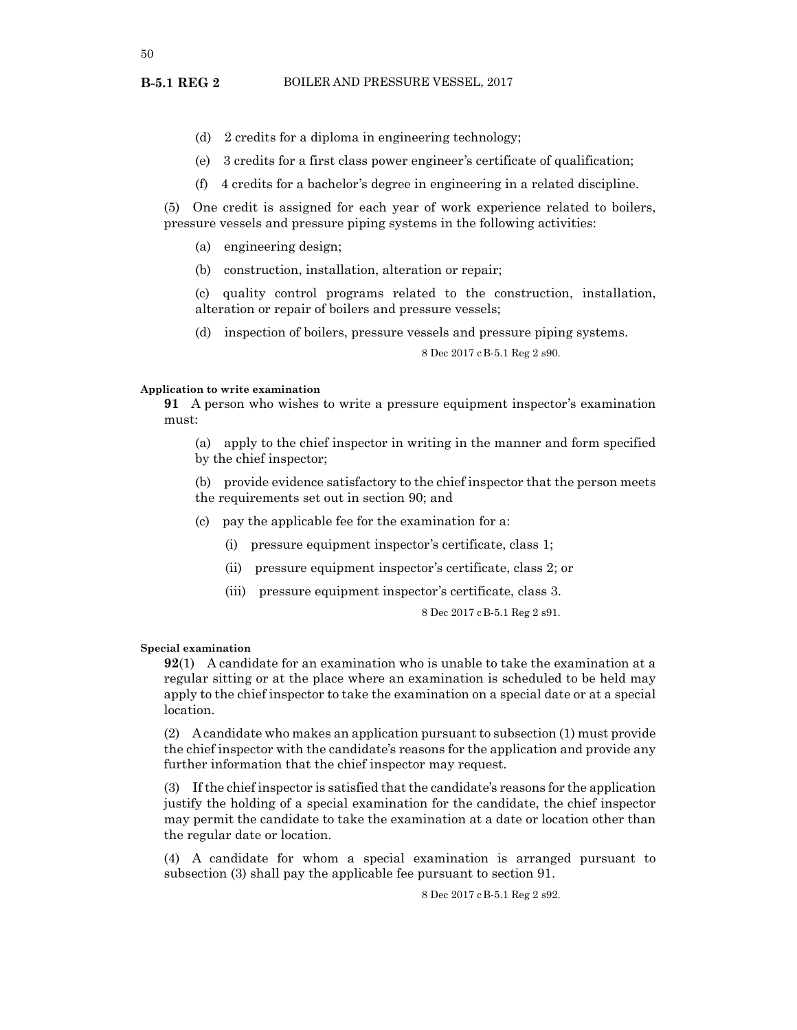(d) 2 credits for a diploma in engineering technology;

(e) 3 credits for a first class power engineer's certificate of qualification;

(f) 4 credits for a bachelor's degree in engineering in a related discipline.

(5) One credit is assigned for each year of work experience related to boilers, pressure vessels and pressure piping systems in the following activities:

(a) engineering design;

(b) construction, installation, alteration or repair;

(c) quality control programs related to the construction, installation, alteration or repair of boilers and pressure vessels;

(d) inspection of boilers, pressure vessels and pressure piping systems.

8 Dec 2017 cB-5.1 Reg 2 s90.

**Application to write examination**

**91** A person who wishes to write a pressure equipment inspector's examination must:

(a) apply to the chief inspector in writing in the manner and form specified by the chief inspector;

(b) provide evidence satisfactory to the chief inspector that the person meets the requirements set out in section 90; and

(c) pay the applicable fee for the examination for a:

(i) pressure equipment inspector's certificate, class 1;

(ii) pressure equipment inspector's certificate, class 2; or

(iii) pressure equipment inspector's certificate, class 3.

8 Dec 2017 cB-5.1 Reg 2 s91.

**Special examination**

**92**(1) A candidate for an examination who is unable to take the examination at a regular sitting or at the place where an examination is scheduled to be held may apply to the chief inspector to take the examination on a special date or at a special location.

(2) A candidate who makes an application pursuant to subsection (1) must provide the chief inspector with the candidate's reasons for the application and provide any further information that the chief inspector may request.

(3) If the chief inspector is satisfied that the candidate's reasons for the application justify the holding of a special examination for the candidate, the chief inspector may permit the candidate to take the examination at a date or location other than the regular date or location.

(4) A candidate for whom a special examination is arranged pursuant to subsection (3) shall pay the applicable fee pursuant to section 91.

8 Dec 2017 cB-5.1 Reg 2 s92.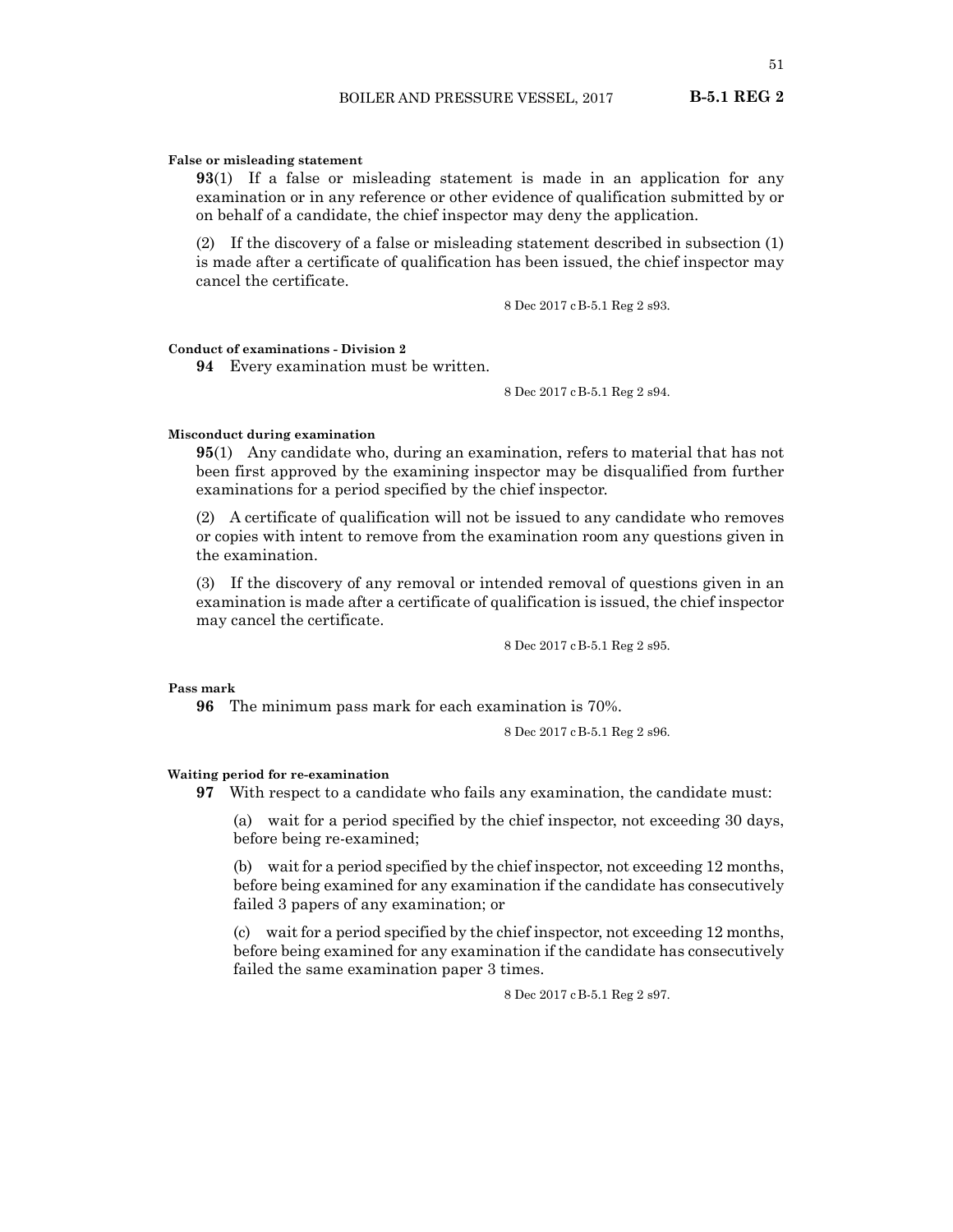**False or misleading statement**

**93**(1) If a false or misleading statement is made in an application for any examination or in any reference or other evidence of qualification submitted by or on behalf of a candidate, the chief inspector may deny the application.

(2) If the discovery of a false or misleading statement described in subsection (1) is made after a certificate of qualification has been issued, the chief inspector may cancel the certificate.

8 Dec 2017 cB-5.1 Reg 2 s93.

**Conduct of examinations - Division 2**

**94** Every examination must be written.

8 Dec 2017 cB-5.1 Reg 2 s94.

**Misconduct during examination**

**95**(1) Any candidate who, during an examination, refers to material that has not been first approved by the examining inspector may be disqualified from further examinations for a period specified by the chief inspector.

(2) A certificate of qualification will not be issued to any candidate who removes or copies with intent to remove from the examination room any questions given in the examination.

(3) If the discovery of any removal or intended removal of questions given in an examination is made after a certificate of qualification is issued, the chief inspector may cancel the certificate.

8 Dec 2017 cB-5.1 Reg 2 s95.

**Pass mark**

**96** The minimum pass mark for each examination is 70%.

8 Dec 2017 cB-5.1 Reg 2 s96.

**Waiting period for re-examination**

**97** With respect to a candidate who fails any examination, the candidate must:

(a) wait for a period specified by the chief inspector, not exceeding 30 days, before being re-examined;

(b) wait for a period specified by the chief inspector, not exceeding 12 months, before being examined for any examination if the candidate has consecutively failed 3 papers of any examination; or

(c) wait for a period specified by the chief inspector, not exceeding 12 months, before being examined for any examination if the candidate has consecutively failed the same examination paper 3 times.

8 Dec 2017 cB-5.1 Reg 2 s97.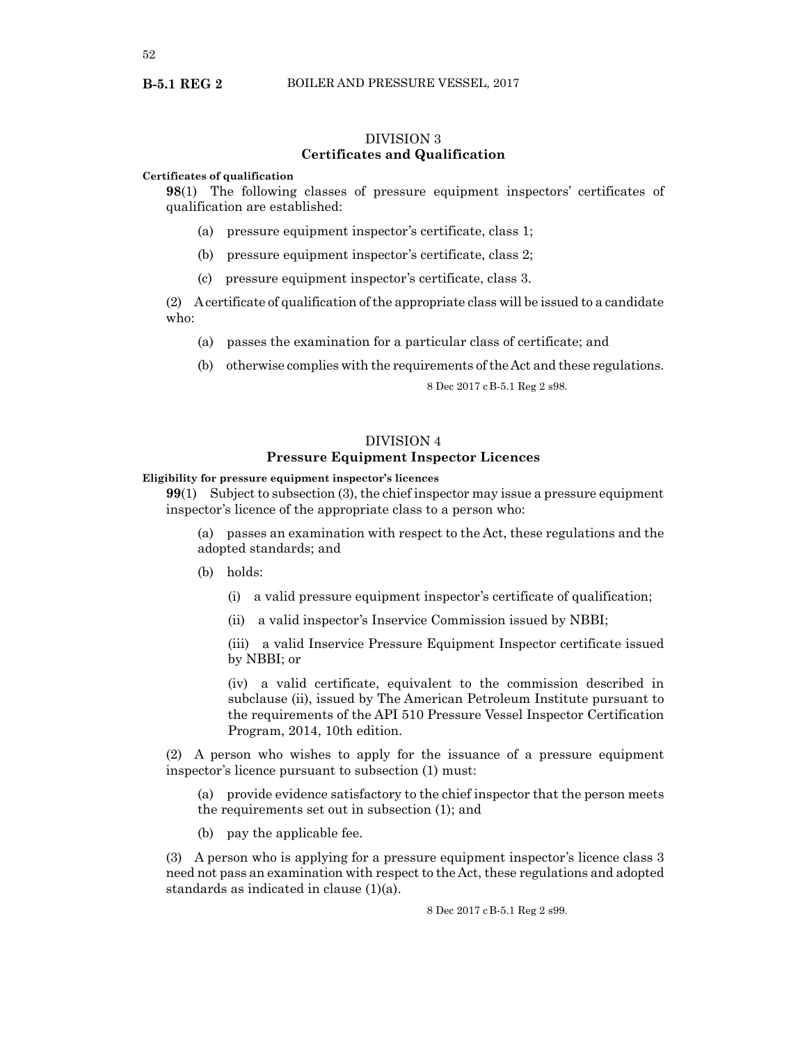## DIVISION 3
## Certificates and Qualification

**Certificates of qualification**

**98**(1) The following classes of pressure equipment inspectors' certificates of qualification are established:

(a) pressure equipment inspector's certificate, class 1;

(b) pressure equipment inspector's certificate, class 2;

(c) pressure equipment inspector's certificate, class 3.

(2) A certificate of qualification of the appropriate class will be issued to a candidate who:

(a) passes the examination for a particular class of certificate; and

(b) otherwise complies with the requirements of the Act and these regulations.

8 Dec 2017 cB-5.1 Reg 2 s98.

## DIVISION 4
## Pressure Equipment Inspector Licences

**Eligibility for pressure equipment inspector's licences**

**99**(1) Subject to subsection (3), the chief inspector may issue a pressure equipment inspector's licence of the appropriate class to a person who:

(a) passes an examination with respect to the Act, these regulations and the adopted standards; and

(b) holds:

(i) a valid pressure equipment inspector's certificate of qualification;

(ii) a valid inspector's Inservice Commission issued by NBBI;

(iii) a valid Inservice Pressure Equipment Inspector certificate issued by NBBI; or

(iv) a valid certificate, equivalent to the commission described in subclause (ii), issued by The American Petroleum Institute pursuant to the requirements of the API 510 Pressure Vessel Inspector Certification Program, 2014, 10th edition.

(2) A person who wishes to apply for the issuance of a pressure equipment inspector's licence pursuant to subsection (1) must:

(a) provide evidence satisfactory to the chief inspector that the person meets the requirements set out in subsection (1); and

(b) pay the applicable fee.

(3) A person who is applying for a pressure equipment inspector's licence class 3 need not pass an examination with respect to the Act, these regulations and adopted standards as indicated in clause (1)(a).

8 Dec 2017 cB-5.1 Reg 2 s99.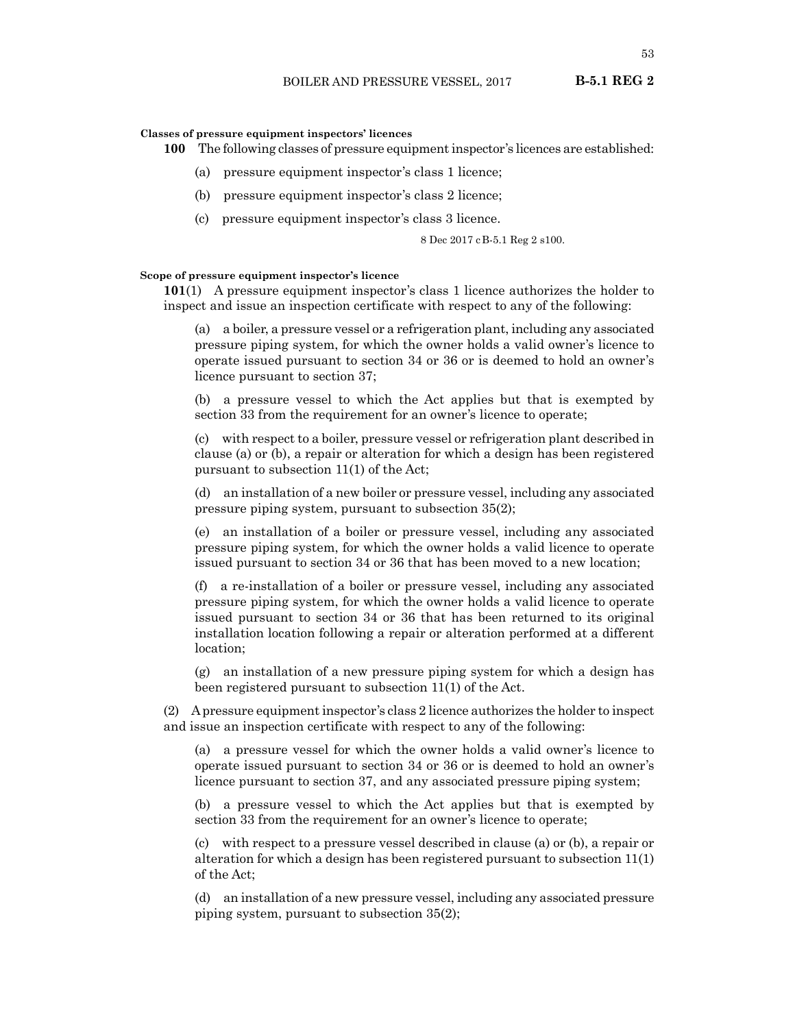**Classes of pressure equipment inspectors' licences**

**100** The following classes of pressure equipment inspector's licences are established:

(a) pressure equipment inspector's class 1 licence;

(b) pressure equipment inspector's class 2 licence;

(c) pressure equipment inspector's class 3 licence.

8 Dec 2017 cB-5.1 Reg 2 s100.

**Scope of pressure equipment inspector's licence**

**101**(1) A pressure equipment inspector's class 1 licence authorizes the holder to inspect and issue an inspection certificate with respect to any of the following:

(a) a boiler, a pressure vessel or a refrigeration plant, including any associated pressure piping system, for which the owner holds a valid owner's licence to operate issued pursuant to section 34 or 36 or is deemed to hold an owner's licence pursuant to section 37;

(b) a pressure vessel to which the Act applies but that is exempted by section 33 from the requirement for an owner's licence to operate;

(c) with respect to a boiler, pressure vessel or refrigeration plant described in clause (a) or (b), a repair or alteration for which a design has been registered pursuant to subsection 11(1) of the Act;

(d) an installation of a new boiler or pressure vessel, including any associated pressure piping system, pursuant to subsection 35(2);

(e) an installation of a boiler or pressure vessel, including any associated pressure piping system, for which the owner holds a valid licence to operate issued pursuant to section 34 or 36 that has been moved to a new location;

(f) a re-installation of a boiler or pressure vessel, including any associated pressure piping system, for which the owner holds a valid licence to operate issued pursuant to section 34 or 36 that has been returned to its original installation location following a repair or alteration performed at a different location;

(g) an installation of a new pressure piping system for which a design has been registered pursuant to subsection 11(1) of the Act.

(2) A pressure equipment inspector's class 2 licence authorizes the holder to inspect and issue an inspection certificate with respect to any of the following:

(a) a pressure vessel for which the owner holds a valid owner's licence to operate issued pursuant to section 34 or 36 or is deemed to hold an owner's licence pursuant to section 37, and any associated pressure piping system;

(b) a pressure vessel to which the Act applies but that is exempted by section 33 from the requirement for an owner's licence to operate;

(c) with respect to a pressure vessel described in clause (a) or (b), a repair or alteration for which a design has been registered pursuant to subsection 11(1) of the Act;

(d) an installation of a new pressure vessel, including any associated pressure piping system, pursuant to subsection 35(2);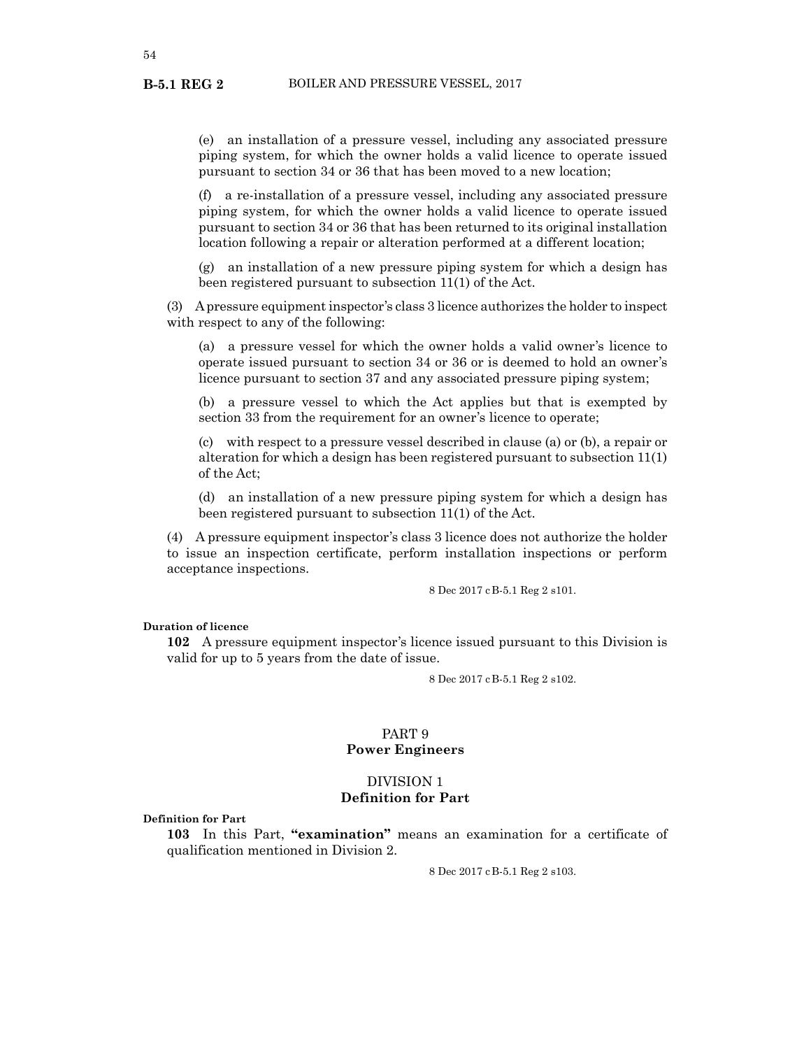(e) an installation of a pressure vessel, including any associated pressure piping system, for which the owner holds a valid licence to operate issued pursuant to section 34 or 36 that has been moved to a new location;

(f) a re-installation of a pressure vessel, including any associated pressure piping system, for which the owner holds a valid licence to operate issued pursuant to section 34 or 36 that has been returned to its original installation location following a repair or alteration performed at a different location;

(g) an installation of a new pressure piping system for which a design has been registered pursuant to subsection 11(1) of the Act.

(3) A pressure equipment inspector's class 3 licence authorizes the holder to inspect with respect to any of the following:

(a) a pressure vessel for which the owner holds a valid owner's licence to operate issued pursuant to section 34 or 36 or is deemed to hold an owner's licence pursuant to section 37 and any associated pressure piping system;

(b) a pressure vessel to which the Act applies but that is exempted by section 33 from the requirement for an owner's licence to operate;

(c) with respect to a pressure vessel described in clause (a) or (b), a repair or alteration for which a design has been registered pursuant to subsection 11(1) of the Act;

(d) an installation of a new pressure piping system for which a design has been registered pursuant to subsection 11(1) of the Act.

(4) A pressure equipment inspector's class 3 licence does not authorize the holder to issue an inspection certificate, perform installation inspections or perform acceptance inspections.

8 Dec 2017 cB-5.1 Reg 2 s101.

**Duration of licence**

**102** A pressure equipment inspector's licence issued pursuant to this Division is valid for up to 5 years from the date of issue.

8 Dec 2017 cB-5.1 Reg 2 s102.

## PART 9
## Power Engineers

### DIVISION 1
### Definition for Part

**Definition for Part**

**103** In this Part, **"examination"** means an examination for a certificate of qualification mentioned in Division 2.

8 Dec 2017 cB-5.1 Reg 2 s103.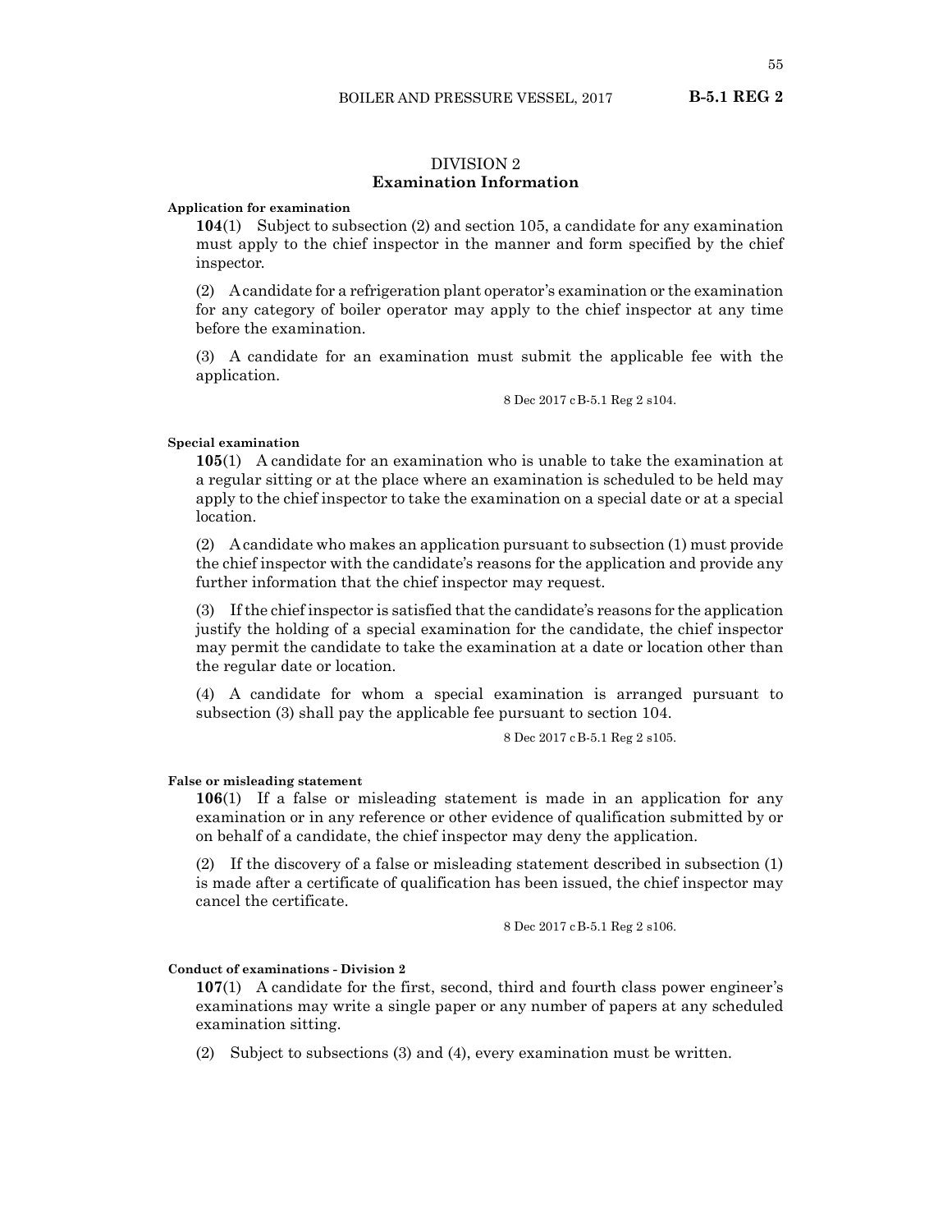## DIVISION 2
## Examination Information

**Application for examination**

**104**(1) Subject to subsection (2) and section 105, a candidate for any examination must apply to the chief inspector in the manner and form specified by the chief inspector.

(2) A candidate for a refrigeration plant operator's examination or the examination for any category of boiler operator may apply to the chief inspector at any time before the examination.

(3) A candidate for an examination must submit the applicable fee with the application.

8 Dec 2017 cB-5.1 Reg 2 s104.

**Special examination**

**105**(1) A candidate for an examination who is unable to take the examination at a regular sitting or at the place where an examination is scheduled to be held may apply to the chief inspector to take the examination on a special date or at a special location.

(2) A candidate who makes an application pursuant to subsection (1) must provide the chief inspector with the candidate's reasons for the application and provide any further information that the chief inspector may request.

(3) If the chief inspector is satisfied that the candidate's reasons for the application justify the holding of a special examination for the candidate, the chief inspector may permit the candidate to take the examination at a date or location other than the regular date or location.

(4) A candidate for whom a special examination is arranged pursuant to subsection (3) shall pay the applicable fee pursuant to section 104.

8 Dec 2017 cB-5.1 Reg 2 s105.

**False or misleading statement**

**106**(1) If a false or misleading statement is made in an application for any examination or in any reference or other evidence of qualification submitted by or on behalf of a candidate, the chief inspector may deny the application.

(2) If the discovery of a false or misleading statement described in subsection (1) is made after a certificate of qualification has been issued, the chief inspector may cancel the certificate.

8 Dec 2017 cB-5.1 Reg 2 s106.

**Conduct of examinations - Division 2**

**107**(1) A candidate for the first, second, third and fourth class power engineer's examinations may write a single paper or any number of papers at any scheduled examination sitting.

(2) Subject to subsections (3) and (4), every examination must be written.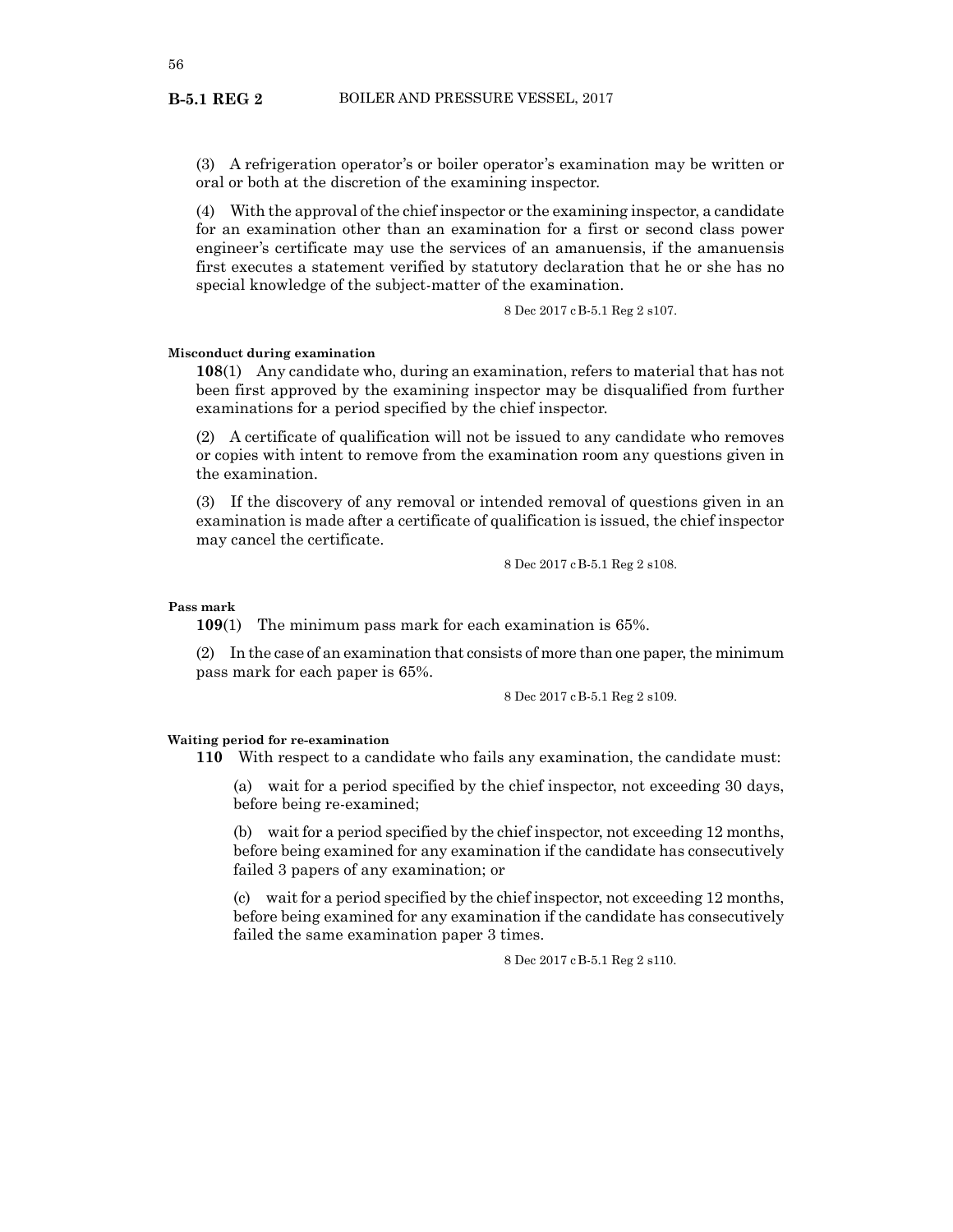(3) A refrigeration operator's or boiler operator's examination may be written or oral or both at the discretion of the examining inspector.

(4) With the approval of the chief inspector or the examining inspector, a candidate for an examination other than an examination for a first or second class power engineer's certificate may use the services of an amanuensis, if the amanuensis first executes a statement verified by statutory declaration that he or she has no special knowledge of the subject-matter of the examination.

8 Dec 2017 cB-5.1 Reg 2 s107.

#### Misconduct during examination

**108**(1) Any candidate who, during an examination, refers to material that has not been first approved by the examining inspector may be disqualified from further examinations for a period specified by the chief inspector.

(2) A certificate of qualification will not be issued to any candidate who removes or copies with intent to remove from the examination room any questions given in the examination.

(3) If the discovery of any removal or intended removal of questions given in an examination is made after a certificate of qualification is issued, the chief inspector may cancel the certificate.

8 Dec 2017 cB-5.1 Reg 2 s108.

#### Pass mark

**109**(1) The minimum pass mark for each examination is 65%.

(2) In the case of an examination that consists of more than one paper, the minimum pass mark for each paper is 65%.

8 Dec 2017 cB-5.1 Reg 2 s109.

#### Waiting period for re-examination

**110** With respect to a candidate who fails any examination, the candidate must:

(a) wait for a period specified by the chief inspector, not exceeding 30 days, before being re-examined;

(b) wait for a period specified by the chief inspector, not exceeding 12 months, before being examined for any examination if the candidate has consecutively failed 3 papers of any examination; or

(c) wait for a period specified by the chief inspector, not exceeding 12 months, before being examined for any examination if the candidate has consecutively failed the same examination paper 3 times.

8 Dec 2017 cB-5.1 Reg 2 s110.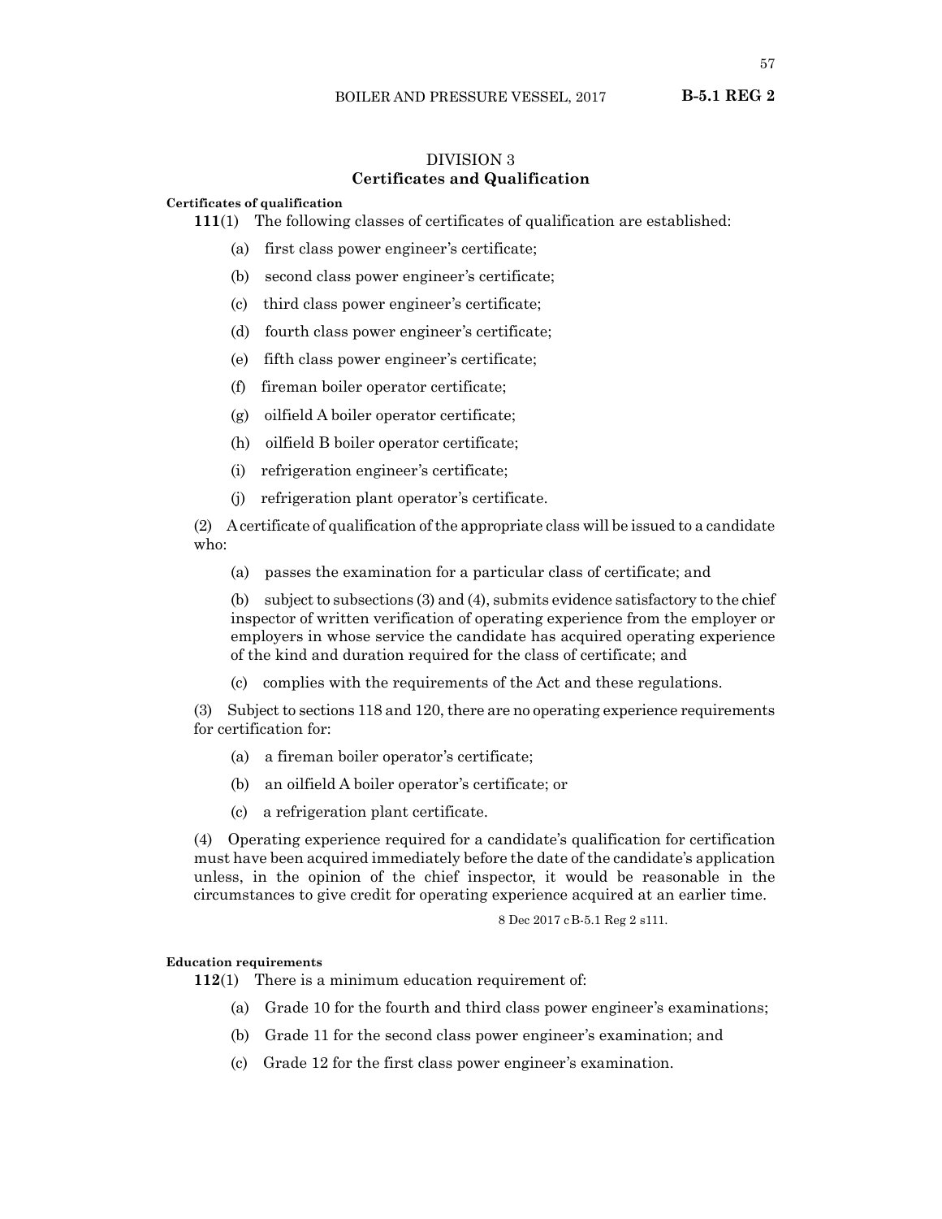## DIVISION 3
## Certificates and Qualification

**Certificates of qualification**

**111**(1) The following classes of certificates of qualification are established:

(a) first class power engineer's certificate;

(b) second class power engineer's certificate;

(c) third class power engineer's certificate;

(d) fourth class power engineer's certificate;

(e) fifth class power engineer's certificate;

(f) fireman boiler operator certificate;

(g) oilfield A boiler operator certificate;

(h) oilfield B boiler operator certificate;

(i) refrigeration engineer's certificate;

(j) refrigeration plant operator's certificate.

(2) A certificate of qualification of the appropriate class will be issued to a candidate who:

(a) passes the examination for a particular class of certificate; and

(b) subject to subsections (3) and (4), submits evidence satisfactory to the chief inspector of written verification of operating experience from the employer or employers in whose service the candidate has acquired operating experience of the kind and duration required for the class of certificate; and

(c) complies with the requirements of the Act and these regulations.

(3) Subject to sections 118 and 120, there are no operating experience requirements for certification for:

(a) a fireman boiler operator's certificate;

(b) an oilfield A boiler operator's certificate; or

(c) a refrigeration plant certificate.

(4) Operating experience required for a candidate's qualification for certification must have been acquired immediately before the date of the candidate's application unless, in the opinion of the chief inspector, it would be reasonable in the circumstances to give credit for operating experience acquired at an earlier time.

8 Dec 2017 cB-5.1 Reg 2 s111.

**Education requirements**

**112**(1) There is a minimum education requirement of:

(a) Grade 10 for the fourth and third class power engineer's examinations;

(b) Grade 11 for the second class power engineer's examination; and

(c) Grade 12 for the first class power engineer's examination.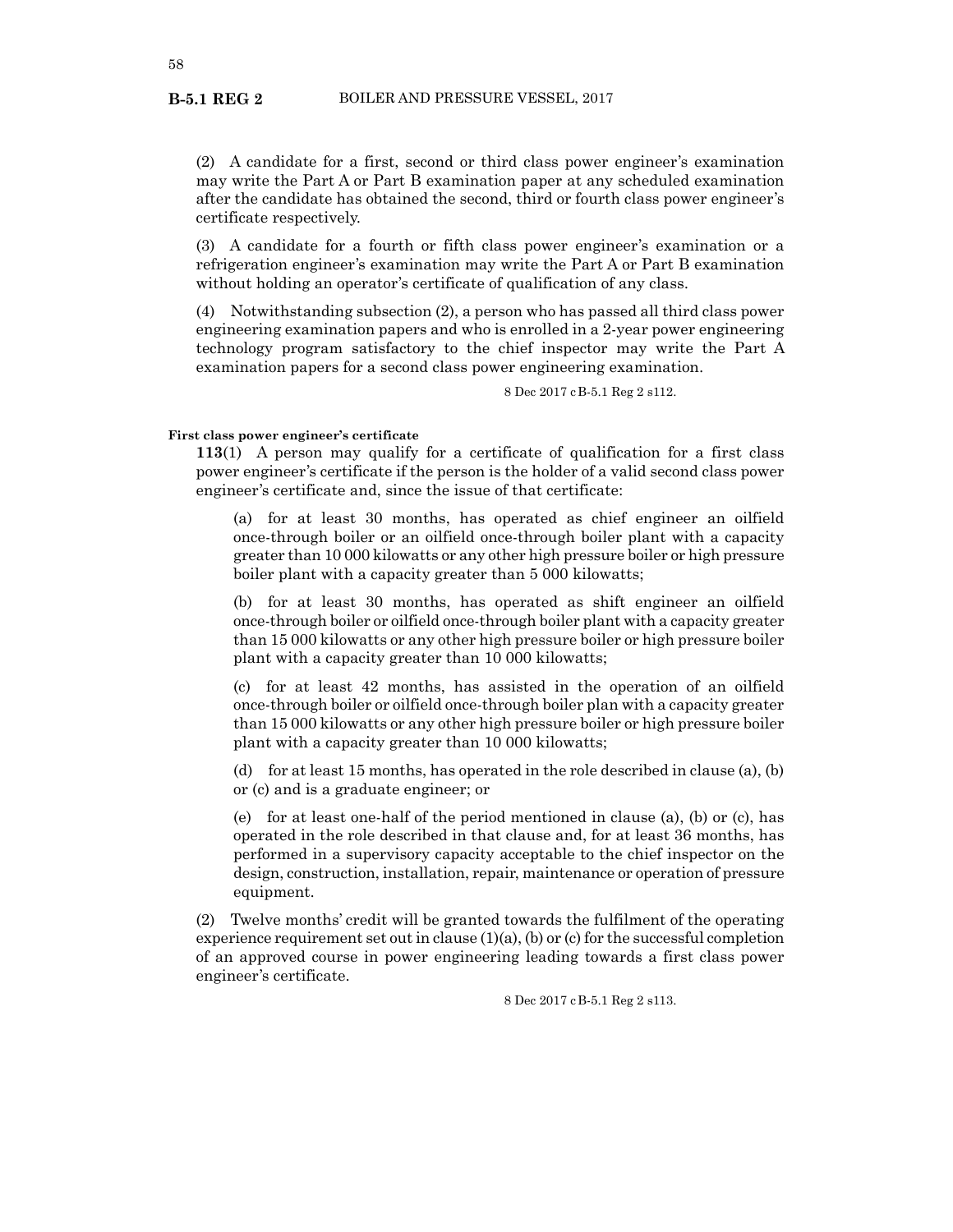(2) A candidate for a first, second or third class power engineer's examination may write the Part A or Part B examination paper at any scheduled examination after the candidate has obtained the second, third or fourth class power engineer's certificate respectively.

(3) A candidate for a fourth or fifth class power engineer's examination or a refrigeration engineer's examination may write the Part A or Part B examination without holding an operator's certificate of qualification of any class.

(4) Notwithstanding subsection (2), a person who has passed all third class power engineering examination papers and who is enrolled in a 2-year power engineering technology program satisfactory to the chief inspector may write the Part A examination papers for a second class power engineering examination.

8 Dec 2017 cB-5.1 Reg 2 s112.

**First class power engineer's certificate**

**113**(1) A person may qualify for a certificate of qualification for a first class power engineer's certificate if the person is the holder of a valid second class power engineer's certificate and, since the issue of that certificate:

(a) for at least 30 months, has operated as chief engineer an oilfield once-through boiler or an oilfield once-through boiler plant with a capacity greater than 10 000 kilowatts or any other high pressure boiler or high pressure boiler plant with a capacity greater than 5 000 kilowatts;

(b) for at least 30 months, has operated as shift engineer an oilfield once-through boiler or oilfield once-through boiler plant with a capacity greater than 15 000 kilowatts or any other high pressure boiler or high pressure boiler plant with a capacity greater than 10 000 kilowatts;

(c) for at least 42 months, has assisted in the operation of an oilfield once-through boiler or oilfield once-through boiler plan with a capacity greater than 15 000 kilowatts or any other high pressure boiler or high pressure boiler plant with a capacity greater than 10 000 kilowatts;

(d) for at least 15 months, has operated in the role described in clause (a), (b) or (c) and is a graduate engineer; or

(e) for at least one-half of the period mentioned in clause (a), (b) or (c), has operated in the role described in that clause and, for at least 36 months, has performed in a supervisory capacity acceptable to the chief inspector on the design, construction, installation, repair, maintenance or operation of pressure equipment.

(2) Twelve months' credit will be granted towards the fulfilment of the operating experience requirement set out in clause (1)(a), (b) or (c) for the successful completion of an approved course in power engineering leading towards a first class power engineer's certificate.

8 Dec 2017 cB-5.1 Reg 2 s113.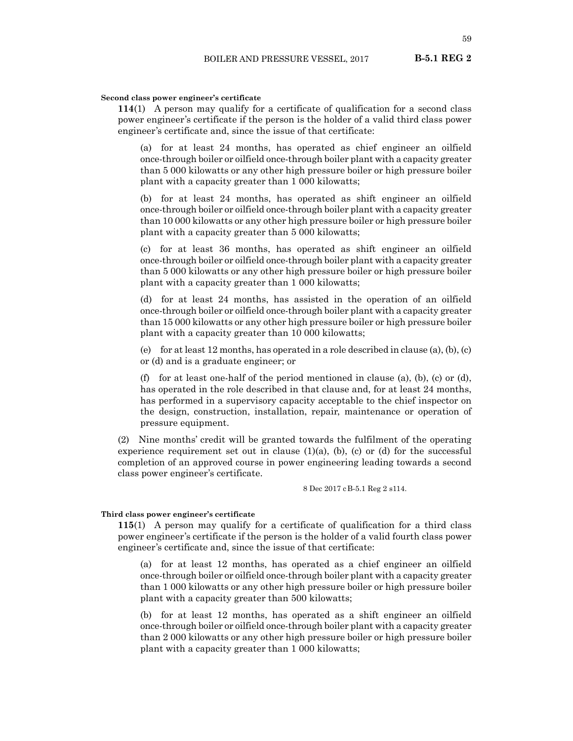**Second class power engineer's certificate**

**114**(1) A person may qualify for a certificate of qualification for a second class power engineer's certificate if the person is the holder of a valid third class power engineer's certificate and, since the issue of that certificate:

(a) for at least 24 months, has operated as chief engineer an oilfield once-through boiler or oilfield once-through boiler plant with a capacity greater than 5 000 kilowatts or any other high pressure boiler or high pressure boiler plant with a capacity greater than 1 000 kilowatts;

(b) for at least 24 months, has operated as shift engineer an oilfield once-through boiler or oilfield once-through boiler plant with a capacity greater than 10 000 kilowatts or any other high pressure boiler or high pressure boiler plant with a capacity greater than 5 000 kilowatts;

(c) for at least 36 months, has operated as shift engineer an oilfield once-through boiler or oilfield once-through boiler plant with a capacity greater than 5 000 kilowatts or any other high pressure boiler or high pressure boiler plant with a capacity greater than 1 000 kilowatts;

(d) for at least 24 months, has assisted in the operation of an oilfield once-through boiler or oilfield once-through boiler plant with a capacity greater than 15 000 kilowatts or any other high pressure boiler or high pressure boiler plant with a capacity greater than 10 000 kilowatts;

(e) for at least 12 months, has operated in a role described in clause (a), (b), (c) or (d) and is a graduate engineer; or

(f) for at least one-half of the period mentioned in clause (a), (b), (c) or (d), has operated in the role described in that clause and, for at least 24 months, has performed in a supervisory capacity acceptable to the chief inspector on the design, construction, installation, repair, maintenance or operation of pressure equipment.

(2) Nine months' credit will be granted towards the fulfilment of the operating experience requirement set out in clause (1)(a), (b), (c) or (d) for the successful completion of an approved course in power engineering leading towards a second class power engineer's certificate.

8 Dec 2017 cB-5.1 Reg 2 s114.

**Third class power engineer's certificate**

**115**(1) A person may qualify for a certificate of qualification for a third class power engineer's certificate if the person is the holder of a valid fourth class power engineer's certificate and, since the issue of that certificate:

(a) for at least 12 months, has operated as a chief engineer an oilfield once-through boiler or oilfield once-through boiler plant with a capacity greater than 1 000 kilowatts or any other high pressure boiler or high pressure boiler plant with a capacity greater than 500 kilowatts;

(b) for at least 12 months, has operated as a shift engineer an oilfield once-through boiler or oilfield once-through boiler plant with a capacity greater than 2 000 kilowatts or any other high pressure boiler or high pressure boiler plant with a capacity greater than 1 000 kilowatts;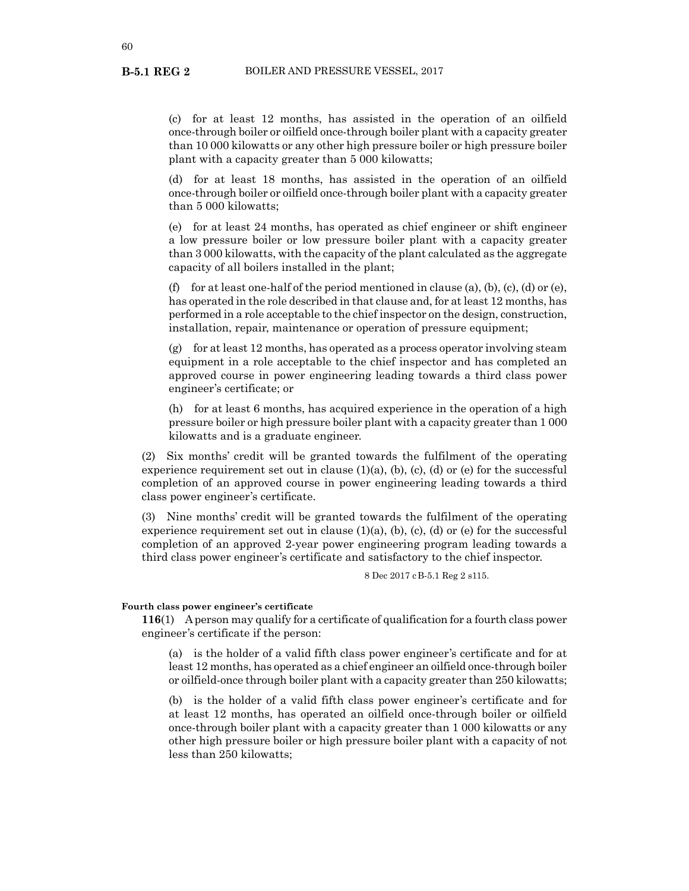(c) for at least 12 months, has assisted in the operation of an oilfield once-through boiler or oilfield once-through boiler plant with a capacity greater than 10 000 kilowatts or any other high pressure boiler or high pressure boiler plant with a capacity greater than 5 000 kilowatts;

(d) for at least 18 months, has assisted in the operation of an oilfield once-through boiler or oilfield once-through boiler plant with a capacity greater than 5 000 kilowatts;

(e) for at least 24 months, has operated as chief engineer or shift engineer a low pressure boiler or low pressure boiler plant with a capacity greater than 3 000 kilowatts, with the capacity of the plant calculated as the aggregate capacity of all boilers installed in the plant;

(f) for at least one-half of the period mentioned in clause (a), (b), (c), (d) or (e), has operated in the role described in that clause and, for at least 12 months, has performed in a role acceptable to the chief inspector on the design, construction, installation, repair, maintenance or operation of pressure equipment;

(g) for at least 12 months, has operated as a process operator involving steam equipment in a role acceptable to the chief inspector and has completed an approved course in power engineering leading towards a third class power engineer's certificate; or

(h) for at least 6 months, has acquired experience in the operation of a high pressure boiler or high pressure boiler plant with a capacity greater than 1 000 kilowatts and is a graduate engineer.

(2) Six months' credit will be granted towards the fulfilment of the operating experience requirement set out in clause (1)(a), (b), (c), (d) or (e) for the successful completion of an approved course in power engineering leading towards a third class power engineer's certificate.

(3) Nine months' credit will be granted towards the fulfilment of the operating experience requirement set out in clause (1)(a), (b), (c), (d) or (e) for the successful completion of an approved 2-year power engineering program leading towards a third class power engineer's certificate and satisfactory to the chief inspector.

8 Dec 2017 cB-5.1 Reg 2 s115.

**Fourth class power engineer's certificate**

**116**(1) A person may qualify for a certificate of qualification for a fourth class power engineer's certificate if the person:

(a) is the holder of a valid fifth class power engineer's certificate and for at least 12 months, has operated as a chief engineer an oilfield once-through boiler or oilfield-once through boiler plant with a capacity greater than 250 kilowatts;

(b) is the holder of a valid fifth class power engineer's certificate and for at least 12 months, has operated an oilfield once-through boiler or oilfield once-through boiler plant with a capacity greater than 1 000 kilowatts or any other high pressure boiler or high pressure boiler plant with a capacity of not less than 250 kilowatts;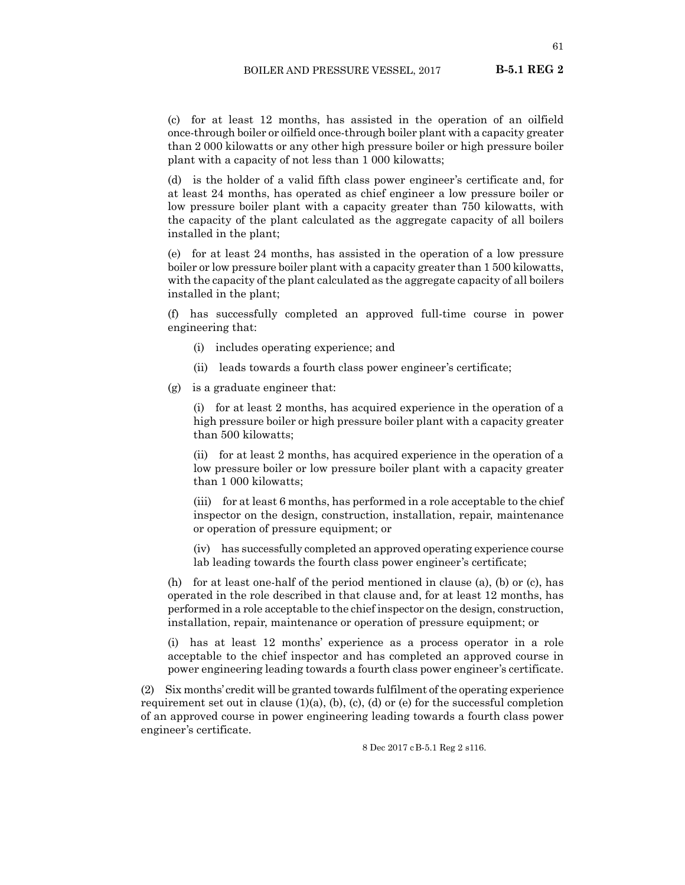(c) for at least 12 months, has assisted in the operation of an oilfield once-through boiler or oilfield once-through boiler plant with a capacity greater than 2 000 kilowatts or any other high pressure boiler or high pressure boiler plant with a capacity of not less than 1 000 kilowatts;

(d) is the holder of a valid fifth class power engineer's certificate and, for at least 24 months, has operated as chief engineer a low pressure boiler or low pressure boiler plant with a capacity greater than 750 kilowatts, with the capacity of the plant calculated as the aggregate capacity of all boilers installed in the plant;

(e) for at least 24 months, has assisted in the operation of a low pressure boiler or low pressure boiler plant with a capacity greater than 1 500 kilowatts, with the capacity of the plant calculated as the aggregate capacity of all boilers installed in the plant;

(f) has successfully completed an approved full-time course in power engineering that:

(i) includes operating experience; and

(ii) leads towards a fourth class power engineer's certificate;

(g) is a graduate engineer that:

(i) for at least 2 months, has acquired experience in the operation of a high pressure boiler or high pressure boiler plant with a capacity greater than 500 kilowatts;

(ii) for at least 2 months, has acquired experience in the operation of a low pressure boiler or low pressure boiler plant with a capacity greater than 1 000 kilowatts;

(iii) for at least 6 months, has performed in a role acceptable to the chief inspector on the design, construction, installation, repair, maintenance or operation of pressure equipment; or

(iv) has successfully completed an approved operating experience course lab leading towards the fourth class power engineer's certificate;

(h) for at least one-half of the period mentioned in clause (a), (b) or (c), has operated in the role described in that clause and, for at least 12 months, has performed in a role acceptable to the chief inspector on the design, construction, installation, repair, maintenance or operation of pressure equipment; or

(i) has at least 12 months' experience as a process operator in a role acceptable to the chief inspector and has completed an approved course in power engineering leading towards a fourth class power engineer's certificate.

(2) Six months' credit will be granted towards fulfilment of the operating experience requirement set out in clause (1)(a), (b), (c), (d) or (e) for the successful completion of an approved course in power engineering leading towards a fourth class power engineer's certificate.

8 Dec 2017 cB-5.1 Reg 2 s116.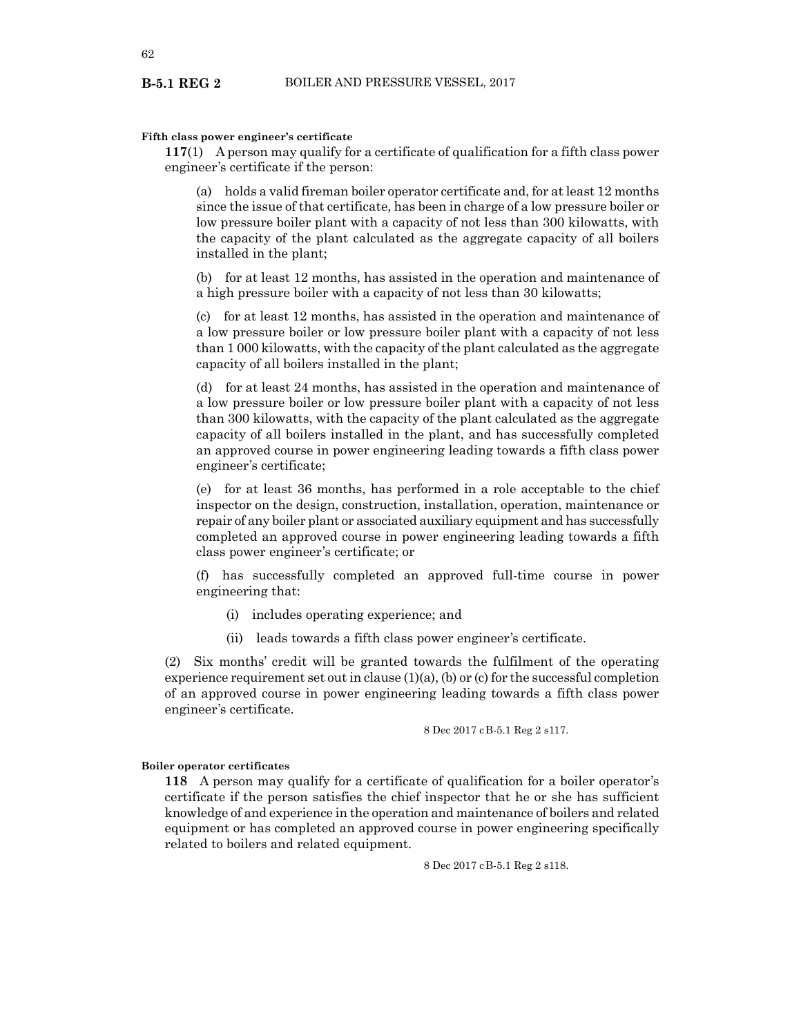**Fifth class power engineer's certificate**

**117**(1) A person may qualify for a certificate of qualification for a fifth class power engineer's certificate if the person:

(a) holds a valid fireman boiler operator certificate and, for at least 12 months since the issue of that certificate, has been in charge of a low pressure boiler or low pressure boiler plant with a capacity of not less than 300 kilowatts, with the capacity of the plant calculated as the aggregate capacity of all boilers installed in the plant;

(b) for at least 12 months, has assisted in the operation and maintenance of a high pressure boiler with a capacity of not less than 30 kilowatts;

(c) for at least 12 months, has assisted in the operation and maintenance of a low pressure boiler or low pressure boiler plant with a capacity of not less than 1 000 kilowatts, with the capacity of the plant calculated as the aggregate capacity of all boilers installed in the plant;

(d) for at least 24 months, has assisted in the operation and maintenance of a low pressure boiler or low pressure boiler plant with a capacity of not less than 300 kilowatts, with the capacity of the plant calculated as the aggregate capacity of all boilers installed in the plant, and has successfully completed an approved course in power engineering leading towards a fifth class power engineer's certificate;

(e) for at least 36 months, has performed in a role acceptable to the chief inspector on the design, construction, installation, operation, maintenance or repair of any boiler plant or associated auxiliary equipment and has successfully completed an approved course in power engineering leading towards a fifth class power engineer's certificate; or

(f) has successfully completed an approved full-time course in power engineering that:

(i) includes operating experience; and

(ii) leads towards a fifth class power engineer's certificate.

(2) Six months' credit will be granted towards the fulfilment of the operating experience requirement set out in clause (1)(a), (b) or (c) for the successful completion of an approved course in power engineering leading towards a fifth class power engineer's certificate.

8 Dec 2017 cB-5.1 Reg 2 s117.

**Boiler operator certificates**

**118** A person may qualify for a certificate of qualification for a boiler operator's certificate if the person satisfies the chief inspector that he or she has sufficient knowledge of and experience in the operation and maintenance of boilers and related equipment or has completed an approved course in power engineering specifically related to boilers and related equipment.

8 Dec 2017 cB-5.1 Reg 2 s118.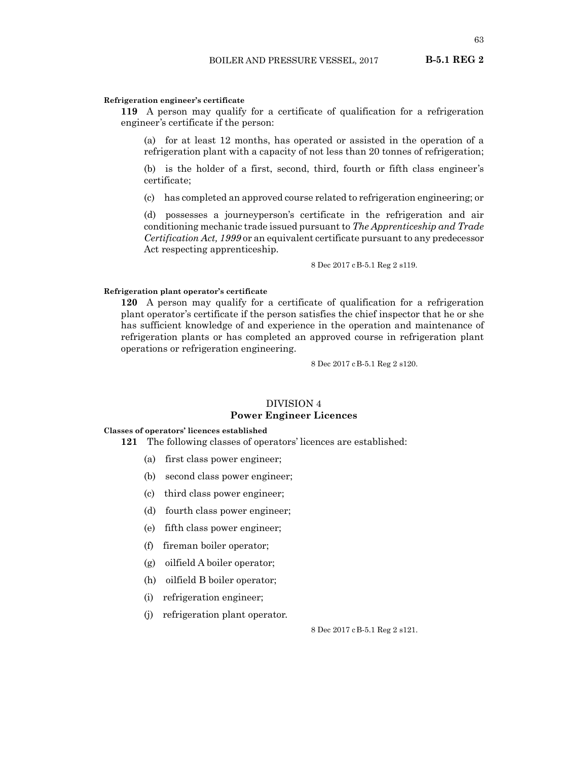**Refrigeration engineer's certificate**

**119** A person may qualify for a certificate of qualification for a refrigeration engineer's certificate if the person:

(a) for at least 12 months, has operated or assisted in the operation of a refrigeration plant with a capacity of not less than 20 tonnes of refrigeration;

(b) is the holder of a first, second, third, fourth or fifth class engineer's certificate;

(c) has completed an approved course related to refrigeration engineering; or

(d) possesses a journeyperson's certificate in the refrigeration and air conditioning mechanic trade issued pursuant to *The Apprenticeship and Trade Certification Act, 1999* or an equivalent certificate pursuant to any predecessor Act respecting apprenticeship.

8 Dec 2017 cB-5.1 Reg 2 s119.

**Refrigeration plant operator's certificate**

**120** A person may qualify for a certificate of qualification for a refrigeration plant operator's certificate if the person satisfies the chief inspector that he or she has sufficient knowledge of and experience in the operation and maintenance of refrigeration plants or has completed an approved course in refrigeration plant operations or refrigeration engineering.

8 Dec 2017 cB-5.1 Reg 2 s120.

## DIVISION 4
## Power Engineer Licences

**Classes of operators' licences established**

**121** The following classes of operators' licences are established:

(a) first class power engineer;

(b) second class power engineer;

(c) third class power engineer;

(d) fourth class power engineer;

(e) fifth class power engineer;

(f) fireman boiler operator;

(g) oilfield A boiler operator;

(h) oilfield B boiler operator;

(i) refrigeration engineer;

(j) refrigeration plant operator.

8 Dec 2017 cB-5.1 Reg 2 s121.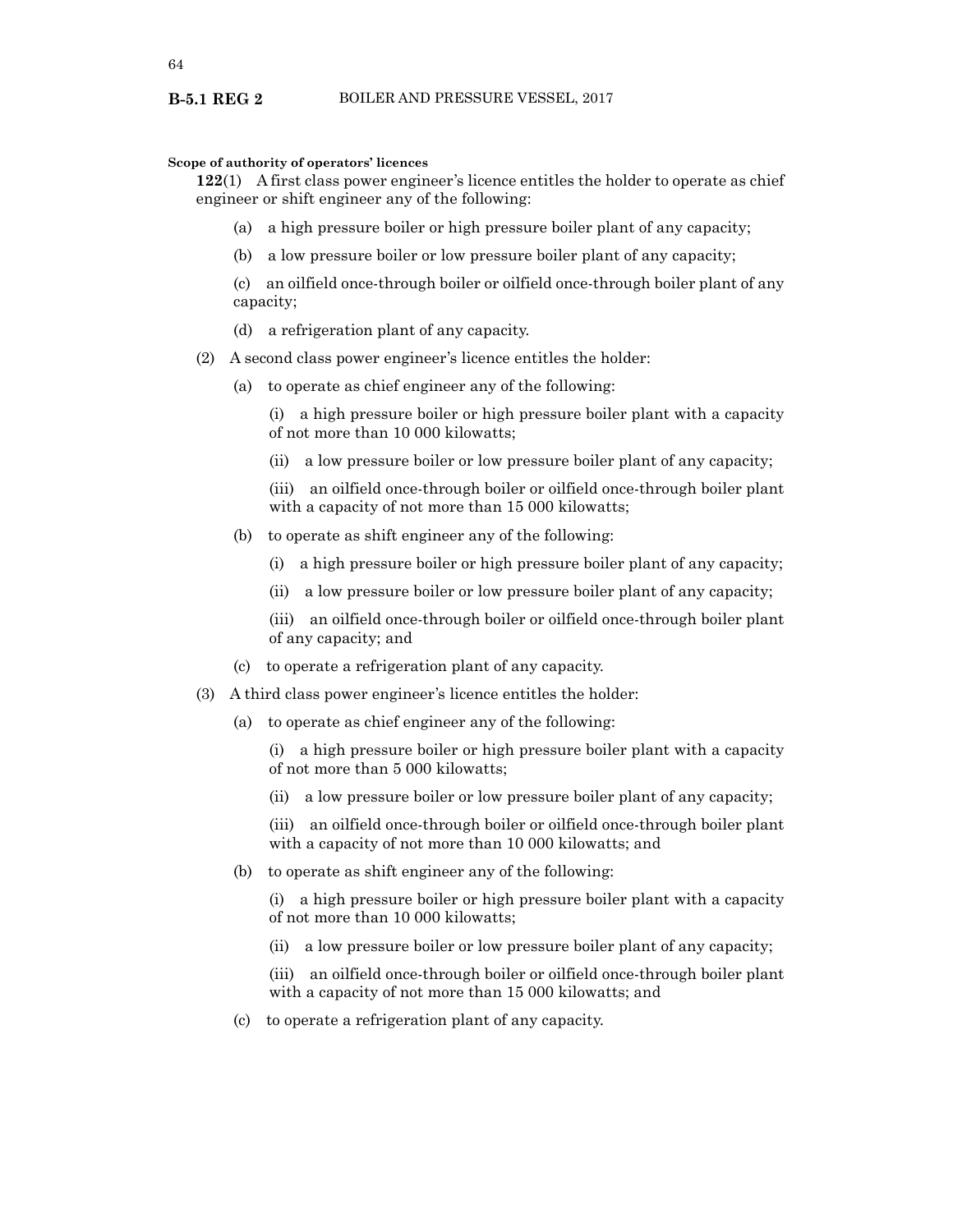**Scope of authority of operators' licences**

**122**(1) A first class power engineer's licence entitles the holder to operate as chief engineer or shift engineer any of the following:

(a) a high pressure boiler or high pressure boiler plant of any capacity;

(b) a low pressure boiler or low pressure boiler plant of any capacity;

(c) an oilfield once-through boiler or oilfield once-through boiler plant of any capacity;

(d) a refrigeration plant of any capacity.

(2) A second class power engineer's licence entitles the holder:

(a) to operate as chief engineer any of the following:

(i) a high pressure boiler or high pressure boiler plant with a capacity of not more than 10 000 kilowatts;

(ii) a low pressure boiler or low pressure boiler plant of any capacity;

(iii) an oilfield once-through boiler or oilfield once-through boiler plant with a capacity of not more than 15 000 kilowatts;

(b) to operate as shift engineer any of the following:

(i) a high pressure boiler or high pressure boiler plant of any capacity;

(ii) a low pressure boiler or low pressure boiler plant of any capacity;

(iii) an oilfield once-through boiler or oilfield once-through boiler plant of any capacity; and

(c) to operate a refrigeration plant of any capacity.

(3) A third class power engineer's licence entitles the holder:

(a) to operate as chief engineer any of the following:

(i) a high pressure boiler or high pressure boiler plant with a capacity of not more than 5 000 kilowatts;

(ii) a low pressure boiler or low pressure boiler plant of any capacity;

(iii) an oilfield once-through boiler or oilfield once-through boiler plant with a capacity of not more than 10 000 kilowatts; and

(b) to operate as shift engineer any of the following:

(i) a high pressure boiler or high pressure boiler plant with a capacity of not more than 10 000 kilowatts;

(ii) a low pressure boiler or low pressure boiler plant of any capacity;

(iii) an oilfield once-through boiler or oilfield once-through boiler plant with a capacity of not more than 15 000 kilowatts; and

(c) to operate a refrigeration plant of any capacity.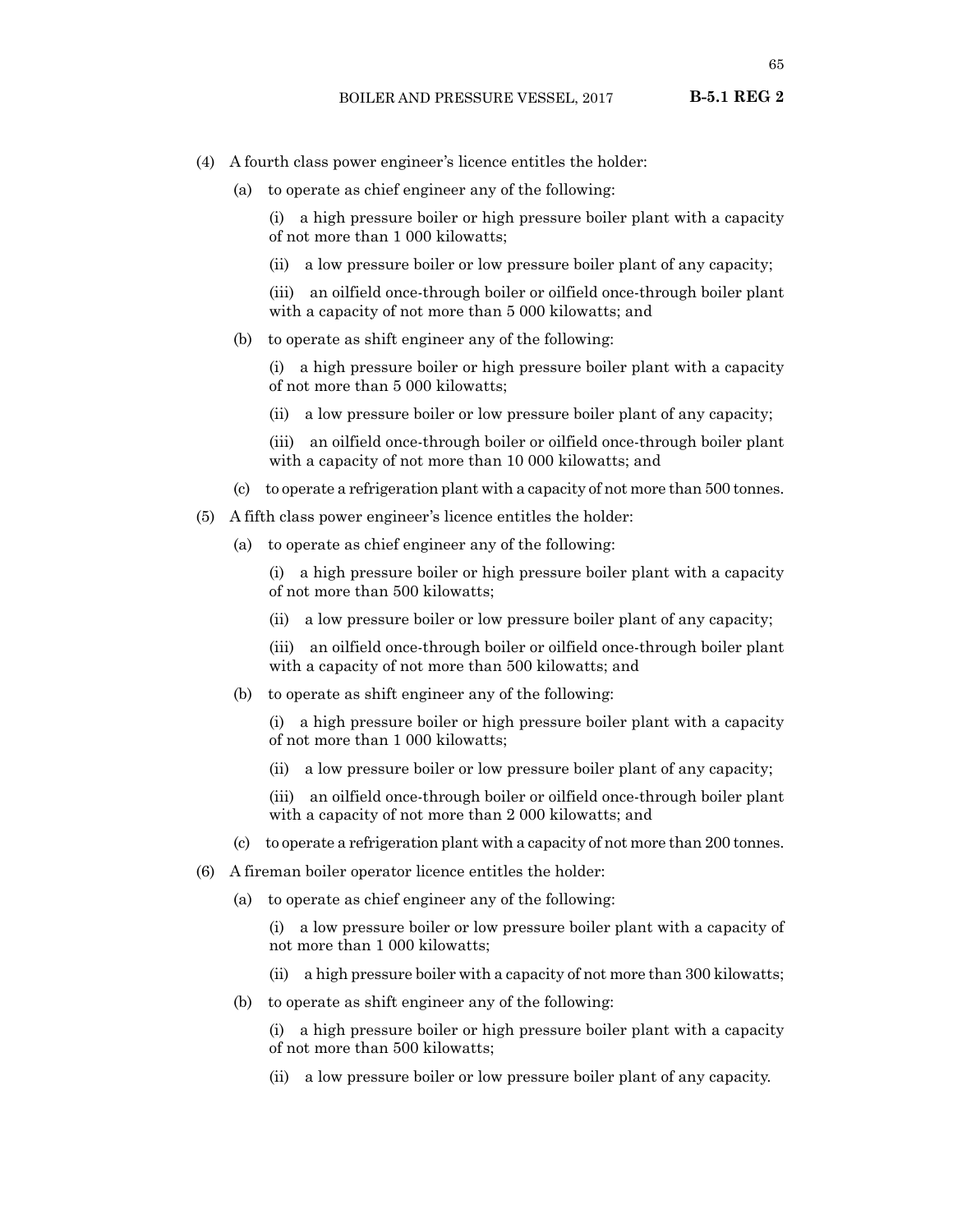(4) A fourth class power engineer's licence entitles the holder:

(a) to operate as chief engineer any of the following:

(i) a high pressure boiler or high pressure boiler plant with a capacity of not more than 1 000 kilowatts;

(ii) a low pressure boiler or low pressure boiler plant of any capacity;

(iii) an oilfield once-through boiler or oilfield once-through boiler plant with a capacity of not more than 5 000 kilowatts; and

(b) to operate as shift engineer any of the following:

(i) a high pressure boiler or high pressure boiler plant with a capacity of not more than 5 000 kilowatts;

(ii) a low pressure boiler or low pressure boiler plant of any capacity;

(iii) an oilfield once-through boiler or oilfield once-through boiler plant with a capacity of not more than 10 000 kilowatts; and

(c) to operate a refrigeration plant with a capacity of not more than 500 tonnes.

(5) A fifth class power engineer's licence entitles the holder:

(a) to operate as chief engineer any of the following:

(i) a high pressure boiler or high pressure boiler plant with a capacity of not more than 500 kilowatts;

(ii) a low pressure boiler or low pressure boiler plant of any capacity;

(iii) an oilfield once-through boiler or oilfield once-through boiler plant with a capacity of not more than 500 kilowatts; and

(b) to operate as shift engineer any of the following:

(i) a high pressure boiler or high pressure boiler plant with a capacity of not more than 1 000 kilowatts;

(ii) a low pressure boiler or low pressure boiler plant of any capacity;

(iii) an oilfield once-through boiler or oilfield once-through boiler plant with a capacity of not more than 2 000 kilowatts; and

(c) to operate a refrigeration plant with a capacity of not more than 200 tonnes.

(6) A fireman boiler operator licence entitles the holder:

(a) to operate as chief engineer any of the following:

(i) a low pressure boiler or low pressure boiler plant with a capacity of not more than 1 000 kilowatts;

(ii) a high pressure boiler with a capacity of not more than 300 kilowatts;

(b) to operate as shift engineer any of the following:

(i) a high pressure boiler or high pressure boiler plant with a capacity of not more than 500 kilowatts;

(ii) a low pressure boiler or low pressure boiler plant of any capacity.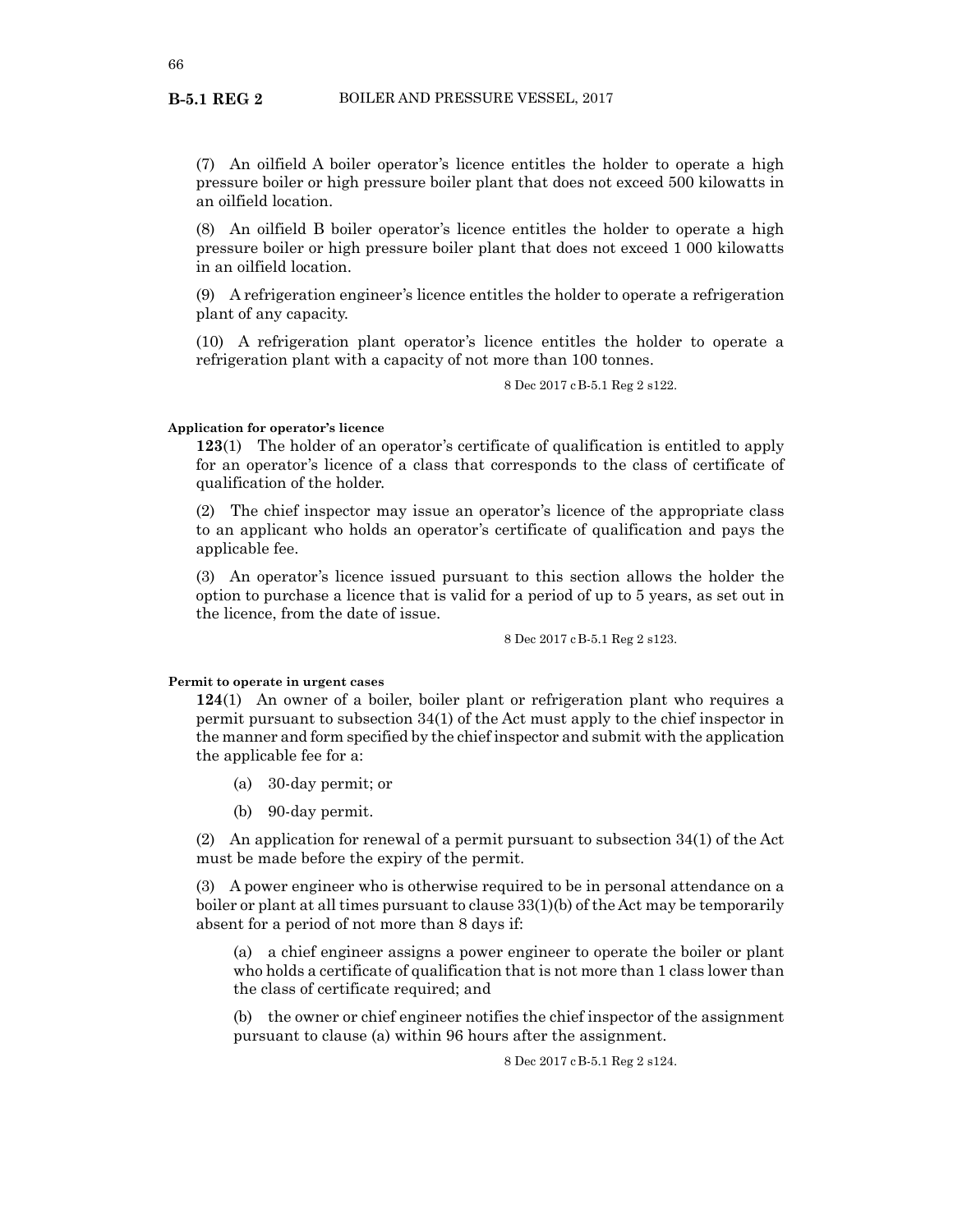(7) An oilfield A boiler operator's licence entitles the holder to operate a high pressure boiler or high pressure boiler plant that does not exceed 500 kilowatts in an oilfield location.

(8) An oilfield B boiler operator's licence entitles the holder to operate a high pressure boiler or high pressure boiler plant that does not exceed 1 000 kilowatts in an oilfield location.

(9) A refrigeration engineer's licence entitles the holder to operate a refrigeration plant of any capacity.

(10) A refrigeration plant operator's licence entitles the holder to operate a refrigeration plant with a capacity of not more than 100 tonnes.

8 Dec 2017 cB-5.1 Reg 2 s122.

**Application for operator's licence**

**123**(1) The holder of an operator's certificate of qualification is entitled to apply for an operator's licence of a class that corresponds to the class of certificate of qualification of the holder.

(2) The chief inspector may issue an operator's licence of the appropriate class to an applicant who holds an operator's certificate of qualification and pays the applicable fee.

(3) An operator's licence issued pursuant to this section allows the holder the option to purchase a licence that is valid for a period of up to 5 years, as set out in the licence, from the date of issue.

8 Dec 2017 cB-5.1 Reg 2 s123.

**Permit to operate in urgent cases**

**124**(1) An owner of a boiler, boiler plant or refrigeration plant who requires a permit pursuant to subsection 34(1) of the Act must apply to the chief inspector in the manner and form specified by the chief inspector and submit with the application the applicable fee for a:

(a) 30-day permit; or

(b) 90-day permit.

(2) An application for renewal of a permit pursuant to subsection 34(1) of the Act must be made before the expiry of the permit.

(3) A power engineer who is otherwise required to be in personal attendance on a boiler or plant at all times pursuant to clause 33(1)(b) of the Act may be temporarily absent for a period of not more than 8 days if:

(a) a chief engineer assigns a power engineer to operate the boiler or plant who holds a certificate of qualification that is not more than 1 class lower than the class of certificate required; and

(b) the owner or chief engineer notifies the chief inspector of the assignment pursuant to clause (a) within 96 hours after the assignment.

8 Dec 2017 cB-5.1 Reg 2 s124.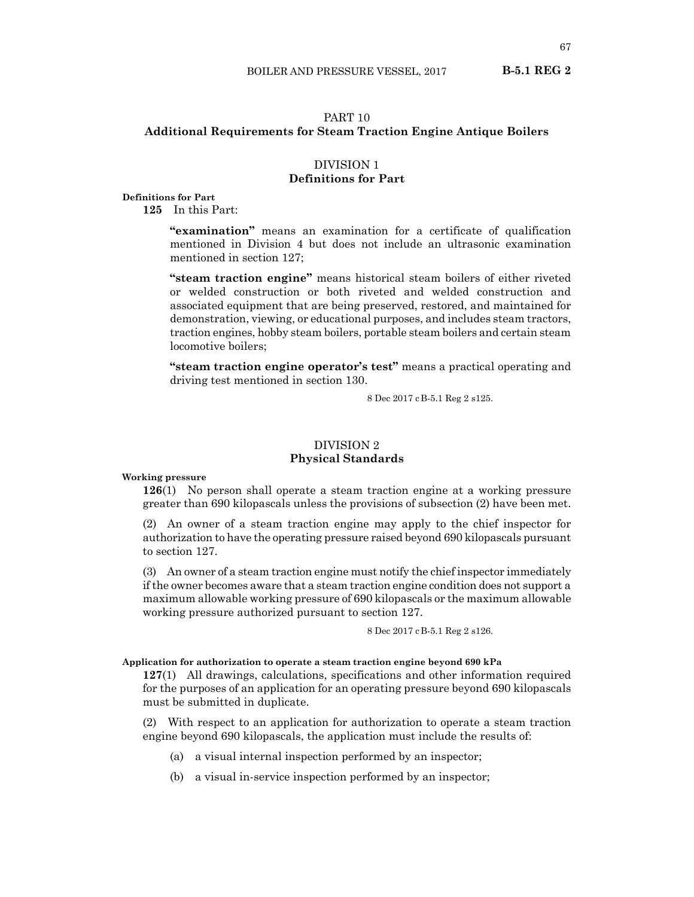## PART 10
## Additional Requirements for Steam Traction Engine Antique Boilers

### DIVISION 1
### Definitions for Part

**Definitions for Part**

**125** In this Part:

**"examination"** means an examination for a certificate of qualification mentioned in Division 4 but does not include an ultrasonic examination mentioned in section 127;

**"steam traction engine"** means historical steam boilers of either riveted or welded construction or both riveted and welded construction and associated equipment that are being preserved, restored, and maintained for demonstration, viewing, or educational purposes, and includes steam tractors, traction engines, hobby steam boilers, portable steam boilers and certain steam locomotive boilers;

**"steam traction engine operator's test"** means a practical operating and driving test mentioned in section 130.

8 Dec 2017 cB-5.1 Reg 2 s125.

### DIVISION 2
### Physical Standards

**Working pressure**

**126**(1) No person shall operate a steam traction engine at a working pressure greater than 690 kilopascals unless the provisions of subsection (2) have been met.

(2) An owner of a steam traction engine may apply to the chief inspector for authorization to have the operating pressure raised beyond 690 kilopascals pursuant to section 127.

(3) An owner of a steam traction engine must notify the chief inspector immediately if the owner becomes aware that a steam traction engine condition does not support a maximum allowable working pressure of 690 kilopascals or the maximum allowable working pressure authorized pursuant to section 127.

8 Dec 2017 cB-5.1 Reg 2 s126.

**Application for authorization to operate a steam traction engine beyond 690 kPa**

**127**(1) All drawings, calculations, specifications and other information required for the purposes of an application for an operating pressure beyond 690 kilopascals must be submitted in duplicate.

(2) With respect to an application for authorization to operate a steam traction engine beyond 690 kilopascals, the application must include the results of:

(a) a visual internal inspection performed by an inspector;

(b) a visual in-service inspection performed by an inspector;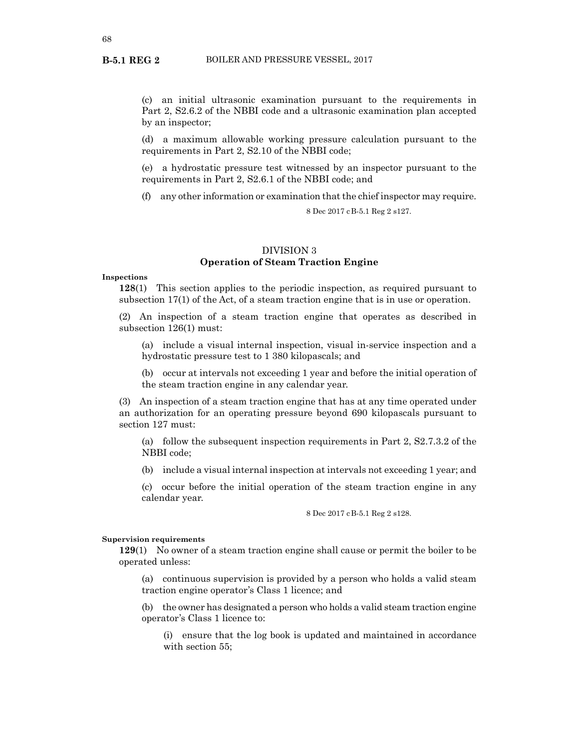(c) an initial ultrasonic examination pursuant to the requirements in Part 2, S2.6.2 of the NBBI code and a ultrasonic examination plan accepted by an inspector;

(d) a maximum allowable working pressure calculation pursuant to the requirements in Part 2, S2.10 of the NBBI code;

(e) a hydrostatic pressure test witnessed by an inspector pursuant to the requirements in Part 2, S2.6.1 of the NBBI code; and

(f) any other information or examination that the chief inspector may require.

8 Dec 2017 cB-5.1 Reg 2 s127.

## DIVISION 3
## Operation of Steam Traction Engine

**Inspections**

**128**(1) This section applies to the periodic inspection, as required pursuant to subsection 17(1) of the Act, of a steam traction engine that is in use or operation.

(2) An inspection of a steam traction engine that operates as described in subsection 126(1) must:

(a) include a visual internal inspection, visual in-service inspection and a hydrostatic pressure test to 1 380 kilopascals; and

(b) occur at intervals not exceeding 1 year and before the initial operation of the steam traction engine in any calendar year.

(3) An inspection of a steam traction engine that has at any time operated under an authorization for an operating pressure beyond 690 kilopascals pursuant to section 127 must:

(a) follow the subsequent inspection requirements in Part 2, S2.7.3.2 of the NBBI code;

(b) include a visual internal inspection at intervals not exceeding 1 year; and

(c) occur before the initial operation of the steam traction engine in any calendar year.

8 Dec 2017 cB-5.1 Reg 2 s128.

**Supervision requirements**

**129**(1) No owner of a steam traction engine shall cause or permit the boiler to be operated unless:

(a) continuous supervision is provided by a person who holds a valid steam traction engine operator's Class 1 licence; and

(b) the owner has designated a person who holds a valid steam traction engine operator's Class 1 licence to:

(i) ensure that the log book is updated and maintained in accordance with section 55;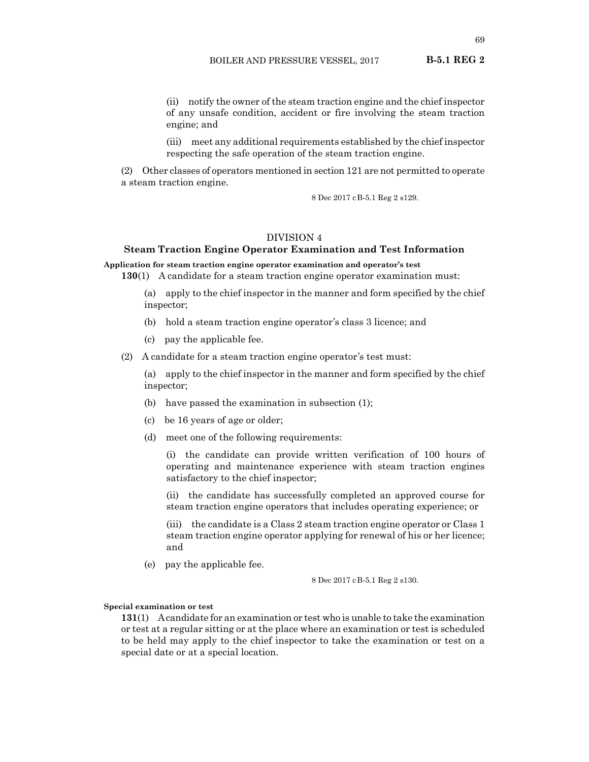(ii) notify the owner of the steam traction engine and the chief inspector of any unsafe condition, accident or fire involving the steam traction engine; and

(iii) meet any additional requirements established by the chief inspector respecting the safe operation of the steam traction engine.

(2) Other classes of operators mentioned in section 121 are not permitted to operate a steam traction engine.

8 Dec 2017 cB-5.1 Reg 2 s129.

## DIVISION 4
## Steam Traction Engine Operator Examination and Test Information

**Application for steam traction engine operator examination and operator's test**

**130**(1) A candidate for a steam traction engine operator examination must:

(a) apply to the chief inspector in the manner and form specified by the chief inspector;

(b) hold a steam traction engine operator's class 3 licence; and

(c) pay the applicable fee.

(2) A candidate for a steam traction engine operator's test must:

(a) apply to the chief inspector in the manner and form specified by the chief inspector;

(b) have passed the examination in subsection (1);

(c) be 16 years of age or older;

(d) meet one of the following requirements:

(i) the candidate can provide written verification of 100 hours of operating and maintenance experience with steam traction engines satisfactory to the chief inspector;

(ii) the candidate has successfully completed an approved course for steam traction engine operators that includes operating experience; or

(iii) the candidate is a Class 2 steam traction engine operator or Class 1 steam traction engine operator applying for renewal of his or her licence; and

(e) pay the applicable fee.

8 Dec 2017 cB-5.1 Reg 2 s130.

**Special examination or test**

**131**(1) A candidate for an examination or test who is unable to take the examination or test at a regular sitting or at the place where an examination or test is scheduled to be held may apply to the chief inspector to take the examination or test on a special date or at a special location.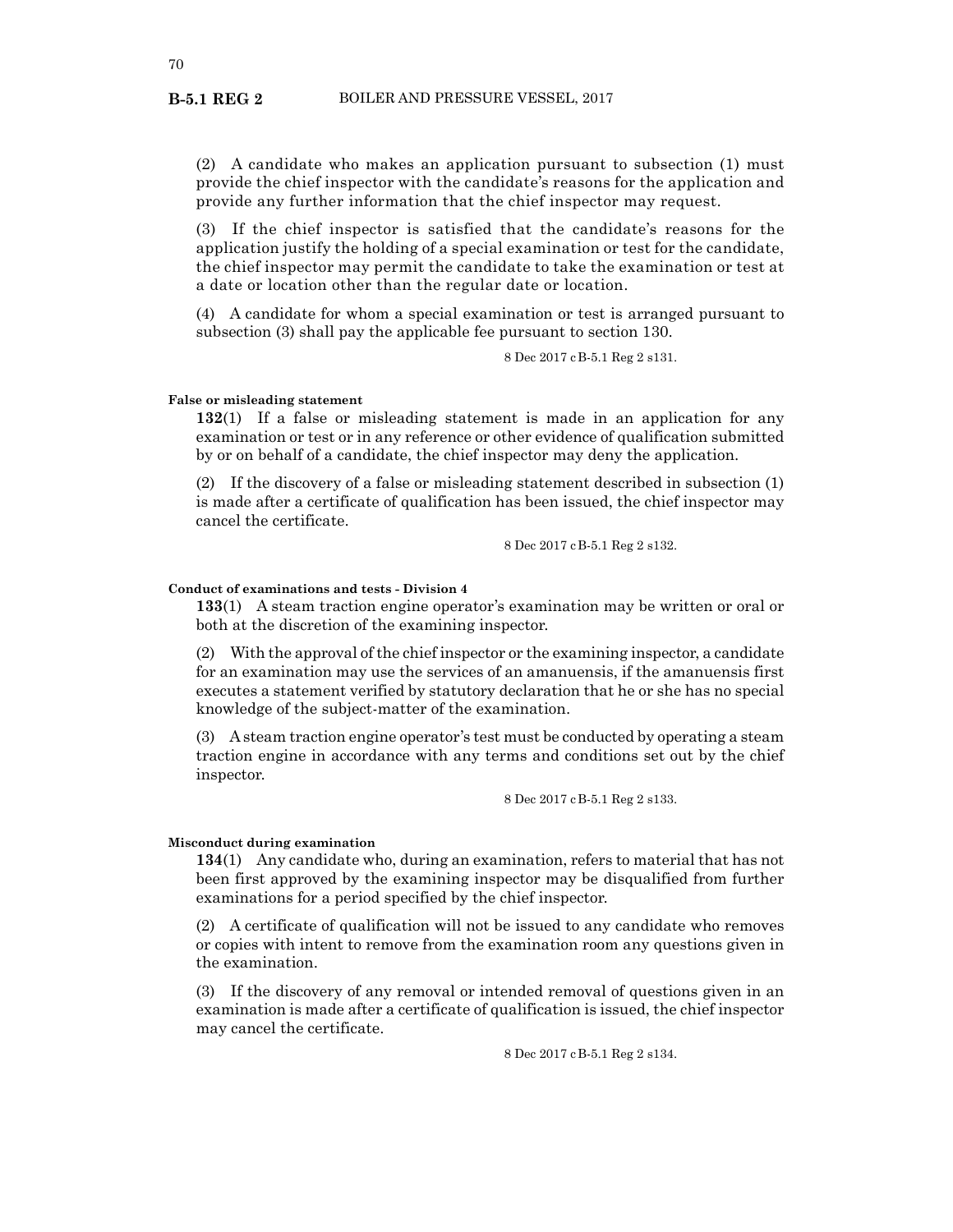(2) A candidate who makes an application pursuant to subsection (1) must provide the chief inspector with the candidate's reasons for the application and provide any further information that the chief inspector may request.

(3) If the chief inspector is satisfied that the candidate's reasons for the application justify the holding of a special examination or test for the candidate, the chief inspector may permit the candidate to take the examination or test at a date or location other than the regular date or location.

(4) A candidate for whom a special examination or test is arranged pursuant to subsection (3) shall pay the applicable fee pursuant to section 130.

8 Dec 2017 cB-5.1 Reg 2 s131.

**False or misleading statement**

**132**(1) If a false or misleading statement is made in an application for any examination or test or in any reference or other evidence of qualification submitted by or on behalf of a candidate, the chief inspector may deny the application.

(2) If the discovery of a false or misleading statement described in subsection (1) is made after a certificate of qualification has been issued, the chief inspector may cancel the certificate.

8 Dec 2017 cB-5.1 Reg 2 s132.

**Conduct of examinations and tests - Division 4**

**133**(1) A steam traction engine operator's examination may be written or oral or both at the discretion of the examining inspector.

(2) With the approval of the chief inspector or the examining inspector, a candidate for an examination may use the services of an amanuensis, if the amanuensis first executes a statement verified by statutory declaration that he or she has no special knowledge of the subject-matter of the examination.

(3) A steam traction engine operator's test must be conducted by operating a steam traction engine in accordance with any terms and conditions set out by the chief inspector.

8 Dec 2017 cB-5.1 Reg 2 s133.

**Misconduct during examination**

**134**(1) Any candidate who, during an examination, refers to material that has not been first approved by the examining inspector may be disqualified from further examinations for a period specified by the chief inspector.

(2) A certificate of qualification will not be issued to any candidate who removes or copies with intent to remove from the examination room any questions given in the examination.

(3) If the discovery of any removal or intended removal of questions given in an examination is made after a certificate of qualification is issued, the chief inspector may cancel the certificate.

8 Dec 2017 cB-5.1 Reg 2 s134.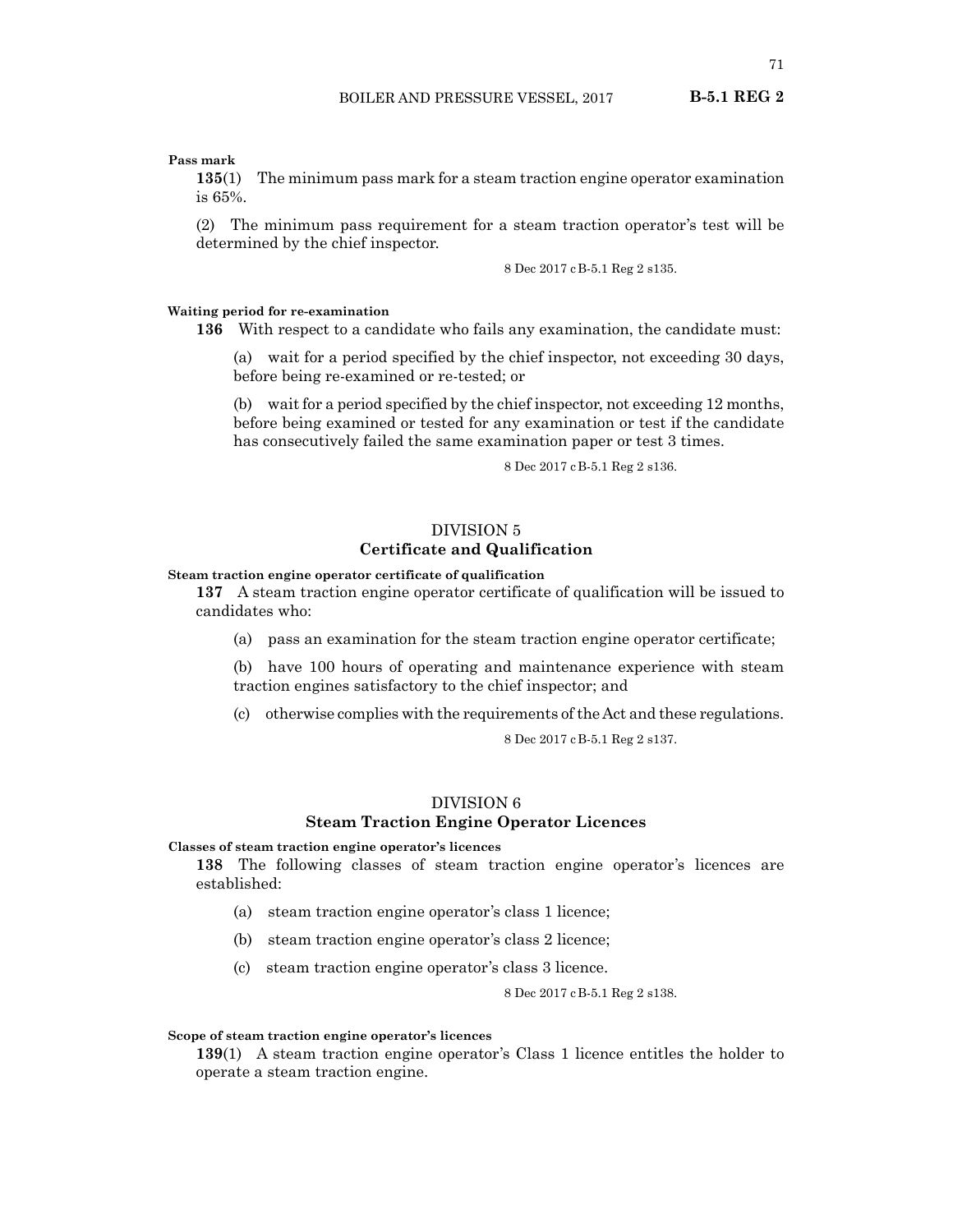**Pass mark**

**135**(1) The minimum pass mark for a steam traction engine operator examination is 65%.

(2) The minimum pass requirement for a steam traction operator's test will be determined by the chief inspector.

8 Dec 2017 cB-5.1 Reg 2 s135.

**Waiting period for re-examination**

**136** With respect to a candidate who fails any examination, the candidate must:

(a) wait for a period specified by the chief inspector, not exceeding 30 days, before being re-examined or re-tested; or

(b) wait for a period specified by the chief inspector, not exceeding 12 months, before being examined or tested for any examination or test if the candidate has consecutively failed the same examination paper or test 3 times.

8 Dec 2017 cB-5.1 Reg 2 s136.

## DIVISION 5
## Certificate and Qualification

**Steam traction engine operator certificate of qualification**

**137** A steam traction engine operator certificate of qualification will be issued to candidates who:

(a) pass an examination for the steam traction engine operator certificate;

(b) have 100 hours of operating and maintenance experience with steam traction engines satisfactory to the chief inspector; and

(c) otherwise complies with the requirements of the Act and these regulations.

8 Dec 2017 cB-5.1 Reg 2 s137.

## DIVISION 6
## Steam Traction Engine Operator Licences

**Classes of steam traction engine operator's licences**

**138** The following classes of steam traction engine operator's licences are established:

(a) steam traction engine operator's class 1 licence;

(b) steam traction engine operator's class 2 licence;

(c) steam traction engine operator's class 3 licence.

8 Dec 2017 cB-5.1 Reg 2 s138.

**Scope of steam traction engine operator's licences**

**139**(1) A steam traction engine operator's Class 1 licence entitles the holder to operate a steam traction engine.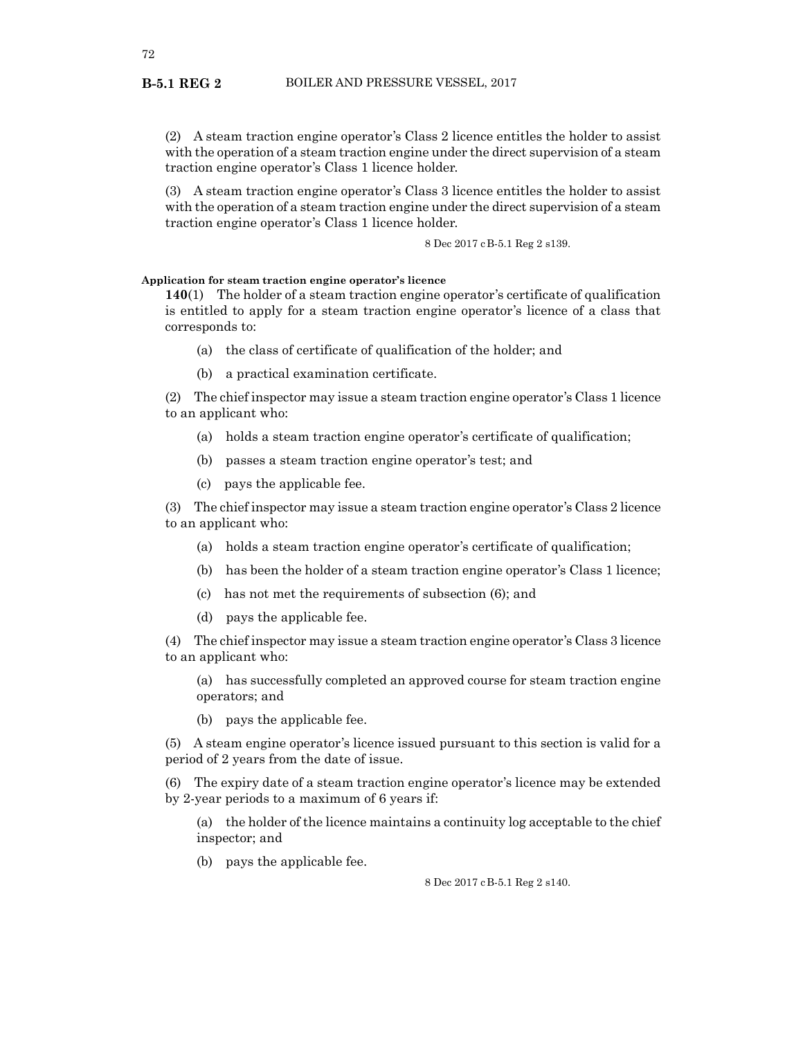(2) A steam traction engine operator's Class 2 licence entitles the holder to assist with the operation of a steam traction engine under the direct supervision of a steam traction engine operator's Class 1 licence holder.

(3) A steam traction engine operator's Class 3 licence entitles the holder to assist with the operation of a steam traction engine under the direct supervision of a steam traction engine operator's Class 1 licence holder.

8 Dec 2017 cB-5.1 Reg 2 s139.

**Application for steam traction engine operator's licence**

**140**(1) The holder of a steam traction engine operator's certificate of qualification is entitled to apply for a steam traction engine operator's licence of a class that corresponds to:

(a) the class of certificate of qualification of the holder; and

(b) a practical examination certificate.

(2) The chief inspector may issue a steam traction engine operator's Class 1 licence to an applicant who:

(a) holds a steam traction engine operator's certificate of qualification;

(b) passes a steam traction engine operator's test; and

(c) pays the applicable fee.

(3) The chief inspector may issue a steam traction engine operator's Class 2 licence to an applicant who:

(a) holds a steam traction engine operator's certificate of qualification;

(b) has been the holder of a steam traction engine operator's Class 1 licence;

(c) has not met the requirements of subsection (6); and

(d) pays the applicable fee.

(4) The chief inspector may issue a steam traction engine operator's Class 3 licence to an applicant who:

(a) has successfully completed an approved course for steam traction engine operators; and

(b) pays the applicable fee.

(5) A steam engine operator's licence issued pursuant to this section is valid for a period of 2 years from the date of issue.

(6) The expiry date of a steam traction engine operator's licence may be extended by 2-year periods to a maximum of 6 years if:

(a) the holder of the licence maintains a continuity log acceptable to the chief inspector; and

(b) pays the applicable fee.

8 Dec 2017 cB-5.1 Reg 2 s140.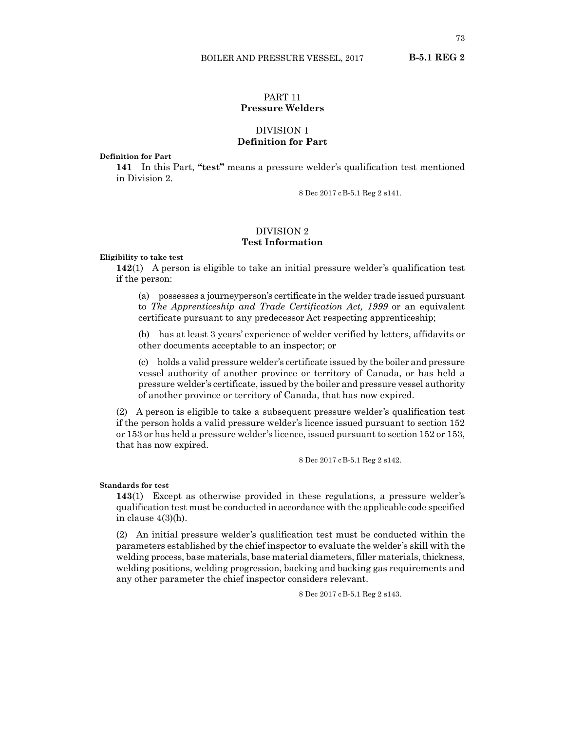# PART 11
# Pressure Welders

## DIVISION 1
## Definition for Part

**Definition for Part**

**141** In this Part, **"test"** means a pressure welder's qualification test mentioned in Division 2.

8 Dec 2017 cB-5.1 Reg 2 s141.

## DIVISION 2
## Test Information

**Eligibility to take test**

**142**(1) A person is eligible to take an initial pressure welder's qualification test if the person:

(a) possesses a journeyperson's certificate in the welder trade issued pursuant to *The Apprenticeship and Trade Certification Act, 1999* or an equivalent certificate pursuant to any predecessor Act respecting apprenticeship;

(b) has at least 3 years' experience of welder verified by letters, affidavits or other documents acceptable to an inspector; or

(c) holds a valid pressure welder's certificate issued by the boiler and pressure vessel authority of another province or territory of Canada, or has held a pressure welder's certificate, issued by the boiler and pressure vessel authority of another province or territory of Canada, that has now expired.

(2) A person is eligible to take a subsequent pressure welder's qualification test if the person holds a valid pressure welder's licence issued pursuant to section 152 or 153 or has held a pressure welder's licence, issued pursuant to section 152 or 153, that has now expired.

8 Dec 2017 cB-5.1 Reg 2 s142.

**Standards for test**

**143**(1) Except as otherwise provided in these regulations, a pressure welder's qualification test must be conducted in accordance with the applicable code specified in clause 4(3)(h).

(2) An initial pressure welder's qualification test must be conducted within the parameters established by the chief inspector to evaluate the welder's skill with the welding process, base materials, base material diameters, filler materials, thickness, welding positions, welding progression, backing and backing gas requirements and any other parameter the chief inspector considers relevant.

8 Dec 2017 cB-5.1 Reg 2 s143.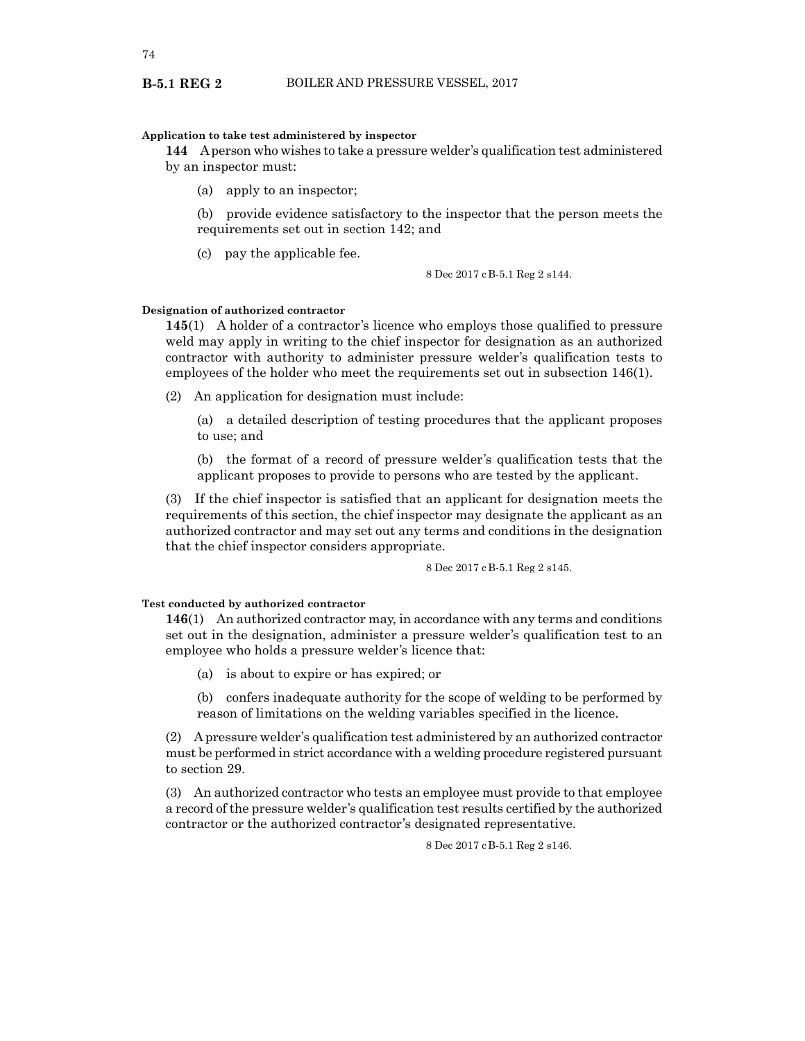**Application to take test administered by inspector**

**144** A person who wishes to take a pressure welder's qualification test administered by an inspector must:

(a) apply to an inspector;

(b) provide evidence satisfactory to the inspector that the person meets the requirements set out in section 142; and

(c) pay the applicable fee.

8 Dec 2017 cB-5.1 Reg 2 s144.

**Designation of authorized contractor**

**145**(1) A holder of a contractor's licence who employs those qualified to pressure weld may apply in writing to the chief inspector for designation as an authorized contractor with authority to administer pressure welder's qualification tests to employees of the holder who meet the requirements set out in subsection 146(1).

(2) An application for designation must include:

(a) a detailed description of testing procedures that the applicant proposes to use; and

(b) the format of a record of pressure welder's qualification tests that the applicant proposes to provide to persons who are tested by the applicant.

(3) If the chief inspector is satisfied that an applicant for designation meets the requirements of this section, the chief inspector may designate the applicant as an authorized contractor and may set out any terms and conditions in the designation that the chief inspector considers appropriate.

8 Dec 2017 cB-5.1 Reg 2 s145.

**Test conducted by authorized contractor**

**146**(1) An authorized contractor may, in accordance with any terms and conditions set out in the designation, administer a pressure welder's qualification test to an employee who holds a pressure welder's licence that:

(a) is about to expire or has expired; or

(b) confers inadequate authority for the scope of welding to be performed by reason of limitations on the welding variables specified in the licence.

(2) A pressure welder's qualification test administered by an authorized contractor must be performed in strict accordance with a welding procedure registered pursuant to section 29.

(3) An authorized contractor who tests an employee must provide to that employee a record of the pressure welder's qualification test results certified by the authorized contractor or the authorized contractor's designated representative.

8 Dec 2017 cB-5.1 Reg 2 s146.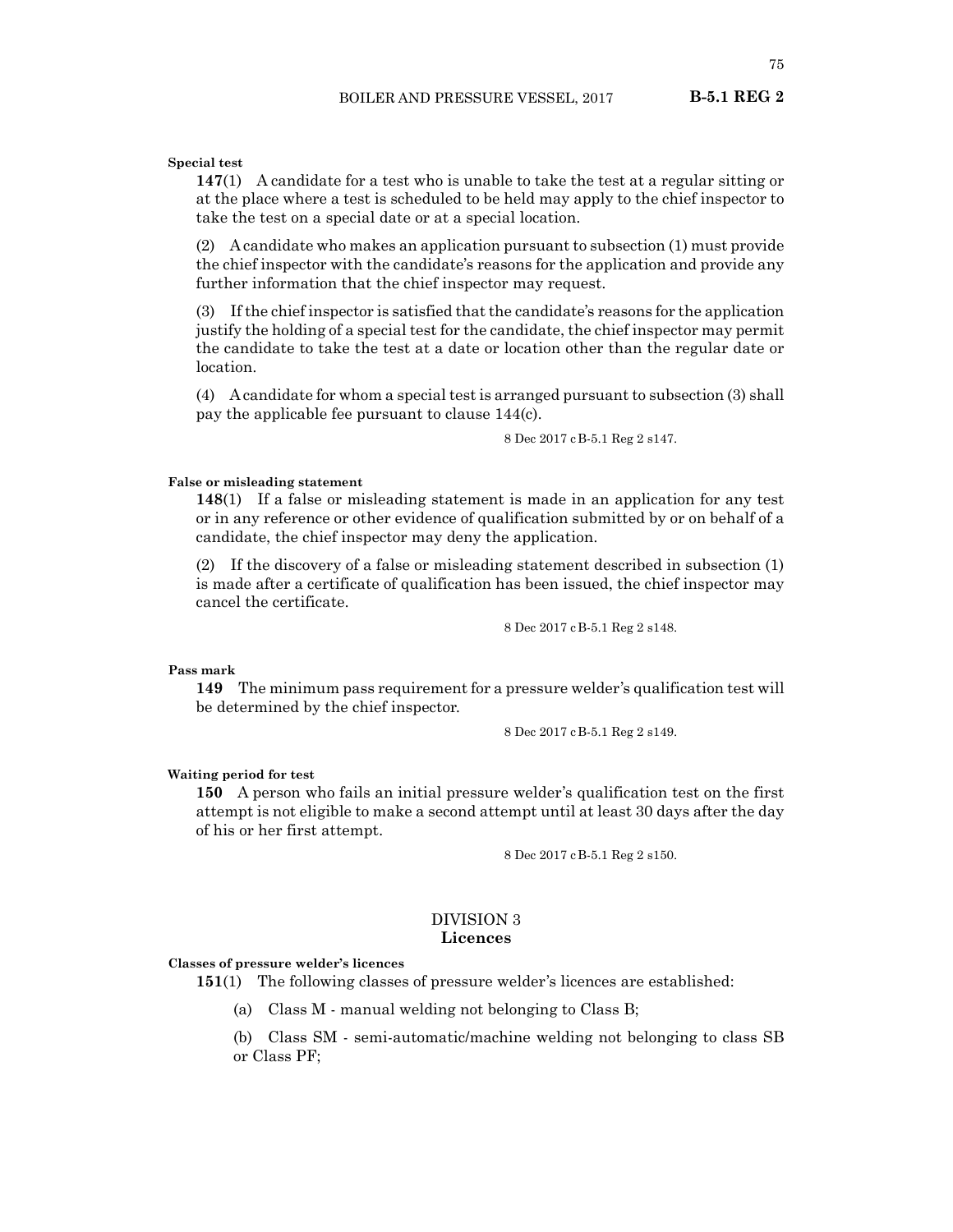**Special test**

**147**(1) A candidate for a test who is unable to take the test at a regular sitting or at the place where a test is scheduled to be held may apply to the chief inspector to take the test on a special date or at a special location.

(2) A candidate who makes an application pursuant to subsection (1) must provide the chief inspector with the candidate's reasons for the application and provide any further information that the chief inspector may request.

(3) If the chief inspector is satisfied that the candidate's reasons for the application justify the holding of a special test for the candidate, the chief inspector may permit the candidate to take the test at a date or location other than the regular date or location.

(4) A candidate for whom a special test is arranged pursuant to subsection (3) shall pay the applicable fee pursuant to clause 144(c).

8 Dec 2017 cB-5.1 Reg 2 s147.

**False or misleading statement**

**148**(1) If a false or misleading statement is made in an application for any test or in any reference or other evidence of qualification submitted by or on behalf of a candidate, the chief inspector may deny the application.

(2) If the discovery of a false or misleading statement described in subsection (1) is made after a certificate of qualification has been issued, the chief inspector may cancel the certificate.

8 Dec 2017 cB-5.1 Reg 2 s148.

**Pass mark**

**149** The minimum pass requirement for a pressure welder's qualification test will be determined by the chief inspector.

8 Dec 2017 cB-5.1 Reg 2 s149.

**Waiting period for test**

**150** A person who fails an initial pressure welder's qualification test on the first attempt is not eligible to make a second attempt until at least 30 days after the day of his or her first attempt.

8 Dec 2017 cB-5.1 Reg 2 s150.

## DIVISION 3
## Licences

**Classes of pressure welder's licences**

**151**(1) The following classes of pressure welder's licences are established:

(a) Class M - manual welding not belonging to Class B;

(b) Class SM - semi-automatic/machine welding not belonging to class SB or Class PF;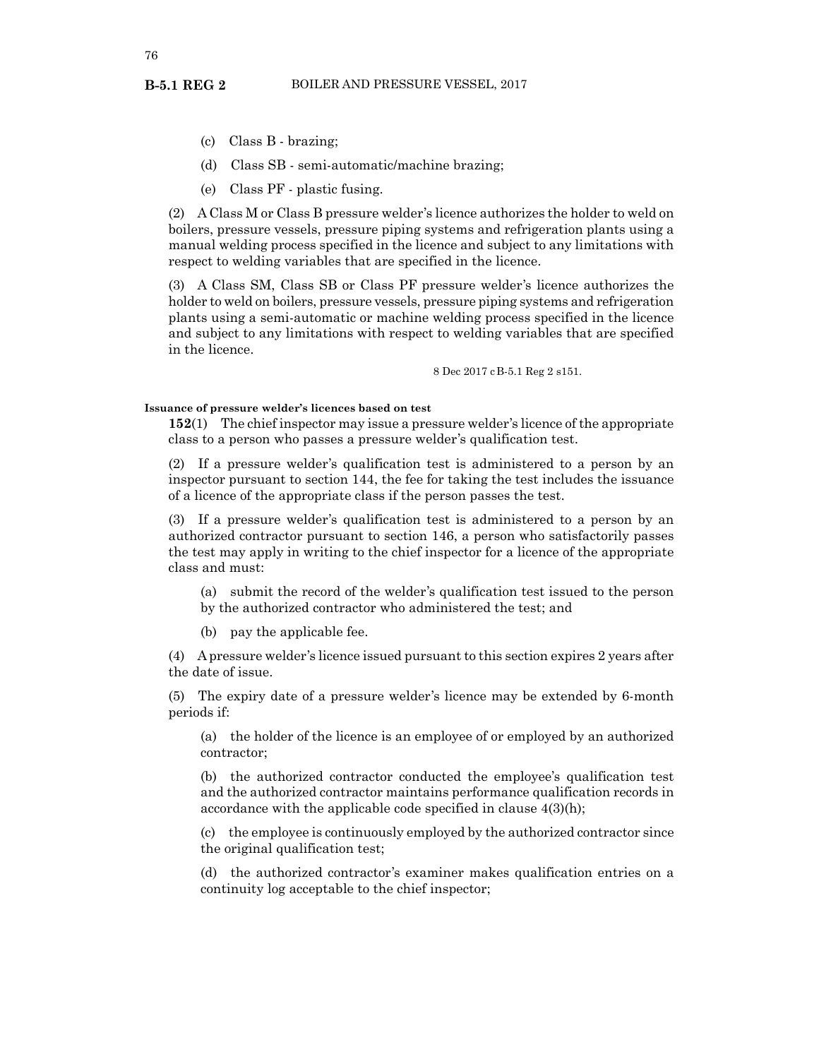(c) Class B - brazing;

(d) Class SB - semi-automatic/machine brazing;

(e) Class PF - plastic fusing.

(2) A Class M or Class B pressure welder's licence authorizes the holder to weld on boilers, pressure vessels, pressure piping systems and refrigeration plants using a manual welding process specified in the licence and subject to any limitations with respect to welding variables that are specified in the licence.

(3) A Class SM, Class SB or Class PF pressure welder's licence authorizes the holder to weld on boilers, pressure vessels, pressure piping systems and refrigeration plants using a semi-automatic or machine welding process specified in the licence and subject to any limitations with respect to welding variables that are specified in the licence.

8 Dec 2017 cB-5.1 Reg 2 s151.

**Issuance of pressure welder's licences based on test**

**152**(1) The chief inspector may issue a pressure welder's licence of the appropriate class to a person who passes a pressure welder's qualification test.

(2) If a pressure welder's qualification test is administered to a person by an inspector pursuant to section 144, the fee for taking the test includes the issuance of a licence of the appropriate class if the person passes the test.

(3) If a pressure welder's qualification test is administered to a person by an authorized contractor pursuant to section 146, a person who satisfactorily passes the test may apply in writing to the chief inspector for a licence of the appropriate class and must:

(a) submit the record of the welder's qualification test issued to the person by the authorized contractor who administered the test; and

(b) pay the applicable fee.

(4) A pressure welder's licence issued pursuant to this section expires 2 years after the date of issue.

(5) The expiry date of a pressure welder's licence may be extended by 6-month periods if:

(a) the holder of the licence is an employee of or employed by an authorized contractor;

(b) the authorized contractor conducted the employee's qualification test and the authorized contractor maintains performance qualification records in accordance with the applicable code specified in clause 4(3)(h);

(c) the employee is continuously employed by the authorized contractor since the original qualification test;

(d) the authorized contractor's examiner makes qualification entries on a continuity log acceptable to the chief inspector;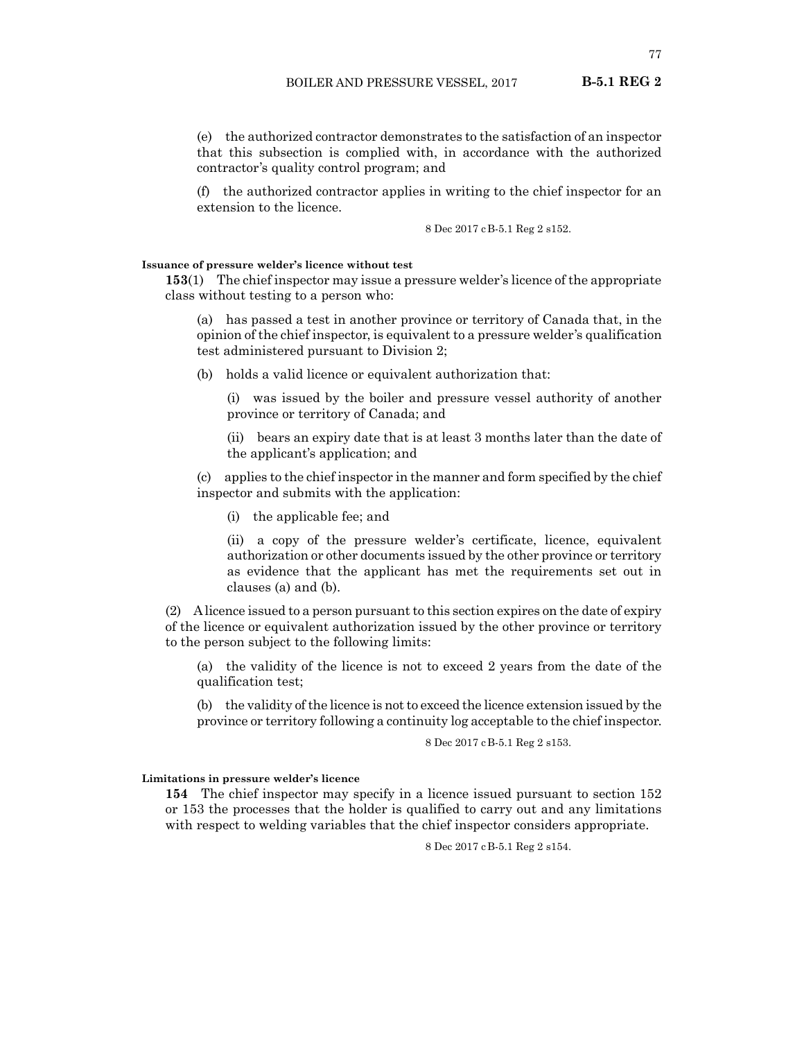(e) the authorized contractor demonstrates to the satisfaction of an inspector that this subsection is complied with, in accordance with the authorized contractor's quality control program; and

(f) the authorized contractor applies in writing to the chief inspector for an extension to the licence.

8 Dec 2017 cB-5.1 Reg 2 s152.

**Issuance of pressure welder's licence without test**

**153**(1) The chief inspector may issue a pressure welder's licence of the appropriate class without testing to a person who:

(a) has passed a test in another province or territory of Canada that, in the opinion of the chief inspector, is equivalent to a pressure welder's qualification test administered pursuant to Division 2;

(b) holds a valid licence or equivalent authorization that:

(i) was issued by the boiler and pressure vessel authority of another province or territory of Canada; and

(ii) bears an expiry date that is at least 3 months later than the date of the applicant's application; and

(c) applies to the chief inspector in the manner and form specified by the chief inspector and submits with the application:

(i) the applicable fee; and

(ii) a copy of the pressure welder's certificate, licence, equivalent authorization or other documents issued by the other province or territory as evidence that the applicant has met the requirements set out in clauses (a) and (b).

(2) A licence issued to a person pursuant to this section expires on the date of expiry of the licence or equivalent authorization issued by the other province or territory to the person subject to the following limits:

(a) the validity of the licence is not to exceed 2 years from the date of the qualification test;

(b) the validity of the licence is not to exceed the licence extension issued by the province or territory following a continuity log acceptable to the chief inspector.

8 Dec 2017 cB-5.1 Reg 2 s153.

**Limitations in pressure welder's licence**

**154** The chief inspector may specify in a licence issued pursuant to section 152 or 153 the processes that the holder is qualified to carry out and any limitations with respect to welding variables that the chief inspector considers appropriate.

8 Dec 2017 cB-5.1 Reg 2 s154.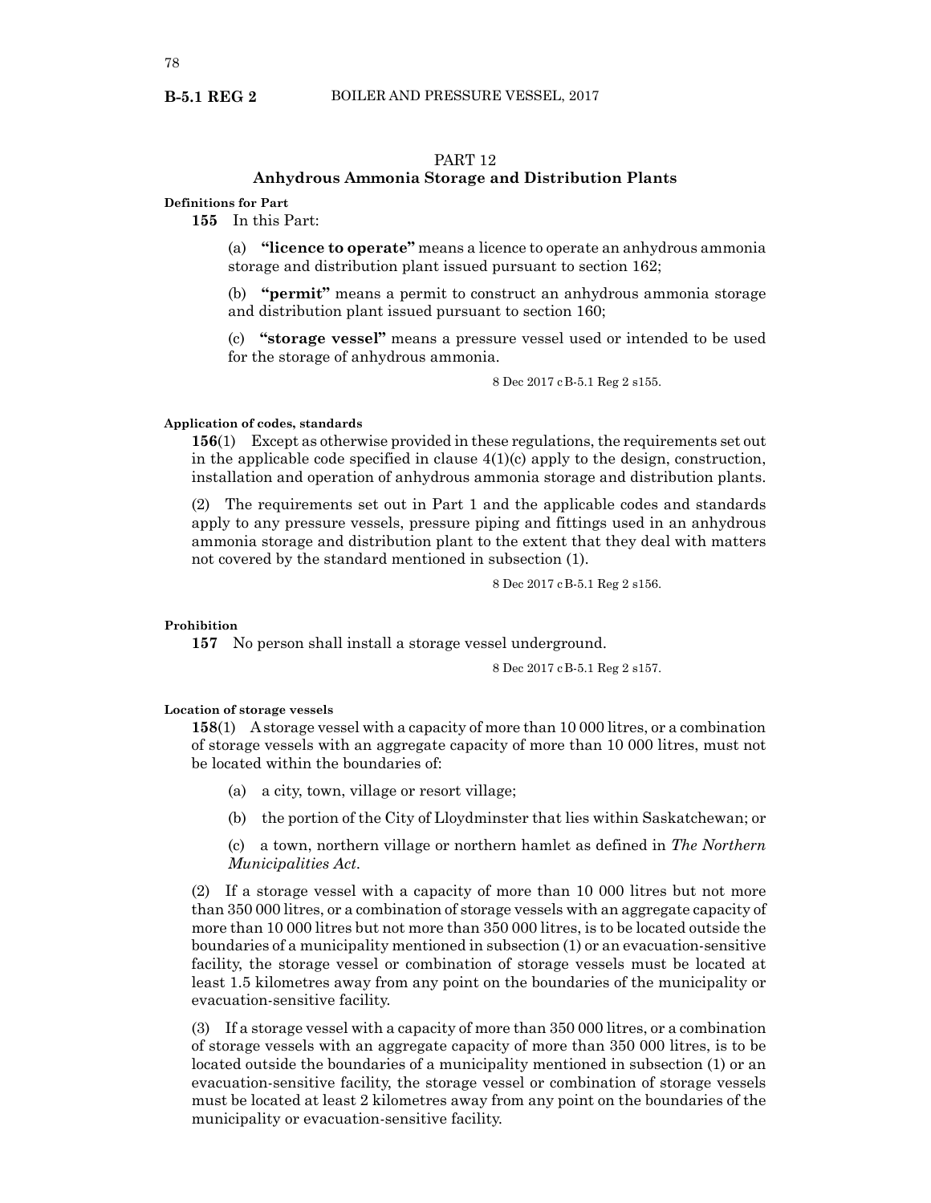## PART 12

## Anhydrous Ammonia Storage and Distribution Plants

**Definitions for Part**

**155** In this Part:

(a) **"licence to operate"** means a licence to operate an anhydrous ammonia storage and distribution plant issued pursuant to section 162;

(b) **"permit"** means a permit to construct an anhydrous ammonia storage and distribution plant issued pursuant to section 160;

(c) **"storage vessel"** means a pressure vessel used or intended to be used for the storage of anhydrous ammonia.

8 Dec 2017 cB-5.1 Reg 2 s155.

**Application of codes, standards**

**156**(1) Except as otherwise provided in these regulations, the requirements set out in the applicable code specified in clause 4(1)(c) apply to the design, construction, installation and operation of anhydrous ammonia storage and distribution plants.

(2) The requirements set out in Part 1 and the applicable codes and standards apply to any pressure vessels, pressure piping and fittings used in an anhydrous ammonia storage and distribution plant to the extent that they deal with matters not covered by the standard mentioned in subsection (1).

8 Dec 2017 cB-5.1 Reg 2 s156.

**Prohibition**

**157** No person shall install a storage vessel underground.

8 Dec 2017 cB-5.1 Reg 2 s157.

**Location of storage vessels**

**158**(1) A storage vessel with a capacity of more than 10 000 litres, or a combination of storage vessels with an aggregate capacity of more than 10 000 litres, must not be located within the boundaries of:

(a) a city, town, village or resort village;

(b) the portion of the City of Lloydminster that lies within Saskatchewan; or

(c) a town, northern village or northern hamlet as defined in *The Northern Municipalities Act*.

(2) If a storage vessel with a capacity of more than 10 000 litres but not more than 350 000 litres, or a combination of storage vessels with an aggregate capacity of more than 10 000 litres but not more than 350 000 litres, is to be located outside the boundaries of a municipality mentioned in subsection (1) or an evacuation-sensitive facility, the storage vessel or combination of storage vessels must be located at least 1.5 kilometres away from any point on the boundaries of the municipality or evacuation-sensitive facility.

(3) If a storage vessel with a capacity of more than 350 000 litres, or a combination of storage vessels with an aggregate capacity of more than 350 000 litres, is to be located outside the boundaries of a municipality mentioned in subsection (1) or an evacuation-sensitive facility, the storage vessel or combination of storage vessels must be located at least 2 kilometres away from any point on the boundaries of the municipality or evacuation-sensitive facility.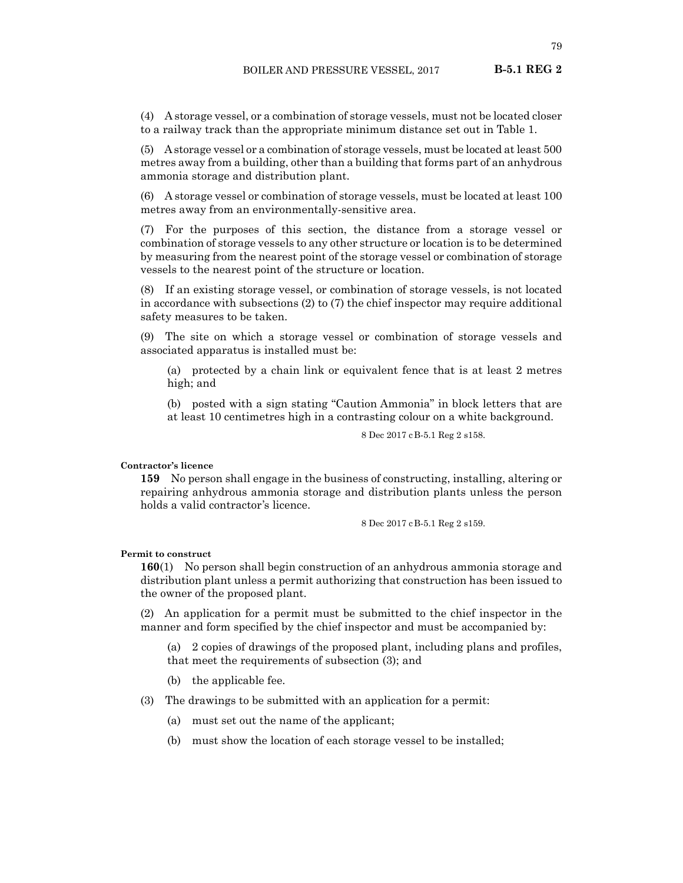(4) A storage vessel, or a combination of storage vessels, must not be located closer to a railway track than the appropriate minimum distance set out in Table 1.

(5) A storage vessel or a combination of storage vessels, must be located at least 500 metres away from a building, other than a building that forms part of an anhydrous ammonia storage and distribution plant.

(6) A storage vessel or combination of storage vessels, must be located at least 100 metres away from an environmentally-sensitive area.

(7) For the purposes of this section, the distance from a storage vessel or combination of storage vessels to any other structure or location is to be determined by measuring from the nearest point of the storage vessel or combination of storage vessels to the nearest point of the structure or location.

(8) If an existing storage vessel, or combination of storage vessels, is not located in accordance with subsections (2) to (7) the chief inspector may require additional safety measures to be taken.

(9) The site on which a storage vessel or combination of storage vessels and associated apparatus is installed must be:

(a) protected by a chain link or equivalent fence that is at least 2 metres high; and

(b) posted with a sign stating "Caution Ammonia" in block letters that are at least 10 centimetres high in a contrasting colour on a white background.

8 Dec 2017 cB-5.1 Reg 2 s158.

**Contractor's licence**

**159** No person shall engage in the business of constructing, installing, altering or repairing anhydrous ammonia storage and distribution plants unless the person holds a valid contractor's licence.

8 Dec 2017 cB-5.1 Reg 2 s159.

**Permit to construct**

**160**(1) No person shall begin construction of an anhydrous ammonia storage and distribution plant unless a permit authorizing that construction has been issued to the owner of the proposed plant.

(2) An application for a permit must be submitted to the chief inspector in the manner and form specified by the chief inspector and must be accompanied by:

(a) 2 copies of drawings of the proposed plant, including plans and profiles, that meet the requirements of subsection (3); and

(b) the applicable fee.

(3) The drawings to be submitted with an application for a permit:

(a) must set out the name of the applicant;

(b) must show the location of each storage vessel to be installed;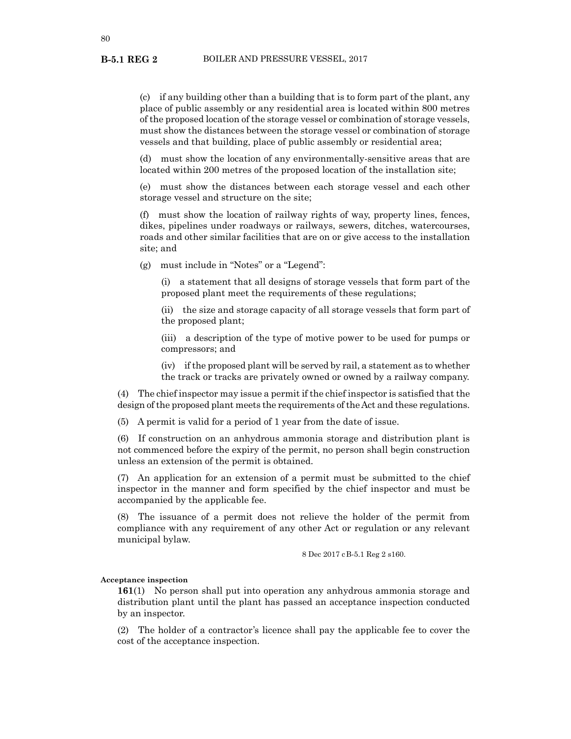(c) if any building other than a building that is to form part of the plant, any place of public assembly or any residential area is located within 800 metres of the proposed location of the storage vessel or combination of storage vessels, must show the distances between the storage vessel or combination of storage vessels and that building, place of public assembly or residential area;

(d) must show the location of any environmentally-sensitive areas that are located within 200 metres of the proposed location of the installation site;

(e) must show the distances between each storage vessel and each other storage vessel and structure on the site;

(f) must show the location of railway rights of way, property lines, fences, dikes, pipelines under roadways or railways, sewers, ditches, watercourses, roads and other similar facilities that are on or give access to the installation site; and

(g) must include in "Notes" or a "Legend":

(i) a statement that all designs of storage vessels that form part of the proposed plant meet the requirements of these regulations;

(ii) the size and storage capacity of all storage vessels that form part of the proposed plant;

(iii) a description of the type of motive power to be used for pumps or compressors; and

(iv) if the proposed plant will be served by rail, a statement as to whether the track or tracks are privately owned or owned by a railway company.

(4) The chief inspector may issue a permit if the chief inspector is satisfied that the design of the proposed plant meets the requirements of the Act and these regulations.

(5) A permit is valid for a period of 1 year from the date of issue.

(6) If construction on an anhydrous ammonia storage and distribution plant is not commenced before the expiry of the permit, no person shall begin construction unless an extension of the permit is obtained.

(7) An application for an extension of a permit must be submitted to the chief inspector in the manner and form specified by the chief inspector and must be accompanied by the applicable fee.

(8) The issuance of a permit does not relieve the holder of the permit from compliance with any requirement of any other Act or regulation or any relevant municipal bylaw.

8 Dec 2017 cB-5.1 Reg 2 s160.

**Acceptance inspection**

**161**(1) No person shall put into operation any anhydrous ammonia storage and distribution plant until the plant has passed an acceptance inspection conducted by an inspector.

(2) The holder of a contractor's licence shall pay the applicable fee to cover the cost of the acceptance inspection.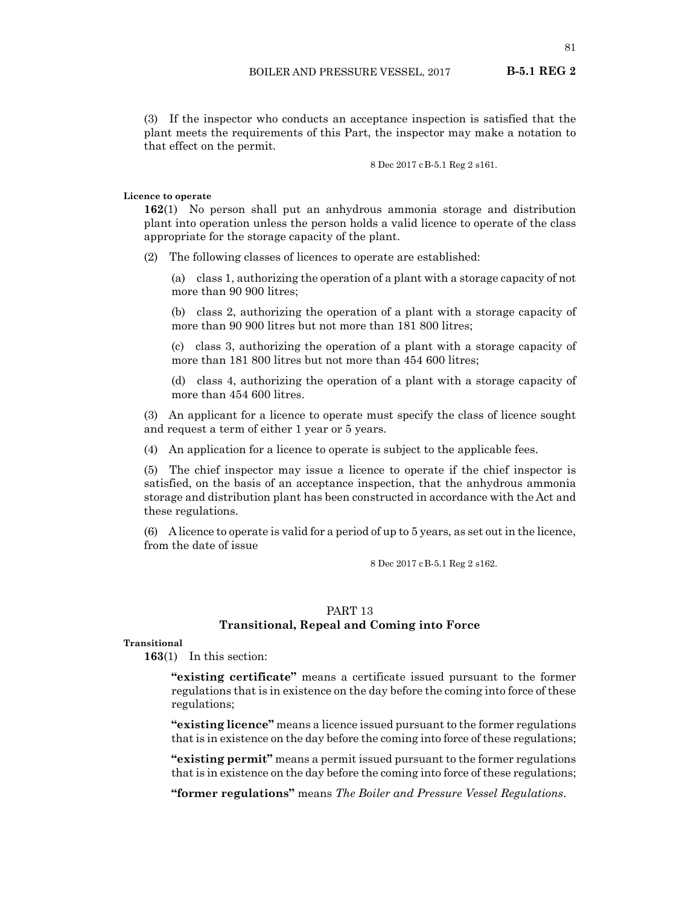(3) If the inspector who conducts an acceptance inspection is satisfied that the plant meets the requirements of this Part, the inspector may make a notation to that effect on the permit.

8 Dec 2017 cB-5.1 Reg 2 s161.

**Licence to operate**

**162**(1) No person shall put an anhydrous ammonia storage and distribution plant into operation unless the person holds a valid licence to operate of the class appropriate for the storage capacity of the plant.

(2) The following classes of licences to operate are established:

(a) class 1, authorizing the operation of a plant with a storage capacity of not more than 90 900 litres;

(b) class 2, authorizing the operation of a plant with a storage capacity of more than 90 900 litres but not more than 181 800 litres;

(c) class 3, authorizing the operation of a plant with a storage capacity of more than 181 800 litres but not more than 454 600 litres;

(d) class 4, authorizing the operation of a plant with a storage capacity of more than 454 600 litres.

(3) An applicant for a licence to operate must specify the class of licence sought and request a term of either 1 year or 5 years.

(4) An application for a licence to operate is subject to the applicable fees.

(5) The chief inspector may issue a licence to operate if the chief inspector is satisfied, on the basis of an acceptance inspection, that the anhydrous ammonia storage and distribution plant has been constructed in accordance with the Act and these regulations.

(6) A licence to operate is valid for a period of up to 5 years, as set out in the licence, from the date of issue

8 Dec 2017 cB-5.1 Reg 2 s162.

## PART 13
## Transitional, Repeal and Coming into Force

**Transitional**

**163**(1) In this section:

**"existing certificate"** means a certificate issued pursuant to the former regulations that is in existence on the day before the coming into force of these regulations;

**"existing licence"** means a licence issued pursuant to the former regulations that is in existence on the day before the coming into force of these regulations;

**"existing permit"** means a permit issued pursuant to the former regulations that is in existence on the day before the coming into force of these regulations;

**"former regulations"** means *The Boiler and Pressure Vessel Regulations*.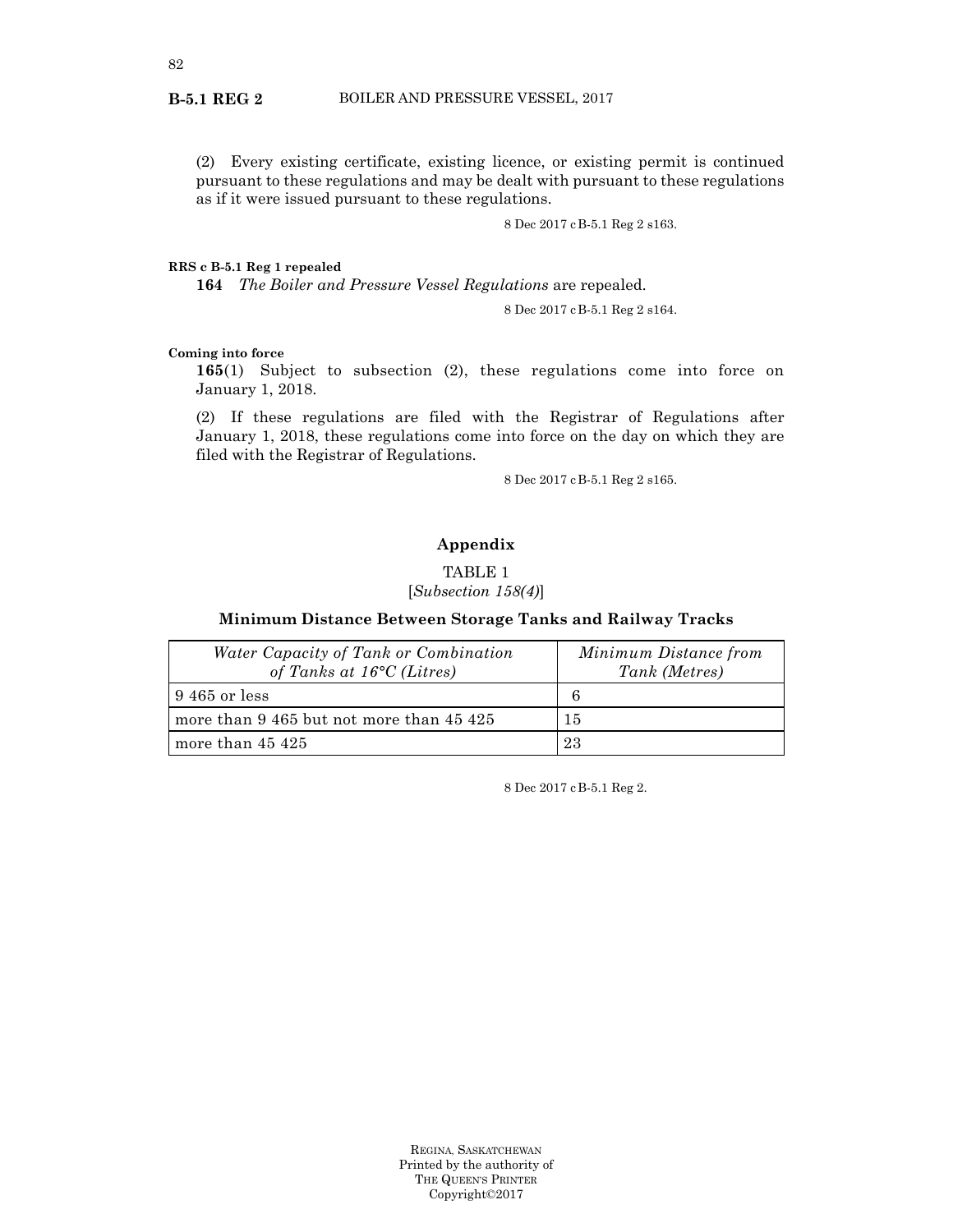(2) Every existing certificate, existing licence, or existing permit is continued pursuant to these regulations and may be dealt with pursuant to these regulations as if it were issued pursuant to these regulations.

8 Dec 2017 cB-5.1 Reg 2 s163.

**RRS c B-5.1 Reg 1 repealed**

**164** *The Boiler and Pressure Vessel Regulations* are repealed.

8 Dec 2017 cB-5.1 Reg 2 s164.

**Coming into force**

**165**(1) Subject to subsection (2), these regulations come into force on January 1, 2018.

(2) If these regulations are filed with the Registrar of Regulations after January 1, 2018, these regulations come into force on the day on which they are filed with the Registrar of Regulations.

8 Dec 2017 cB-5.1 Reg 2 s165.

## Appendix

TABLE 1

[*Subsection 158(4)*]

### Minimum Distance Between Storage Tanks and Railway Tracks

| *Water Capacity of Tank or Combination of Tanks at 16°C (Litres)* | *Minimum Distance from Tank (Metres)* |
|---|---|
| 9 465 or less | 6 |
| more than 9 465 but not more than 45 425 | 15 |
| more than 45 425 | 23 |

8 Dec 2017 cB-5.1 Reg 2.

REGINA, SASKATCHEWAN
Printed by the authority of
THE QUEEN'S PRINTER
Copyright©2017